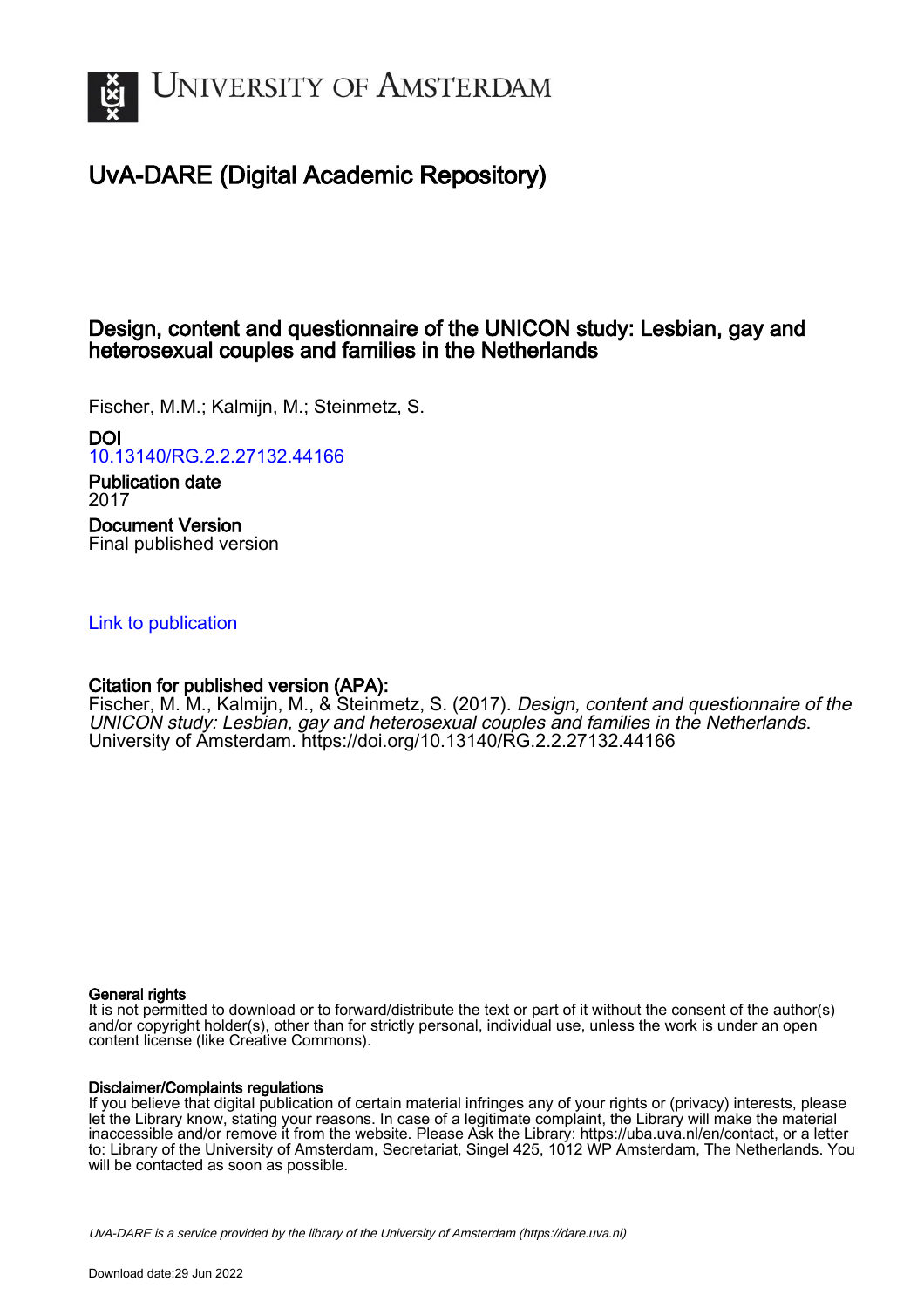# UvA-DARE (Digital Academic Repository)

## Design, content and questionnaire of the UNICON study: Lesbian, gay and heterosexual couples and families in the Netherlands

Fischer, M.M.; Kalmijn, M.; Steinmetz, S.

**DOI**
10.13140/RG.2.2.27132.44166

**Publication date**
2017

**Document Version**
Final published version

Link to publication

**Citation for published version (APA):**
Fischer, M. M., Kalmijn, M., & Steinmetz, S. (2017). *Design, content and questionnaire of the UNICON study: Lesbian, gay and heterosexual couples and families in the Netherlands*. University of Amsterdam. https://doi.org/10.13140/RG.2.2.27132.44166

**General rights**
It is not permitted to download or to forward/distribute the text or part of it without the consent of the author(s) and/or copyright holder(s), other than for strictly personal, individual use, unless the work is under an open content license (like Creative Commons).

**Disclaimer/Complaints regulations**
If you believe that digital publication of certain material infringes any of your rights or (privacy) interests, please let the Library know, stating your reasons. In case of a legitimate complaint, the Library will make the material inaccessible and/or remove it from the website. Please Ask the Library: https://uba.uva.nl/en/contact, or a letter to: Library of the University of Amsterdam, Secretariat, Singel 425, 1012 WP Amsterdam, The Netherlands. You will be contacted as soon as possible.

*UvA-DARE is a service provided by the library of the University of Amsterdam (https://dare.uva.nl)*

Download date:29 Jun 2022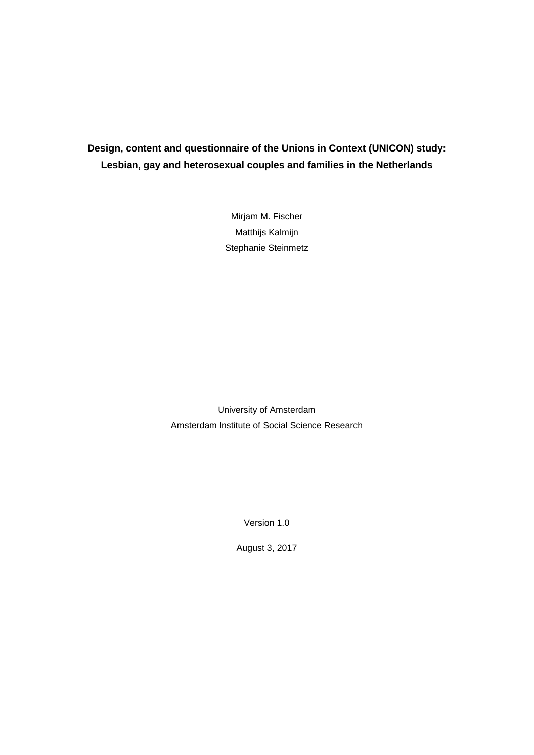# Design, content and questionnaire of the Unions in Context (UNICON) study: Lesbian, gay and heterosexual couples and families in the Netherlands

Mirjam M. Fischer

Matthijs Kalmijn

Stephanie Steinmetz

University of Amsterdam

Amsterdam Institute of Social Science Research

Version 1.0

August 3, 2017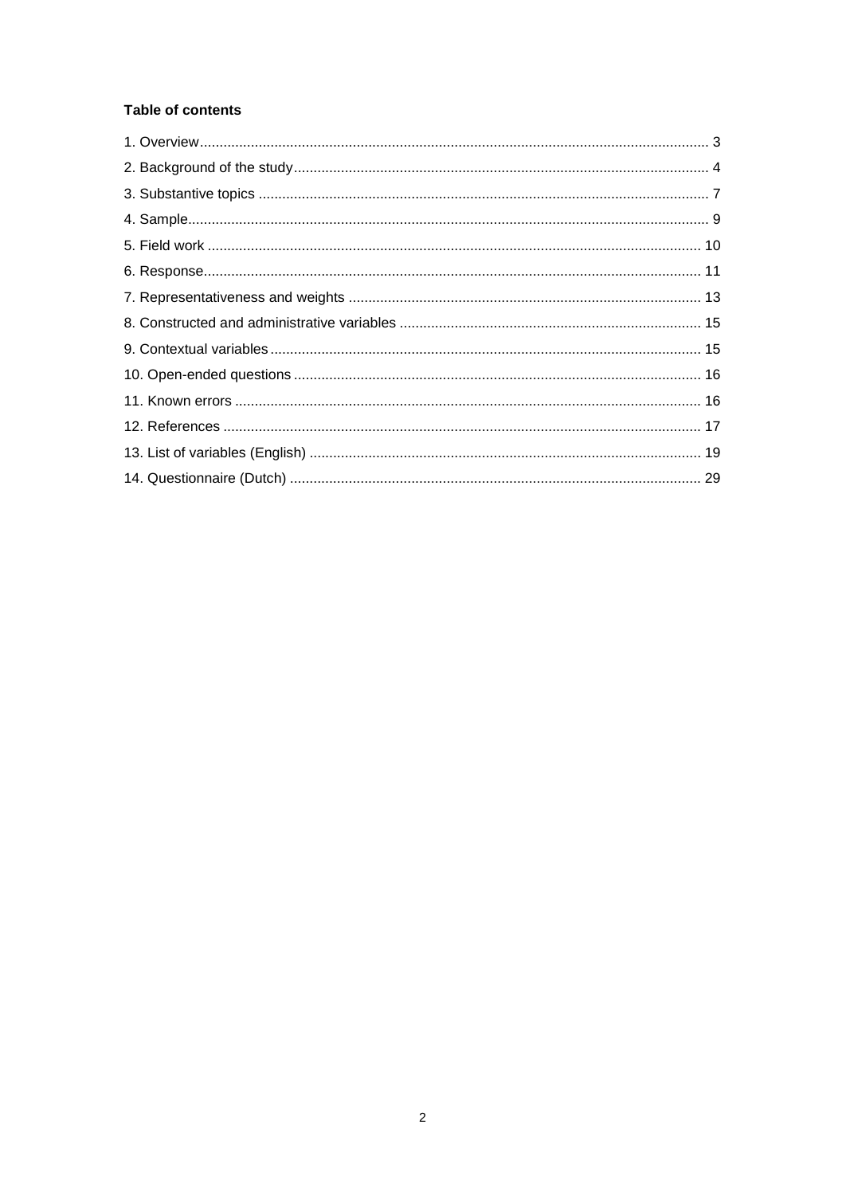**Table of contents**

1. Overview ........ 3
2. Background of the study ........ 4
3. Substantive topics ........ 7
4. Sample ........ 9
5. Field work ........ 10
6. Response ........ 11
7. Representativeness and weights ........ 13
8. Constructed and administrative variables ........ 15
9. Contextual variables ........ 15
10. Open-ended questions ........ 16
11. Known errors ........ 16
12. References ........ 17
13. List of variables (English) ........ 19
14. Questionnaire (Dutch) ........ 29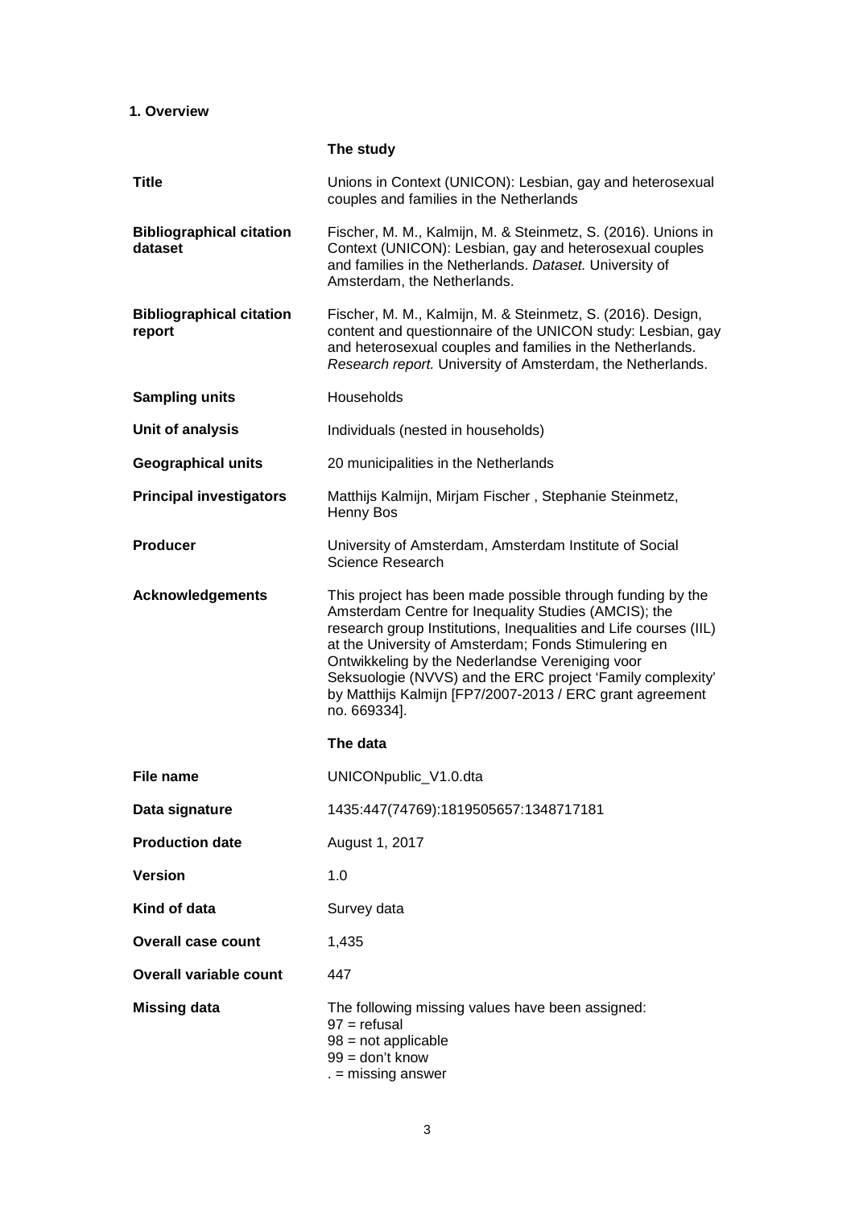## 1. Overview

| | **The study** |
|---|---|
| **Title** | Unions in Context (UNICON): Lesbian, gay and heterosexual couples and families in the Netherlands |
| **Bibliographical citation dataset** | Fischer, M. M., Kalmijn, M. & Steinmetz, S. (2016). Unions in Context (UNICON): Lesbian, gay and heterosexual couples and families in the Netherlands. *Dataset.* University of Amsterdam, the Netherlands. |
| **Bibliographical citation report** | Fischer, M. M., Kalmijn, M. & Steinmetz, S. (2016). Design, content and questionnaire of the UNICON study: Lesbian, gay and heterosexual couples and families in the Netherlands. *Research report.* University of Amsterdam, the Netherlands. |
| **Sampling units** | Households |
| **Unit of analysis** | Individuals (nested in households) |
| **Geographical units** | 20 municipalities in the Netherlands |
| **Principal investigators** | Matthijs Kalmijn, Mirjam Fischer , Stephanie Steinmetz, Henny Bos |
| **Producer** | University of Amsterdam, Amsterdam Institute of Social Science Research |
| **Acknowledgements** | This project has been made possible through funding by the Amsterdam Centre for Inequality Studies (AMCIS); the research group Institutions, Inequalities and Life courses (IIL) at the University of Amsterdam; Fonds Stimulering en Ontwikkeling by the Nederlandse Vereniging voor Seksuologie (NVVS) and the ERC project 'Family complexity' by Matthijs Kalmijn [FP7/2007-2013 / ERC grant agreement no. 669334]. |
| | **The data** |
| **File name** | UNICONpublic_V1.0.dta |
| **Data signature** | 1435:447(74769):1819505657:1348717181 |
| **Production date** | August 1, 2017 |
| **Version** | 1.0 |
| **Kind of data** | Survey data |
| **Overall case count** | 1,435 |
| **Overall variable count** | 447 |
| **Missing data** | The following missing values have been assigned:<br>97 = refusal<br>98 = not applicable<br>99 = don't know<br>. = missing answer |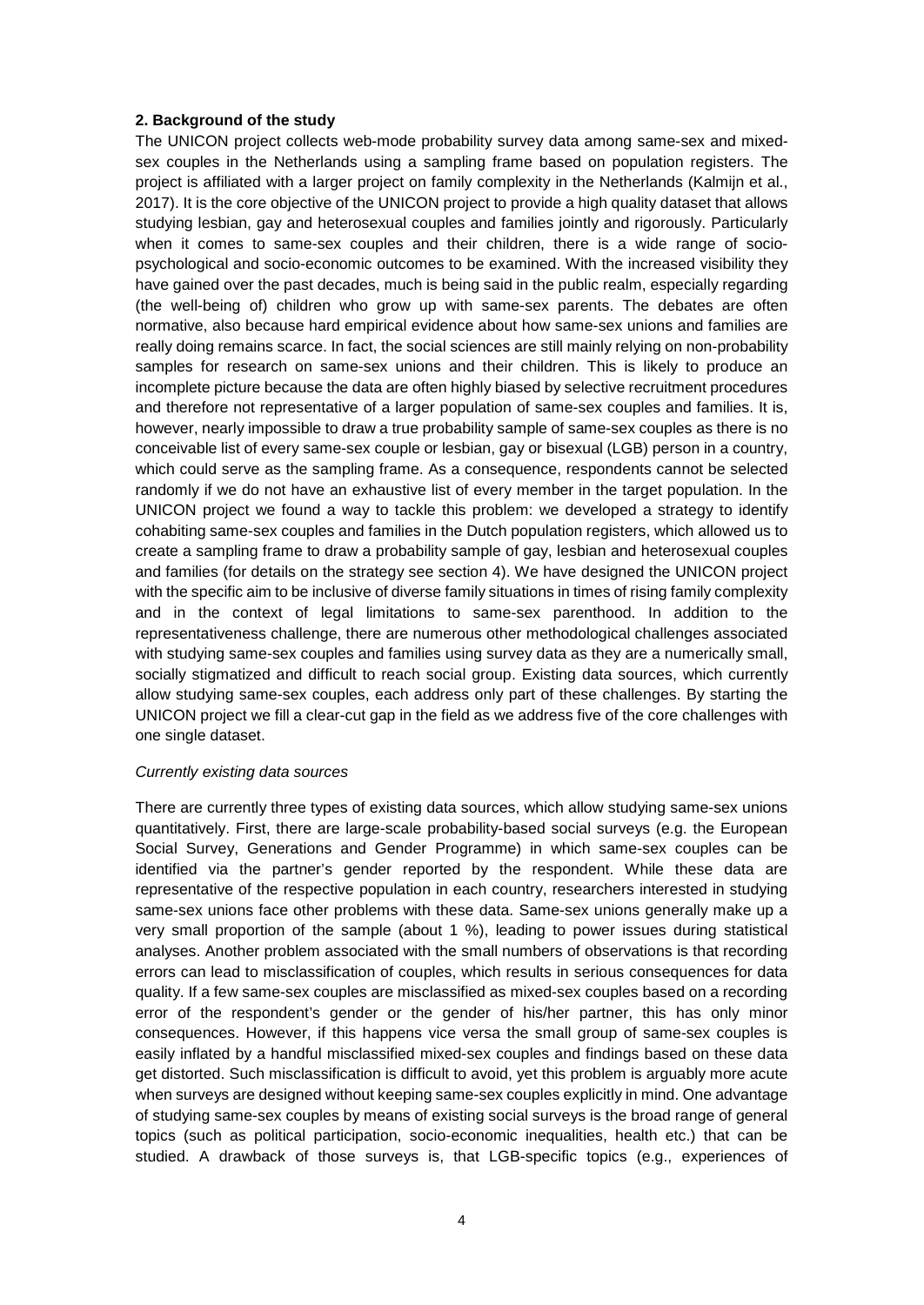**2. Background of the study**

The UNICON project collects web-mode probability survey data among same-sex and mixed-sex couples in the Netherlands using a sampling frame based on population registers. The project is affiliated with a larger project on family complexity in the Netherlands (Kalmijn et al., 2017). It is the core objective of the UNICON project to provide a high quality dataset that allows studying lesbian, gay and heterosexual couples and families jointly and rigorously. Particularly when it comes to same-sex couples and their children, there is a wide range of socio-psychological and socio-economic outcomes to be examined. With the increased visibility they have gained over the past decades, much is being said in the public realm, especially regarding (the well-being of) children who grow up with same-sex parents. The debates are often normative, also because hard empirical evidence about how same-sex unions and families are really doing remains scarce. In fact, the social sciences are still mainly relying on non-probability samples for research on same-sex unions and their children. This is likely to produce an incomplete picture because the data are often highly biased by selective recruitment procedures and therefore not representative of a larger population of same-sex couples and families. It is, however, nearly impossible to draw a true probability sample of same-sex couples as there is no conceivable list of every same-sex couple or lesbian, gay or bisexual (LGB) person in a country, which could serve as the sampling frame. As a consequence, respondents cannot be selected randomly if we do not have an exhaustive list of every member in the target population. In the UNICON project we found a way to tackle this problem: we developed a strategy to identify cohabiting same-sex couples and families in the Dutch population registers, which allowed us to create a sampling frame to draw a probability sample of gay, lesbian and heterosexual couples and families (for details on the strategy see section 4). We have designed the UNICON project with the specific aim to be inclusive of diverse family situations in times of rising family complexity and in the context of legal limitations to same-sex parenthood. In addition to the representativeness challenge, there are numerous other methodological challenges associated with studying same-sex couples and families using survey data as they are a numerically small, socially stigmatized and difficult to reach social group. Existing data sources, which currently allow studying same-sex couples, each address only part of these challenges. By starting the UNICON project we fill a clear-cut gap in the field as we address five of the core challenges with one single dataset.

*Currently existing data sources*

There are currently three types of existing data sources, which allow studying same-sex unions quantitatively. First, there are large-scale probability-based social surveys (e.g. the European Social Survey, Generations and Gender Programme) in which same-sex couples can be identified via the partner's gender reported by the respondent. While these data are representative of the respective population in each country, researchers interested in studying same-sex unions face other problems with these data. Same-sex unions generally make up a very small proportion of the sample (about 1 %), leading to power issues during statistical analyses. Another problem associated with the small numbers of observations is that recording errors can lead to misclassification of couples, which results in serious consequences for data quality. If a few same-sex couples are misclassified as mixed-sex couples based on a recording error of the respondent's gender or the gender of his/her partner, this has only minor consequences. However, if this happens vice versa the small group of same-sex couples is easily inflated by a handful misclassified mixed-sex couples and findings based on these data get distorted. Such misclassification is difficult to avoid, yet this problem is arguably more acute when surveys are designed without keeping same-sex couples explicitly in mind. One advantage of studying same-sex couples by means of existing social surveys is the broad range of general topics (such as political participation, socio-economic inequalities, health etc.) that can be studied. A drawback of those surveys is, that LGB-specific topics (e.g., experiences of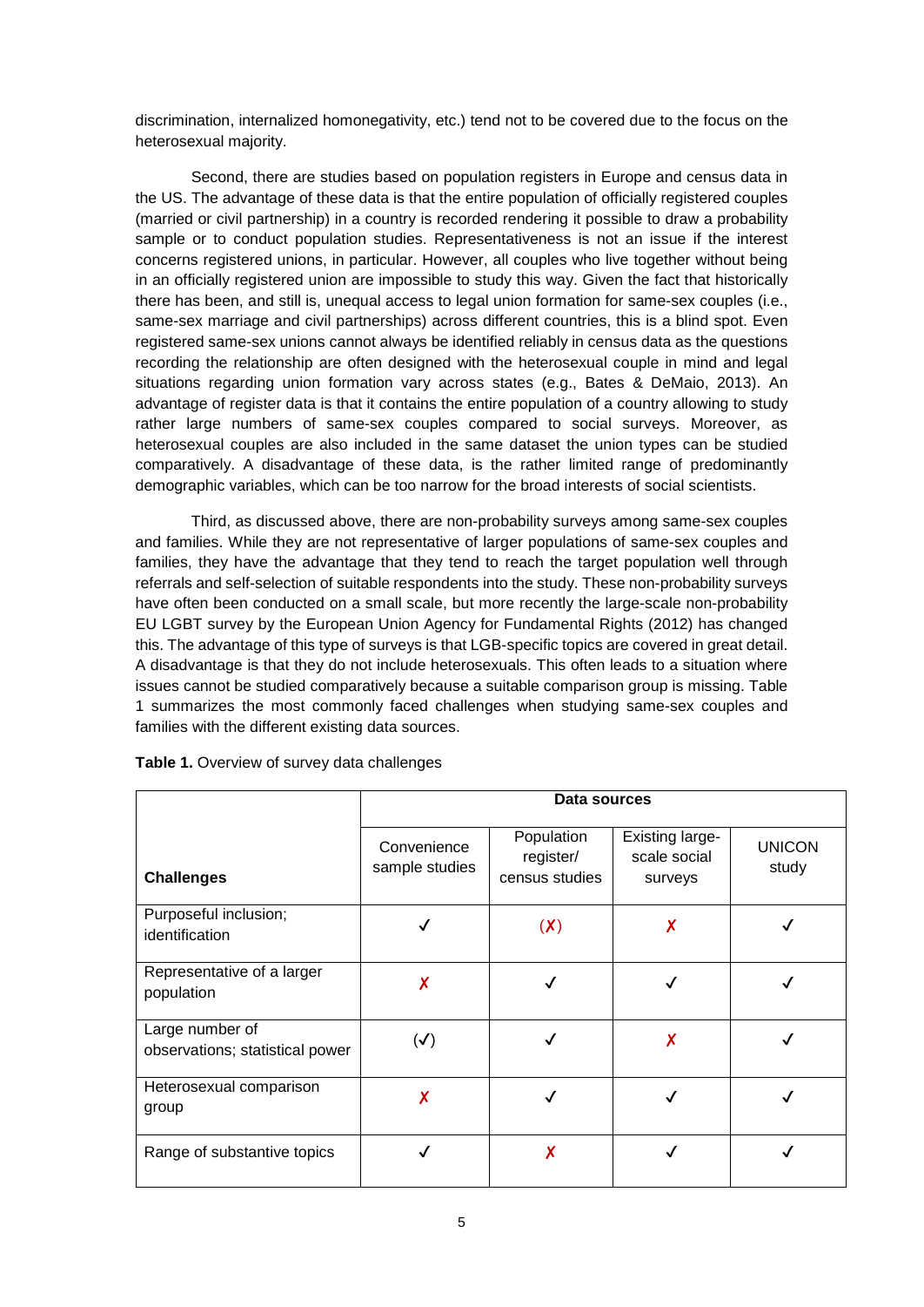discrimination, internalized homonegativity, etc.) tend not to be covered due to the focus on the heterosexual majority.

Second, there are studies based on population registers in Europe and census data in the US. The advantage of these data is that the entire population of officially registered couples (married or civil partnership) in a country is recorded rendering it possible to draw a probability sample or to conduct population studies. Representativeness is not an issue if the interest concerns registered unions, in particular. However, all couples who live together without being in an officially registered union are impossible to study this way. Given the fact that historically there has been, and still is, unequal access to legal union formation for same-sex couples (i.e., same-sex marriage and civil partnerships) across different countries, this is a blind spot. Even registered same-sex unions cannot always be identified reliably in census data as the questions recording the relationship are often designed with the heterosexual couple in mind and legal situations regarding union formation vary across states (e.g., Bates & DeMaio, 2013). An advantage of register data is that it contains the entire population of a country allowing to study rather large numbers of same-sex couples compared to social surveys. Moreover, as heterosexual couples are also included in the same dataset the union types can be studied comparatively. A disadvantage of these data, is the rather limited range of predominantly demographic variables, which can be too narrow for the broad interests of social scientists.

Third, as discussed above, there are non-probability surveys among same-sex couples and families. While they are not representative of larger populations of same-sex couples and families, they have the advantage that they tend to reach the target population well through referrals and self-selection of suitable respondents into the study. These non-probability surveys have often been conducted on a small scale, but more recently the large-scale non-probability EU LGBT survey by the European Union Agency for Fundamental Rights (2012) has changed this. The advantage of this type of surveys is that LGB-specific topics are covered in great detail. A disadvantage is that they do not include heterosexuals. This often leads to a situation where issues cannot be studied comparatively because a suitable comparison group is missing. Table 1 summarizes the most commonly faced challenges when studying same-sex couples and families with the different existing data sources.

**Table 1.** Overview of survey data challenges

| Challenges | Data sources | | | |
|---|---|---|---|---|
| | Convenience sample studies | Population register/ census studies | Existing large-scale social surveys | UNICON study |
| Purposeful inclusion; identification | ✓ | (✗) | ✗ | ✓ |
| Representative of a larger population | ✗ | ✓ | ✓ | ✓ |
| Large number of observations; statistical power | (✓) | ✓ | ✗ | ✓ |
| Heterosexual comparison group | ✗ | ✓ | ✓ | ✓ |
| Range of substantive topics | ✓ | ✗ | ✓ | ✓ |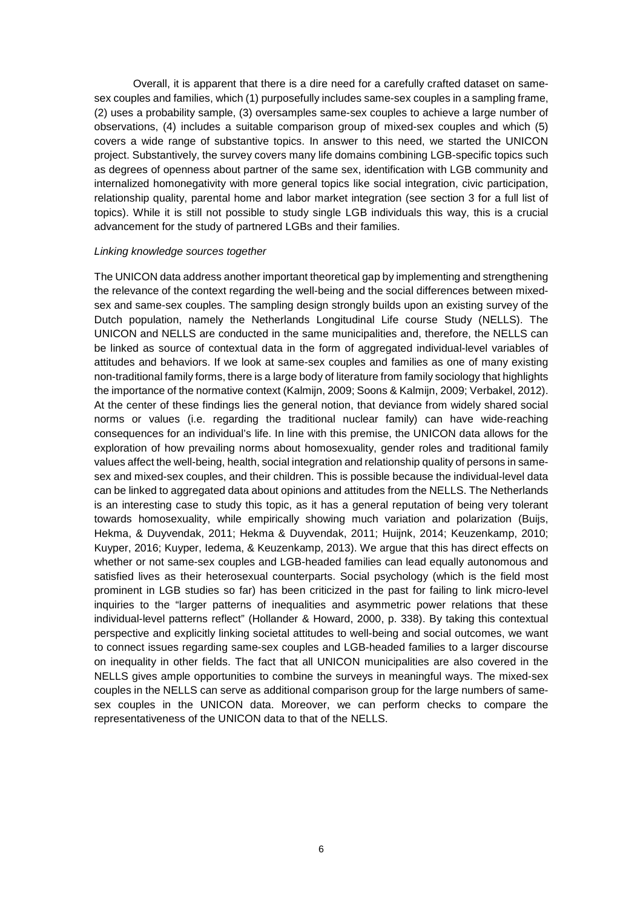Overall, it is apparent that there is a dire need for a carefully crafted dataset on same-sex couples and families, which (1) purposefully includes same-sex couples in a sampling frame, (2) uses a probability sample, (3) oversamples same-sex couples to achieve a large number of observations, (4) includes a suitable comparison group of mixed-sex couples and which (5) covers a wide range of substantive topics. In answer to this need, we started the UNICON project. Substantively, the survey covers many life domains combining LGB-specific topics such as degrees of openness about partner of the same sex, identification with LGB community and internalized homonegativity with more general topics like social integration, civic participation, relationship quality, parental home and labor market integration (see section 3 for a full list of topics). While it is still not possible to study single LGB individuals this way, this is a crucial advancement for the study of partnered LGBs and their families.

*Linking knowledge sources together*

The UNICON data address another important theoretical gap by implementing and strengthening the relevance of the context regarding the well-being and the social differences between mixed-sex and same-sex couples. The sampling design strongly builds upon an existing survey of the Dutch population, namely the Netherlands Longitudinal Life course Study (NELLS). The UNICON and NELLS are conducted in the same municipalities and, therefore, the NELLS can be linked as source of contextual data in the form of aggregated individual-level variables of attitudes and behaviors. If we look at same-sex couples and families as one of many existing non-traditional family forms, there is a large body of literature from family sociology that highlights the importance of the normative context (Kalmijn, 2009; Soons & Kalmijn, 2009; Verbakel, 2012). At the center of these findings lies the general notion, that deviance from widely shared social norms or values (i.e. regarding the traditional nuclear family) can have wide-reaching consequences for an individual's life. In line with this premise, the UNICON data allows for the exploration of how prevailing norms about homosexuality, gender roles and traditional family values affect the well-being, health, social integration and relationship quality of persons in same-sex and mixed-sex couples, and their children. This is possible because the individual-level data can be linked to aggregated data about opinions and attitudes from the NELLS. The Netherlands is an interesting case to study this topic, as it has a general reputation of being very tolerant towards homosexuality, while empirically showing much variation and polarization (Buijs, Hekma, & Duyvendak, 2011; Hekma & Duyvendak, 2011; Huijnk, 2014; Keuzenkamp, 2010; Kuyper, 2016; Kuyper, Iedema, & Keuzenkamp, 2013). We argue that this has direct effects on whether or not same-sex couples and LGB-headed families can lead equally autonomous and satisfied lives as their heterosexual counterparts. Social psychology (which is the field most prominent in LGB studies so far) has been criticized in the past for failing to link micro-level inquiries to the "larger patterns of inequalities and asymmetric power relations that these individual-level patterns reflect" (Hollander & Howard, 2000, p. 338). By taking this contextual perspective and explicitly linking societal attitudes to well-being and social outcomes, we want to connect issues regarding same-sex couples and LGB-headed families to a larger discourse on inequality in other fields. The fact that all UNICON municipalities are also covered in the NELLS gives ample opportunities to combine the surveys in meaningful ways. The mixed-sex couples in the NELLS can serve as additional comparison group for the large numbers of same-sex couples in the UNICON data. Moreover, we can perform checks to compare the representativeness of the UNICON data to that of the NELLS.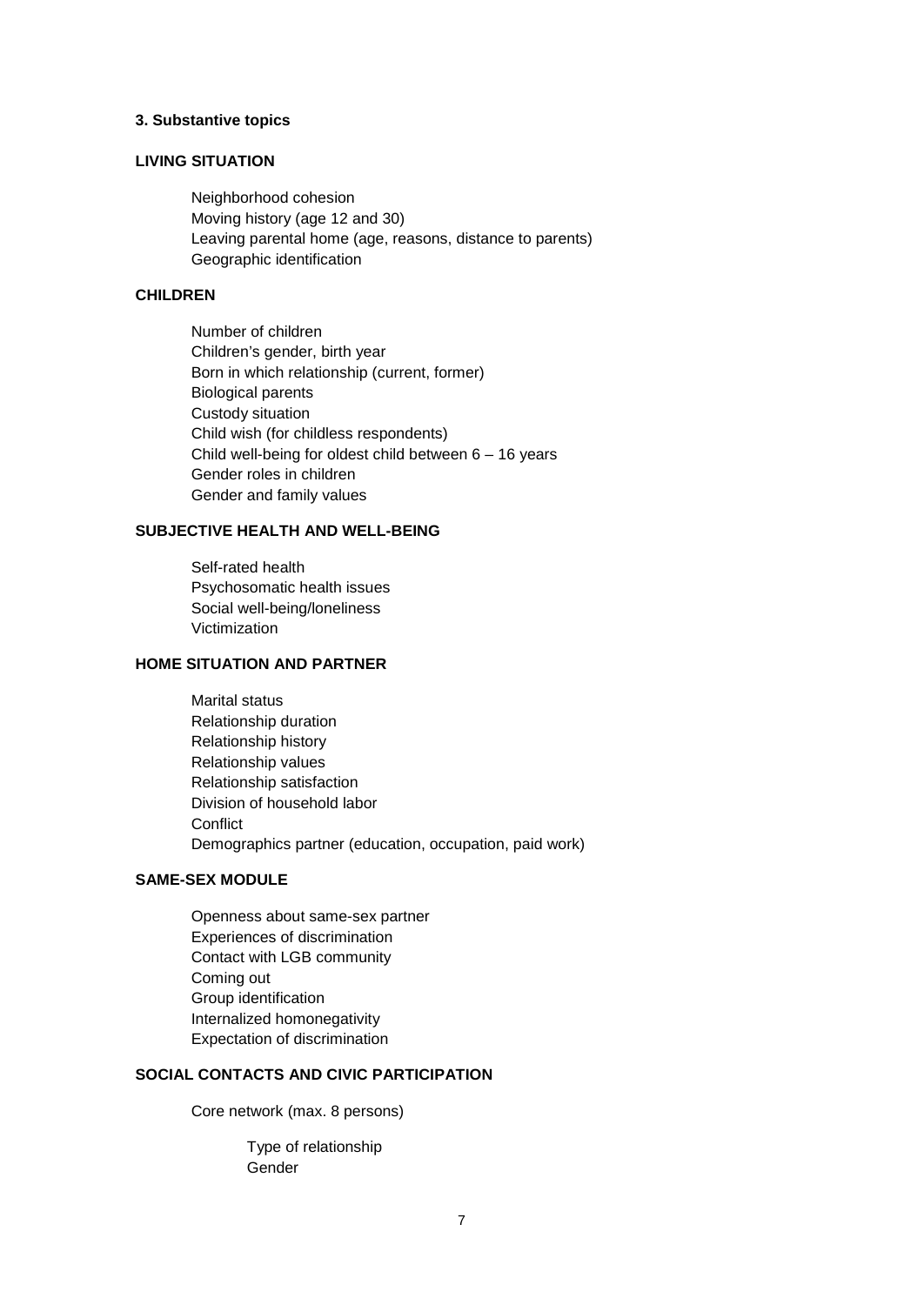### 3. Substantive topics

#### LIVING SITUATION

- Neighborhood cohesion
- Moving history (age 12 and 30)
- Leaving parental home (age, reasons, distance to parents)
- Geographic identification

#### CHILDREN

- Number of children
- Children's gender, birth year
- Born in which relationship (current, former)
- Biological parents
- Custody situation
- Child wish (for childless respondents)
- Child well-being for oldest child between 6 – 16 years
- Gender roles in children
- Gender and family values

#### SUBJECTIVE HEALTH AND WELL-BEING

- Self-rated health
- Psychosomatic health issues
- Social well-being/loneliness
- Victimization

#### HOME SITUATION AND PARTNER

- Marital status
- Relationship duration
- Relationship history
- Relationship values
- Relationship satisfaction
- Division of household labor
- Conflict
- Demographics partner (education, occupation, paid work)

#### SAME-SEX MODULE

- Openness about same-sex partner
- Experiences of discrimination
- Contact with LGB community
- Coming out
- Group identification
- Internalized homonegativity
- Expectation of discrimination

#### SOCIAL CONTACTS AND CIVIC PARTICIPATION

- Core network (max. 8 persons)
  - Type of relationship
  - Gender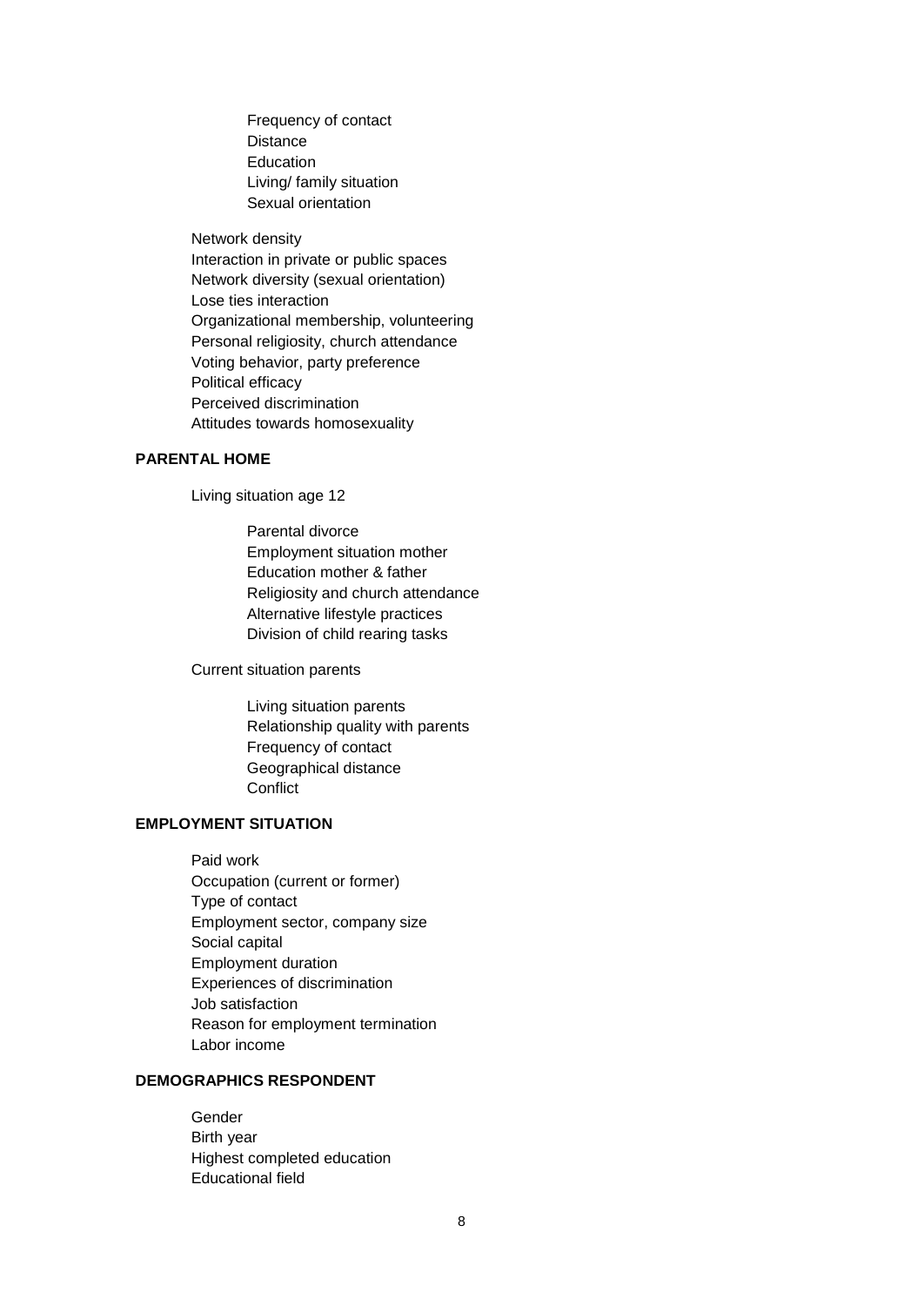- Frequency of contact
- Distance
- Education
- Living/ family situation
- Sexual orientation

Network density
Interaction in private or public spaces
Network diversity (sexual orientation)
Lose ties interaction
Organizational membership, volunteering
Personal religiosity, church attendance
Voting behavior, party preference
Political efficacy
Perceived discrimination
Attitudes towards homosexuality

**PARENTAL HOME**

Living situation age 12

- Parental divorce
- Employment situation mother
- Education mother & father
- Religiosity and church attendance
- Alternative lifestyle practices
- Division of child rearing tasks

Current situation parents

- Living situation parents
- Relationship quality with parents
- Frequency of contact
- Geographical distance
- Conflict

**EMPLOYMENT SITUATION**

Paid work
Occupation (current or former)
Type of contact
Employment sector, company size
Social capital
Employment duration
Experiences of discrimination
Job satisfaction
Reason for employment termination
Labor income

**DEMOGRAPHICS RESPONDENT**

Gender
Birth year
Highest completed education
Educational field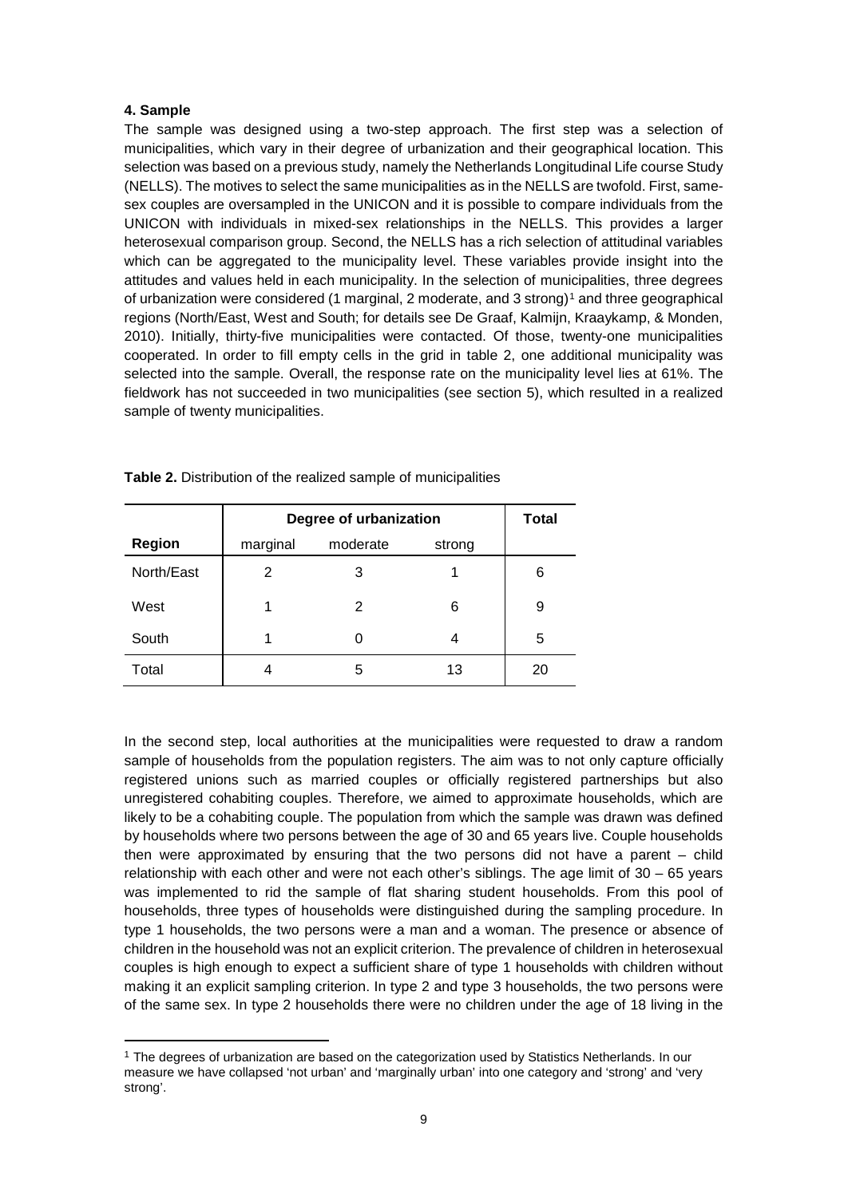### 4. Sample

The sample was designed using a two-step approach. The first step was a selection of municipalities, which vary in their degree of urbanization and their geographical location. This selection was based on a previous study, namely the Netherlands Longitudinal Life course Study (NELLS). The motives to select the same municipalities as in the NELLS are twofold. First, same-sex couples are oversampled in the UNICON and it is possible to compare individuals from the UNICON with individuals in mixed-sex relationships in the NELLS. This provides a larger heterosexual comparison group. Second, the NELLS has a rich selection of attitudinal variables which can be aggregated to the municipality level. These variables provide insight into the attitudes and values held in each municipality. In the selection of municipalities, three degrees of urbanization were considered (1 marginal, 2 moderate, and 3 strong)[1] and three geographical regions (North/East, West and South; for details see De Graaf, Kalmijn, Kraaykamp, & Monden, 2010). Initially, thirty-five municipalities were contacted. Of those, twenty-one municipalities cooperated. In order to fill empty cells in the grid in table 2, one additional municipality was selected into the sample. Overall, the response rate on the municipality level lies at 61%. The fieldwork has not succeeded in two municipalities (see section 5), which resulted in a realized sample of twenty municipalities.

**Table 2.** Distribution of the realized sample of municipalities

| | Degree of urbanization | | | Total |
|---|---|---|---|---|
| **Region** | marginal | moderate | strong | |
| North/East | 2 | 3 | 1 | 6 |
| West | 1 | 2 | 6 | 9 |
| South | 1 | 0 | 4 | 5 |
| Total | 4 | 5 | 13 | 20 |

In the second step, local authorities at the municipalities were requested to draw a random sample of households from the population registers. The aim was to not only capture officially registered unions such as married couples or officially registered partnerships but also unregistered cohabiting couples. Therefore, we aimed to approximate households, which are likely to be a cohabiting couple. The population from which the sample was drawn was defined by households where two persons between the age of 30 and 65 years live. Couple households then were approximated by ensuring that the two persons did not have a parent – child relationship with each other and were not each other's siblings. The age limit of 30 – 65 years was implemented to rid the sample of flat sharing student households. From this pool of households, three types of households were distinguished during the sampling procedure. In type 1 households, the two persons were a man and a woman. The presence or absence of children in the household was not an explicit criterion. The prevalence of children in heterosexual couples is high enough to expect a sufficient share of type 1 households with children without making it an explicit sampling criterion. In type 2 and type 3 households, the two persons were of the same sex. In type 2 households there were no children under the age of 18 living in the

[1] The degrees of urbanization are based on the categorization used by Statistics Netherlands. In our measure we have collapsed 'not urban' and 'marginally urban' into one category and 'strong' and 'very strong'.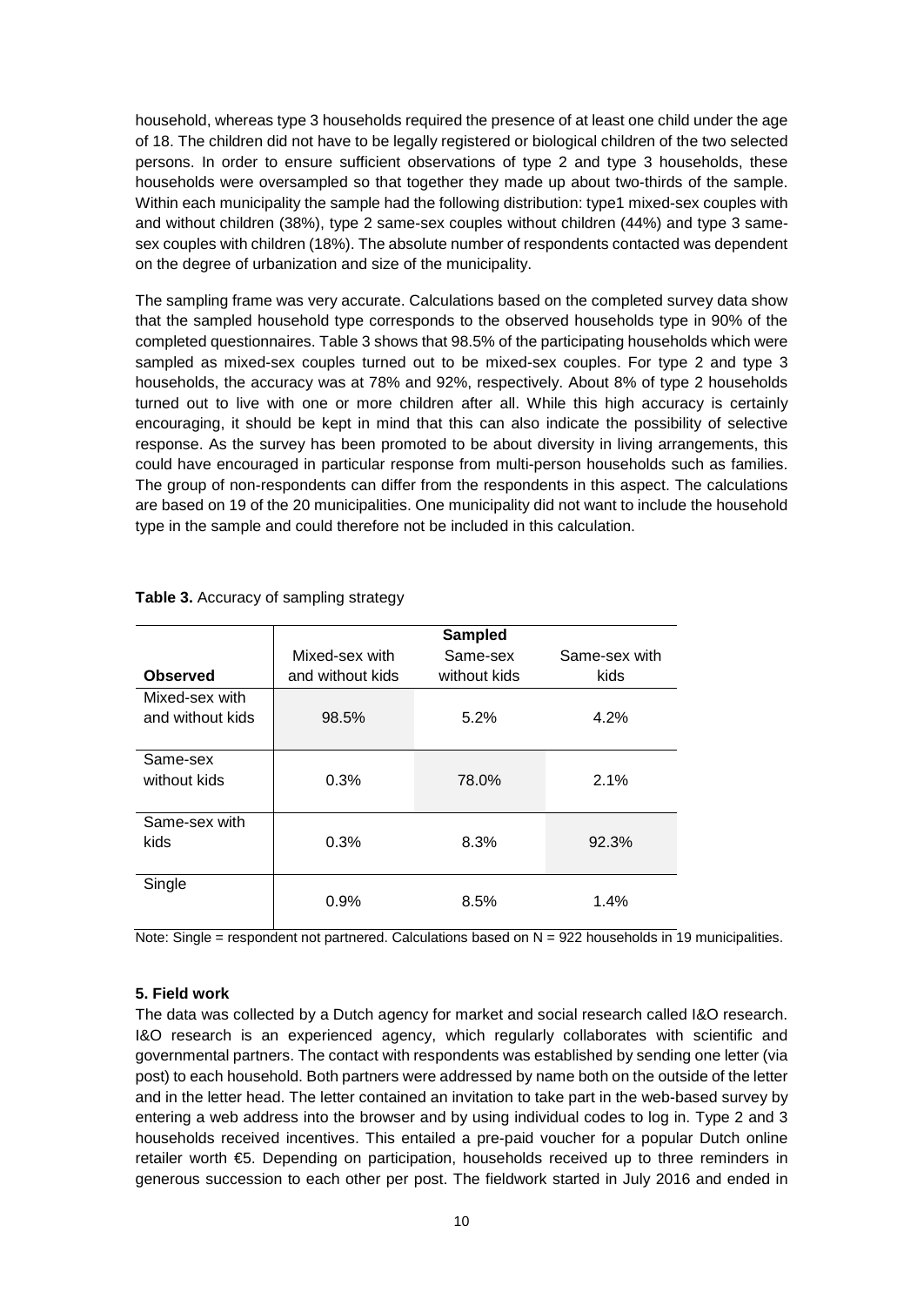household, whereas type 3 households required the presence of at least one child under the age of 18. The children did not have to be legally registered or biological children of the two selected persons. In order to ensure sufficient observations of type 2 and type 3 households, these households were oversampled so that together they made up about two-thirds of the sample. Within each municipality the sample had the following distribution: type1 mixed-sex couples with and without children (38%), type 2 same-sex couples without children (44%) and type 3 same-sex couples with children (18%). The absolute number of respondents contacted was dependent on the degree of urbanization and size of the municipality.

The sampling frame was very accurate. Calculations based on the completed survey data show that the sampled household type corresponds to the observed households type in 90% of the completed questionnaires. Table 3 shows that 98.5% of the participating households which were sampled as mixed-sex couples turned out to be mixed-sex couples. For type 2 and type 3 households, the accuracy was at 78% and 92%, respectively. About 8% of type 2 households turned out to live with one or more children after all. While this high accuracy is certainly encouraging, it should be kept in mind that this can also indicate the possibility of selective response. As the survey has been promoted to be about diversity in living arrangements, this could have encouraged in particular response from multi-person households such as families. The group of non-respondents can differ from the respondents in this aspect. The calculations are based on 19 of the 20 municipalities. One municipality did not want to include the household type in the sample and could therefore not be included in this calculation.

**Table 3.** Accuracy of sampling strategy

| | Sampled | | |
|---|---|---|---|
| **Observed** | Mixed-sex with and without kids | Same-sex without kids | Same-sex with kids |
| Mixed-sex with and without kids | 98.5% | 5.2% | 4.2% |
| Same-sex without kids | 0.3% | 78.0% | 2.1% |
| Same-sex with kids | 0.3% | 8.3% | 92.3% |
| Single | 0.9% | 8.5% | 1.4% |

Note: Single = respondent not partnered. Calculations based on N = 922 households in 19 municipalities.

**5. Field work**

The data was collected by a Dutch agency for market and social research called I&O research. I&O research is an experienced agency, which regularly collaborates with scientific and governmental partners. The contact with respondents was established by sending one letter (via post) to each household. Both partners were addressed by name both on the outside of the letter and in the letter head. The letter contained an invitation to take part in the web-based survey by entering a web address into the browser and by using individual codes to log in. Type 2 and 3 households received incentives. This entailed a pre-paid voucher for a popular Dutch online retailer worth €5. Depending on participation, households received up to three reminders in generous succession to each other per post. The fieldwork started in July 2016 and ended in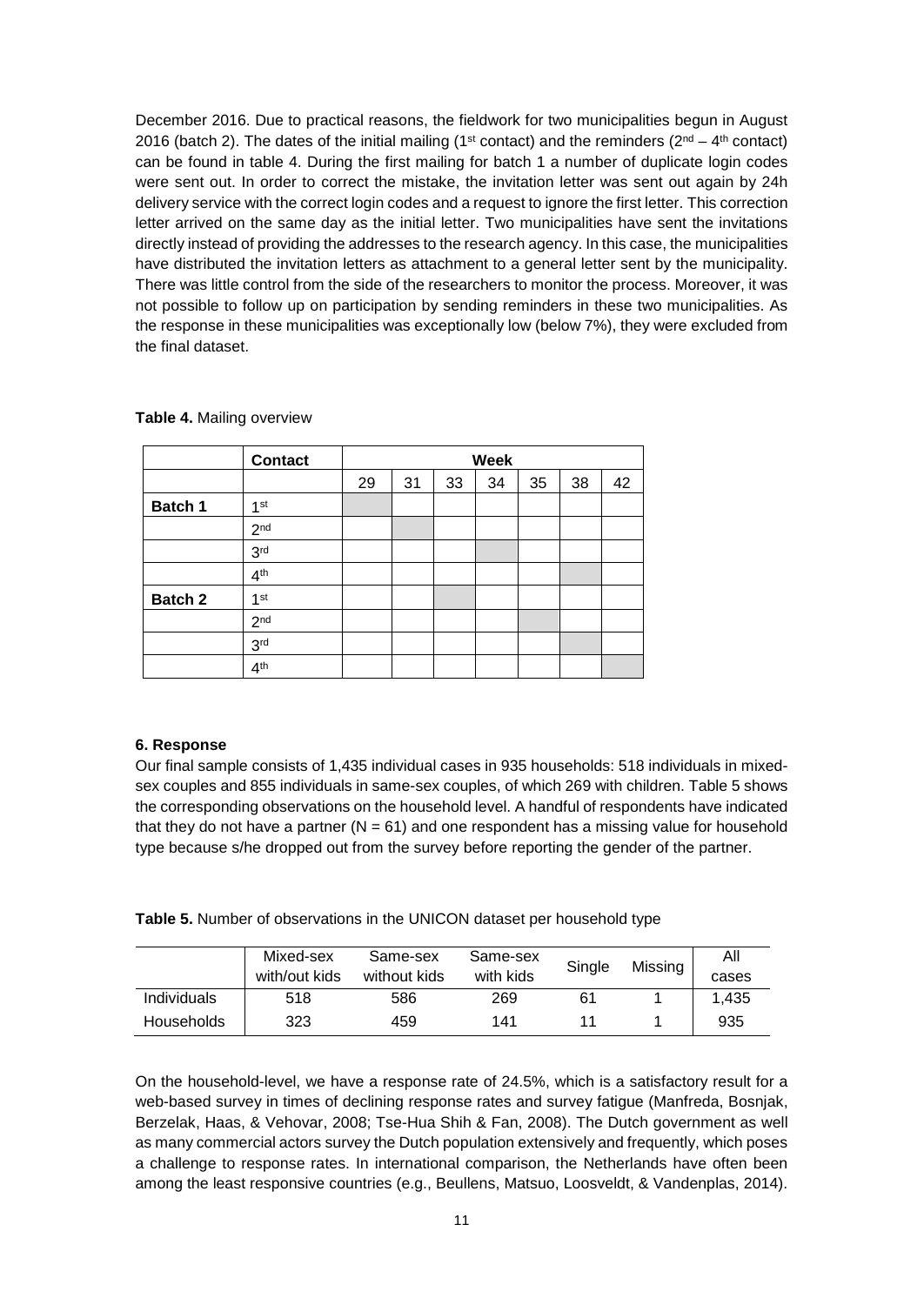December 2016. Due to practical reasons, the fieldwork for two municipalities begun in August 2016 (batch 2). The dates of the initial mailing (1st contact) and the reminders (2nd – 4th contact) can be found in table 4. During the first mailing for batch 1 a number of duplicate login codes were sent out. In order to correct the mistake, the invitation letter was sent out again by 24h delivery service with the correct login codes and a request to ignore the first letter. This correction letter arrived on the same day as the initial letter. Two municipalities have sent the invitations directly instead of providing the addresses to the research agency. In this case, the municipalities have distributed the invitation letters as attachment to a general letter sent by the municipality. There was little control from the side of the researchers to monitor the process. Moreover, it was not possible to follow up on participation by sending reminders in these two municipalities. As the response in these municipalities was exceptionally low (below 7%), they were excluded from the final dataset.

**Table 4.** Mailing overview

| | Contact | Week | | | | | | |
|---|---|---|---|---|---|---|---|---|
| | | 29 | 31 | 33 | 34 | 35 | 38 | 42 |
| **Batch 1** | 1st | ■ | | | | | | |
| | 2nd | | ■ | | | | | |
| | 3rd | | | | ■ | | | |
| | 4th | | | | | | ■ | |
| **Batch 2** | 1st | | | ■ | | | | |
| | 2nd | | | | | ■ | | |
| | 3rd | | | | | | ■ | |
| | 4th | | | | | | | ■ |

### 6. Response

Our final sample consists of 1,435 individual cases in 935 households: 518 individuals in mixed-sex couples and 855 individuals in same-sex couples, of which 269 with children. Table 5 shows the corresponding observations on the household level. A handful of respondents have indicated that they do not have a partner (N = 61) and one respondent has a missing value for household type because s/he dropped out from the survey before reporting the gender of the partner.

**Table 5.** Number of observations in the UNICON dataset per household type

| | Mixed-sex with/out kids | Same-sex without kids | Same-sex with kids | Single | Missing | All cases |
|---|---|---|---|---|---|---|
| Individuals | 518 | 586 | 269 | 61 | 1 | 1,435 |
| Households | 323 | 459 | 141 | 11 | 1 | 935 |

On the household-level, we have a response rate of 24.5%, which is a satisfactory result for a web-based survey in times of declining response rates and survey fatigue (Manfreda, Bosnjak, Berzelak, Haas, & Vehovar, 2008; Tse-Hua Shih & Fan, 2008). The Dutch government as well as many commercial actors survey the Dutch population extensively and frequently, which poses a challenge to response rates. In international comparison, the Netherlands have often been among the least responsive countries (e.g., Beullens, Matsuo, Loosveldt, & Vandenplas, 2014).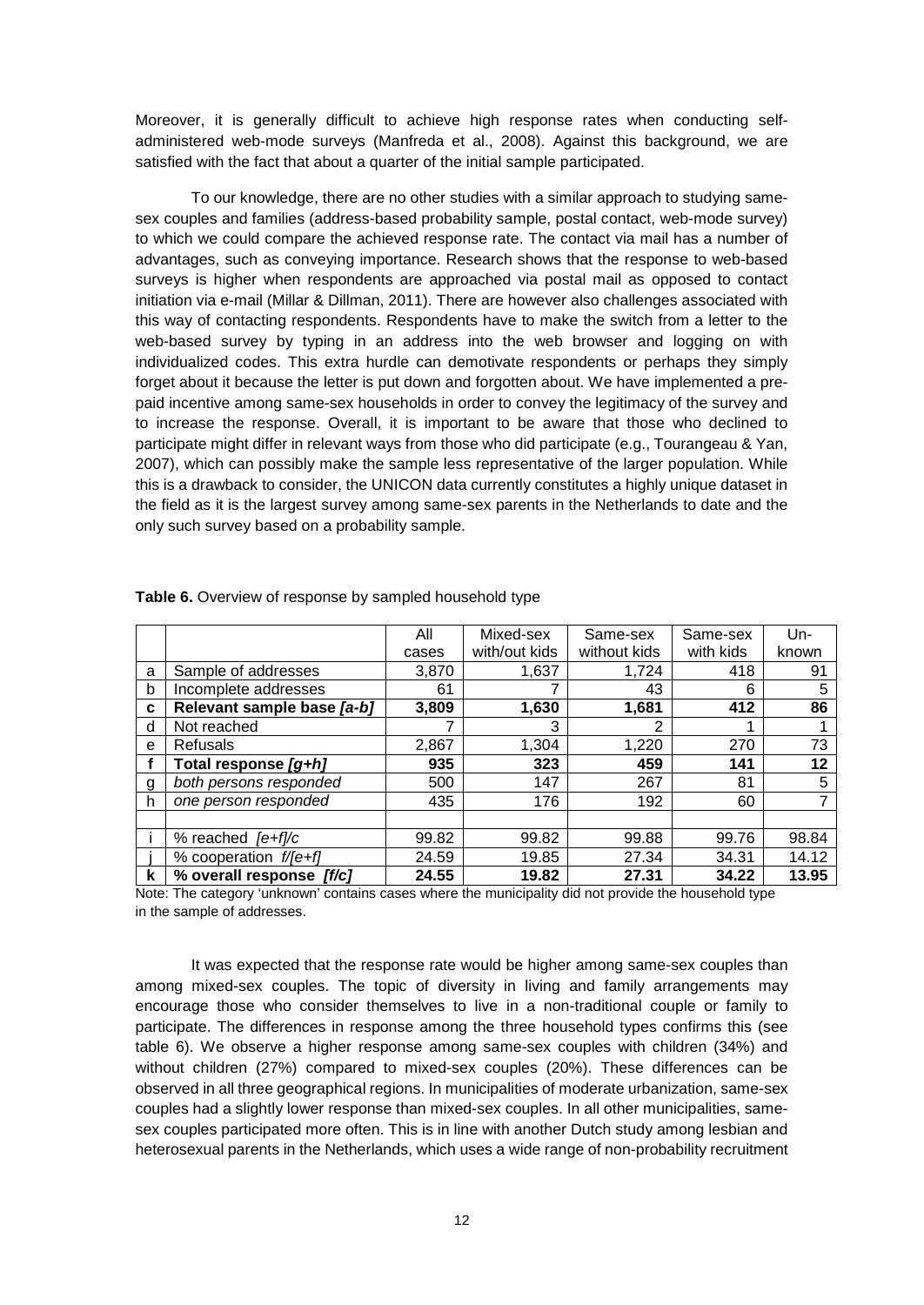Moreover, it is generally difficult to achieve high response rates when conducting self-administered web-mode surveys (Manfreda et al., 2008). Against this background, we are satisfied with the fact that about a quarter of the initial sample participated.

To our knowledge, there are no other studies with a similar approach to studying same-sex couples and families (address-based probability sample, postal contact, web-mode survey) to which we could compare the achieved response rate. The contact via mail has a number of advantages, such as conveying importance. Research shows that the response to web-based surveys is higher when respondents are approached via postal mail as opposed to contact initiation via e-mail (Millar & Dillman, 2011). There are however also challenges associated with this way of contacting respondents. Respondents have to make the switch from a letter to the web-based survey by typing in an address into the web browser and logging on with individualized codes. This extra hurdle can demotivate respondents or perhaps they simply forget about it because the letter is put down and forgotten about. We have implemented a pre-paid incentive among same-sex households in order to convey the legitimacy of the survey and to increase the response. Overall, it is important to be aware that those who declined to participate might differ in relevant ways from those who did participate (e.g., Tourangeau & Yan, 2007), which can possibly make the sample less representative of the larger population. While this is a drawback to consider, the UNICON data currently constitutes a highly unique dataset in the field as it is the largest survey among same-sex parents in the Netherlands to date and the only such survey based on a probability sample.

**Table 6.** Overview of response by sampled household type

| | | All cases | Mixed-sex with/out kids | Same-sex without kids | Same-sex with kids | Un-known |
|---|---|---|---|---|---|---|
| a | Sample of addresses | 3,870 | 1,637 | 1,724 | 418 | 91 |
| b | Incomplete addresses | 61 | 7 | 43 | 6 | 5 |
| **c** | **Relevant sample base *[a-b]*** | **3,809** | **1,630** | **1,681** | **412** | **86** |
| d | Not reached | 7 | 3 | 2 | 1 | 1 |
| e | Refusals | 2,867 | 1,304 | 1,220 | 270 | 73 |
| **f** | **Total response *[g+h]*** | **935** | **323** | **459** | **141** | **12** |
| g | *both persons responded* | 500 | 147 | 267 | 81 | 5 |
| h | *one person responded* | 435 | 176 | 192 | 60 | 7 |
| | | | | | | |
| i | % reached *[e+f]/c* | 99.82 | 99.82 | 99.88 | 99.76 | 98.84 |
| j | % cooperation *f/[e+f]* | 24.59 | 19.85 | 27.34 | 34.31 | 14.12 |
| **k** | **% overall response *[f/c]*** | **24.55** | **19.82** | **27.31** | **34.22** | **13.95** |

Note: The category 'unknown' contains cases where the municipality did not provide the household type in the sample of addresses.

It was expected that the response rate would be higher among same-sex couples than among mixed-sex couples. The topic of diversity in living and family arrangements may encourage those who consider themselves to live in a non-traditional couple or family to participate. The differences in response among the three household types confirms this (see table 6). We observe a higher response among same-sex couples with children (34%) and without children (27%) compared to mixed-sex couples (20%). These differences can be observed in all three geographical regions. In municipalities of moderate urbanization, same-sex couples had a slightly lower response than mixed-sex couples. In all other municipalities, same-sex couples participated more often. This is in line with another Dutch study among lesbian and heterosexual parents in the Netherlands, which uses a wide range of non-probability recruitment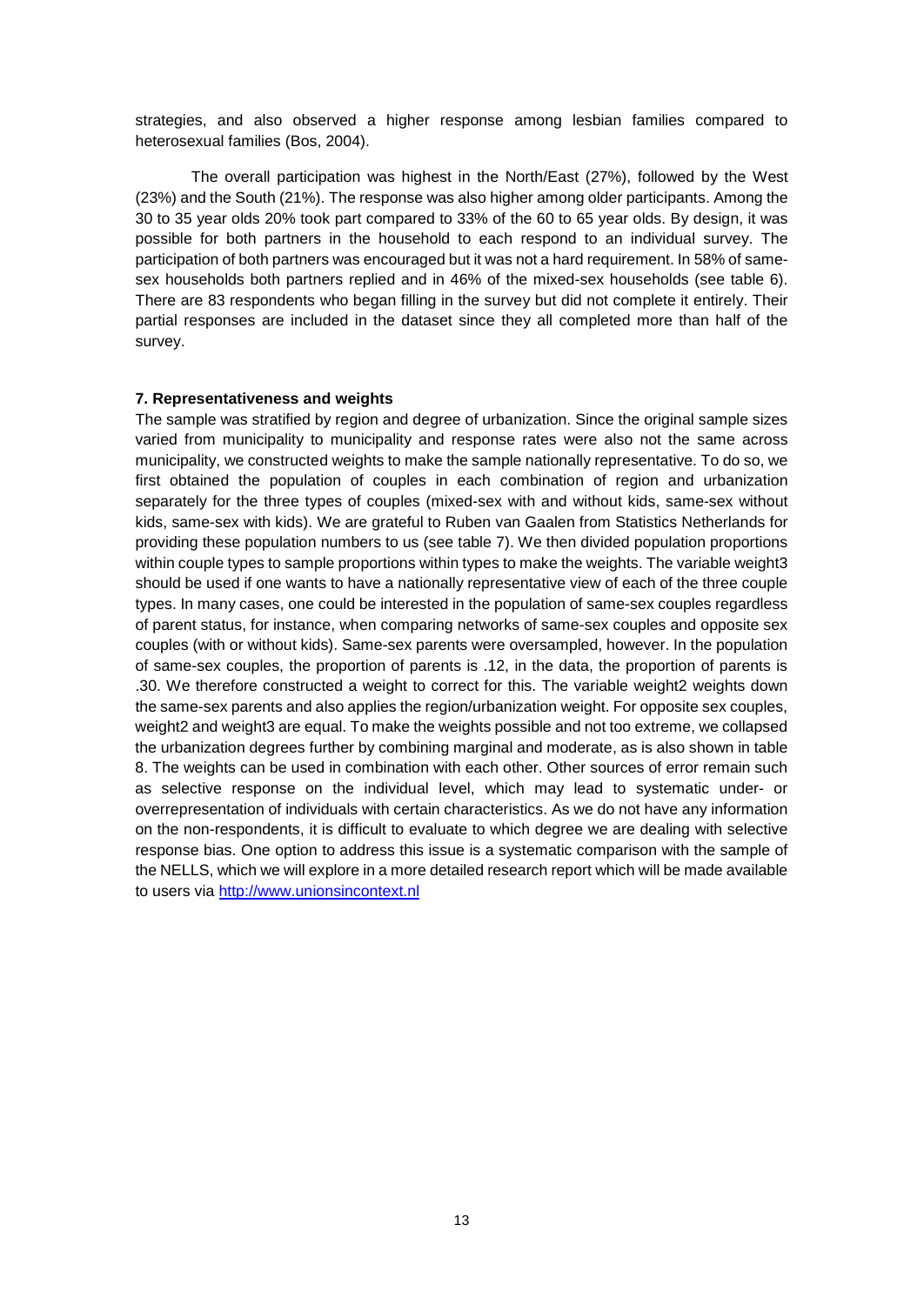strategies, and also observed a higher response among lesbian families compared to heterosexual families (Bos, 2004).

The overall participation was highest in the North/East (27%), followed by the West (23%) and the South (21%). The response was also higher among older participants. Among the 30 to 35 year olds 20% took part compared to 33% of the 60 to 65 year olds. By design, it was possible for both partners in the household to each respond to an individual survey. The participation of both partners was encouraged but it was not a hard requirement. In 58% of same-sex households both partners replied and in 46% of the mixed-sex households (see table 6). There are 83 respondents who began filling in the survey but did not complete it entirely. Their partial responses are included in the dataset since they all completed more than half of the survey.

**7. Representativeness and weights**

The sample was stratified by region and degree of urbanization. Since the original sample sizes varied from municipality to municipality and response rates were also not the same across municipality, we constructed weights to make the sample nationally representative. To do so, we first obtained the population of couples in each combination of region and urbanization separately for the three types of couples (mixed-sex with and without kids, same-sex without kids, same-sex with kids). We are grateful to Ruben van Gaalen from Statistics Netherlands for providing these population numbers to us (see table 7). We then divided population proportions within couple types to sample proportions within types to make the weights. The variable weight3 should be used if one wants to have a nationally representative view of each of the three couple types. In many cases, one could be interested in the population of same-sex couples regardless of parent status, for instance, when comparing networks of same-sex couples and opposite sex couples (with or without kids). Same-sex parents were oversampled, however. In the population of same-sex couples, the proportion of parents is .12, in the data, the proportion of parents is .30. We therefore constructed a weight to correct for this. The variable weight2 weights down the same-sex parents and also applies the region/urbanization weight. For opposite sex couples, weight2 and weight3 are equal. To make the weights possible and not too extreme, we collapsed the urbanization degrees further by combining marginal and moderate, as is also shown in table 8. The weights can be used in combination with each other. Other sources of error remain such as selective response on the individual level, which may lead to systematic under- or overrepresentation of individuals with certain characteristics. As we do not have any information on the non-respondents, it is difficult to evaluate to which degree we are dealing with selective response bias. One option to address this issue is a systematic comparison with the sample of the NELLS, which we will explore in a more detailed research report which will be made available to users via http://www.unionsincontext.nl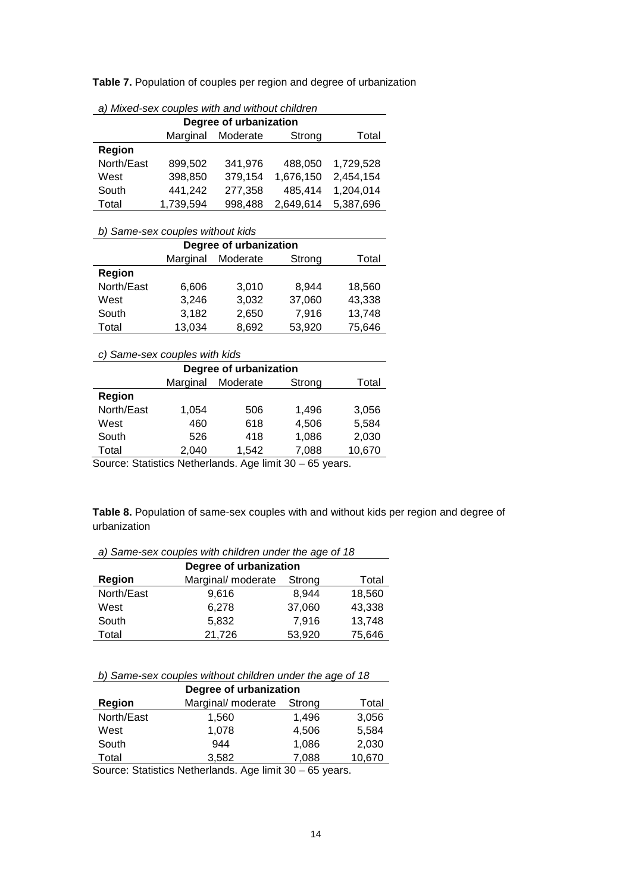**Table 7.** Population of couples per region and degree of urbanization

*a) Mixed-sex couples with and without children*

| | Degree of urbanization | | | |
|---|---|---|---|---|
| | Marginal | Moderate | Strong | Total |
| **Region** | | | | |
| North/East | 899,502 | 341,976 | 488,050 | 1,729,528 |
| West | 398,850 | 379,154 | 1,676,150 | 2,454,154 |
| South | 441,242 | 277,358 | 485,414 | 1,204,014 |
| Total | 1,739,594 | 998,488 | 2,649,614 | 5,387,696 |

*b) Same-sex couples without kids*

| | Degree of urbanization | | | |
|---|---|---|---|---|
| | Marginal | Moderate | Strong | Total |
| **Region** | | | | |
| North/East | 6,606 | 3,010 | 8,944 | 18,560 |
| West | 3,246 | 3,032 | 37,060 | 43,338 |
| South | 3,182 | 2,650 | 7,916 | 13,748 |
| Total | 13,034 | 8,692 | 53,920 | 75,646 |

*c) Same-sex couples with kids*

| | Degree of urbanization | | | |
|---|---|---|---|---|
| | Marginal | Moderate | Strong | Total |
| **Region** | | | | |
| North/East | 1,054 | 506 | 1,496 | 3,056 |
| West | 460 | 618 | 4,506 | 5,584 |
| South | 526 | 418 | 1,086 | 2,030 |
| Total | 2,040 | 1,542 | 7,088 | 10,670 |

Source: Statistics Netherlands. Age limit 30 – 65 years.

**Table 8.** Population of same-sex couples with and without kids per region and degree of urbanization

*a) Same-sex couples with children under the age of 18*

| | Degree of urbanization | | |
|---|---|---|---|
| **Region** | Marginal/ moderate | Strong | Total |
| North/East | 9,616 | 8,944 | 18,560 |
| West | 6,278 | 37,060 | 43,338 |
| South | 5,832 | 7,916 | 13,748 |
| Total | 21,726 | 53,920 | 75,646 |

*b) Same-sex couples without children under the age of 18*

| | Degree of urbanization | | |
|---|---|---|---|
| **Region** | Marginal/ moderate | Strong | Total |
| North/East | 1,560 | 1,496 | 3,056 |
| West | 1,078 | 4,506 | 5,584 |
| South | 944 | 1,086 | 2,030 |
| Total | 3,582 | 7,088 | 10,670 |

Source: Statistics Netherlands. Age limit 30 – 65 years.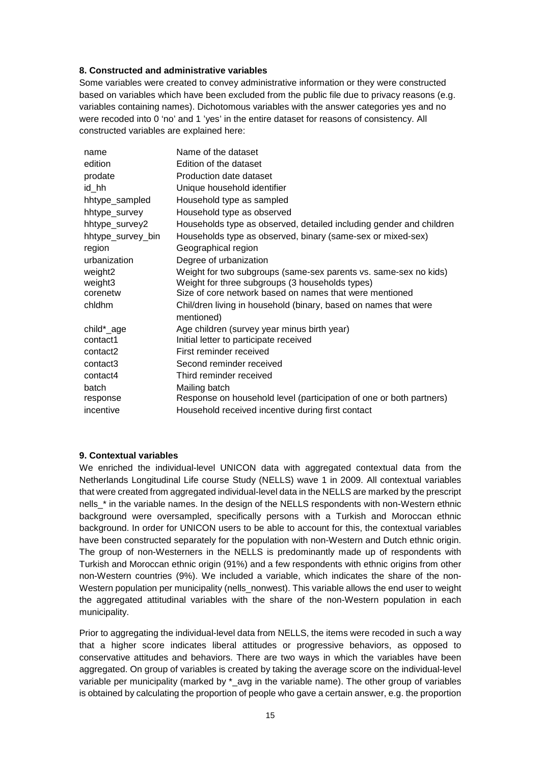**8. Constructed and administrative variables**

Some variables were created to convey administrative information or they were constructed based on variables which have been excluded from the public file due to privacy reasons (e.g. variables containing names). Dichotomous variables with the answer categories yes and no were recoded into 0 'no' and 1 'yes' in the entire dataset for reasons of consistency. All constructed variables are explained here:

| | |
|---|---|
| name | Name of the dataset |
| edition | Edition of the dataset |
| prodate | Production date dataset |
| id_hh | Unique household identifier |
| hhtype_sampled | Household type as sampled |
| hhtype_survey | Household type as observed |
| hhtype_survey2 | Households type as observed, detailed including gender and children |
| hhtype_survey_bin | Households type as observed, binary (same-sex or mixed-sex) |
| region | Geographical region |
| urbanization | Degree of urbanization |
| weight2 | Weight for two subgroups (same-sex parents vs. same-sex no kids) |
| weight3 | Weight for three subgroups (3 households types) |
| corenetw | Size of core network based on names that were mentioned |
| chldhm | Chil/dren living in household (binary, based on names that were mentioned) |
| child*_age | Age children (survey year minus birth year) |
| contact1 | Initial letter to participate received |
| contact2 | First reminder received |
| contact3 | Second reminder received |
| contact4 | Third reminder received |
| batch | Mailing batch |
| response | Response on household level (participation of one or both partners) |
| incentive | Household received incentive during first contact |

**9. Contextual variables**

We enriched the individual-level UNICON data with aggregated contextual data from the Netherlands Longitudinal Life course Study (NELLS) wave 1 in 2009. All contextual variables that were created from aggregated individual-level data in the NELLS are marked by the prescript nells_* in the variable names. In the design of the NELLS respondents with non-Western ethnic background were oversampled, specifically persons with a Turkish and Moroccan ethnic background. In order for UNICON users to be able to account for this, the contextual variables have been constructed separately for the population with non-Western and Dutch ethnic origin. The group of non-Westerners in the NELLS is predominantly made up of respondents with Turkish and Moroccan ethnic origin (91%) and a few respondents with ethnic origins from other non-Western countries (9%). We included a variable, which indicates the share of the non-Western population per municipality (nells_nonwest). This variable allows the end user to weight the aggregated attitudinal variables with the share of the non-Western population in each municipality.

Prior to aggregating the individual-level data from NELLS, the items were recoded in such a way that a higher score indicates liberal attitudes or progressive behaviors, as opposed to conservative attitudes and behaviors. There are two ways in which the variables have been aggregated. On group of variables is created by taking the average score on the individual-level variable per municipality (marked by *_avg in the variable name). The other group of variables is obtained by calculating the proportion of people who gave a certain answer, e.g. the proportion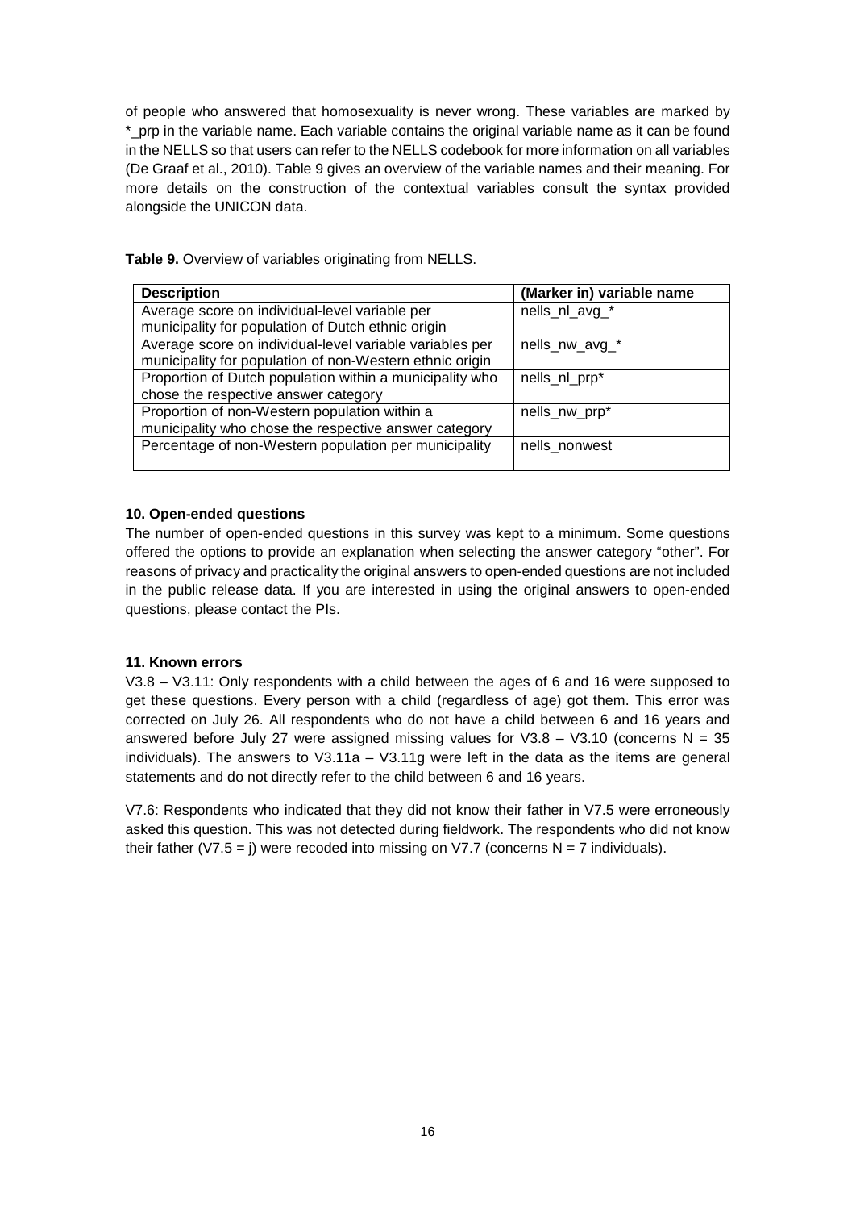of people who answered that homosexuality is never wrong. These variables are marked by *_prp in the variable name. Each variable contains the original variable name as it can be found in the NELLS so that users can refer to the NELLS codebook for more information on all variables (De Graaf et al., 2010). Table 9 gives an overview of the variable names and their meaning. For more details on the construction of the contextual variables consult the syntax provided alongside the UNICON data.

**Table 9.** Overview of variables originating from NELLS.

| Description | (Marker in) variable name |
|---|---|
| Average score on individual-level variable per municipality for population of Dutch ethnic origin | nells_nl_avg_* |
| Average score on individual-level variable variables per municipality for population of non-Western ethnic origin | nells_nw_avg_* |
| Proportion of Dutch population within a municipality who chose the respective answer category | nells_nl_prp* |
| Proportion of non-Western population within a municipality who chose the respective answer category | nells_nw_prp* |
| Percentage of non-Western population per municipality | nells_nonwest |

**10. Open-ended questions**

The number of open-ended questions in this survey was kept to a minimum. Some questions offered the options to provide an explanation when selecting the answer category "other". For reasons of privacy and practicality the original answers to open-ended questions are not included in the public release data. If you are interested in using the original answers to open-ended questions, please contact the PIs.

**11. Known errors**

V3.8 – V3.11: Only respondents with a child between the ages of 6 and 16 were supposed to get these questions. Every person with a child (regardless of age) got them. This error was corrected on July 26. All respondents who do not have a child between 6 and 16 years and answered before July 27 were assigned missing values for V3.8 – V3.10 (concerns N = 35 individuals). The answers to V3.11a – V3.11g were left in the data as the items are general statements and do not directly refer to the child between 6 and 16 years.

V7.6: Respondents who indicated that they did not know their father in V7.5 were erroneously asked this question. This was not detected during fieldwork. The respondents who did not know their father (V7.5 = j) were recoded into missing on V7.7 (concerns N = 7 individuals).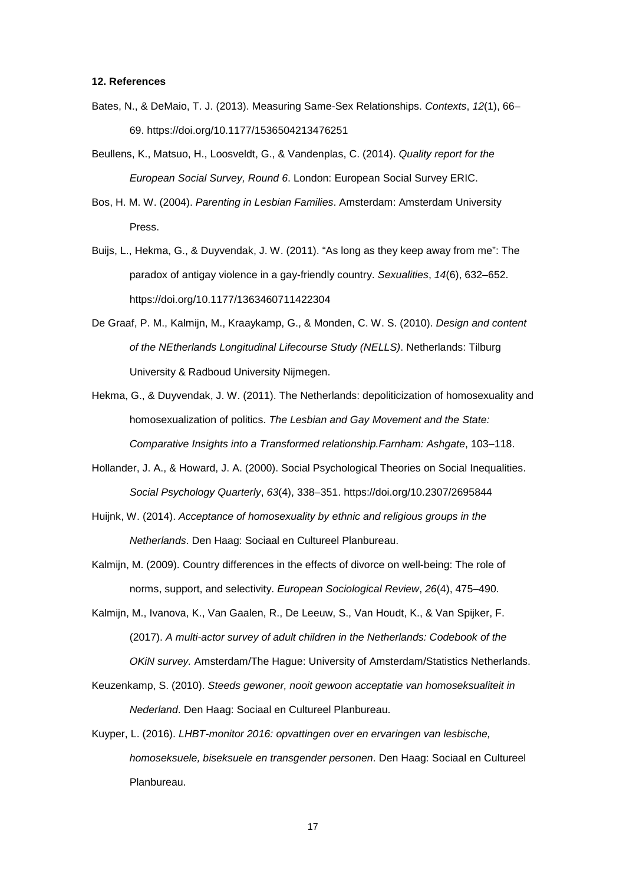**12. References**

Bates, N., & DeMaio, T. J. (2013). Measuring Same-Sex Relationships. *Contexts*, *12*(1), 66–69. https://doi.org/10.1177/1536504213476251

Beullens, K., Matsuo, H., Loosveldt, G., & Vandenplas, C. (2014). *Quality report for the European Social Survey, Round 6*. London: European Social Survey ERIC.

Bos, H. M. W. (2004). *Parenting in Lesbian Families*. Amsterdam: Amsterdam University Press.

Buijs, L., Hekma, G., & Duyvendak, J. W. (2011). “As long as they keep away from me”: The paradox of antigay violence in a gay-friendly country. *Sexualities*, *14*(6), 632–652. https://doi.org/10.1177/1363460711422304

De Graaf, P. M., Kalmijn, M., Kraaykamp, G., & Monden, C. W. S. (2010). *Design and content of the NEtherlands Longitudinal Lifecourse Study (NELLS)*. Netherlands: Tilburg University & Radboud University Nijmegen.

Hekma, G., & Duyvendak, J. W. (2011). The Netherlands: depoliticization of homosexuality and homosexualization of politics. *The Lesbian and Gay Movement and the State: Comparative Insights into a Transformed relationship.Farnham: Ashgate*, 103–118.

Hollander, J. A., & Howard, J. A. (2000). Social Psychological Theories on Social Inequalities. *Social Psychology Quarterly*, *63*(4), 338–351. https://doi.org/10.2307/2695844

Huijnk, W. (2014). *Acceptance of homosexuality by ethnic and religious groups in the Netherlands*. Den Haag: Sociaal en Cultureel Planbureau.

Kalmijn, M. (2009). Country differences in the effects of divorce on well-being: The role of norms, support, and selectivity. *European Sociological Review*, *26*(4), 475–490.

Kalmijn, M., Ivanova, K., Van Gaalen, R., De Leeuw, S., Van Houdt, K., & Van Spijker, F. (2017). *A multi-actor survey of adult children in the Netherlands: Codebook of the OKiN survey.* Amsterdam/The Hague: University of Amsterdam/Statistics Netherlands.

Keuzenkamp, S. (2010). *Steeds gewoner, nooit gewoon acceptatie van homoseksualiteit in Nederland*. Den Haag: Sociaal en Cultureel Planbureau.

Kuyper, L. (2016). *LHBT-monitor 2016: opvattingen over en ervaringen van lesbische, homoseksuele, biseksuele en transgender personen*. Den Haag: Sociaal en Cultureel Planbureau.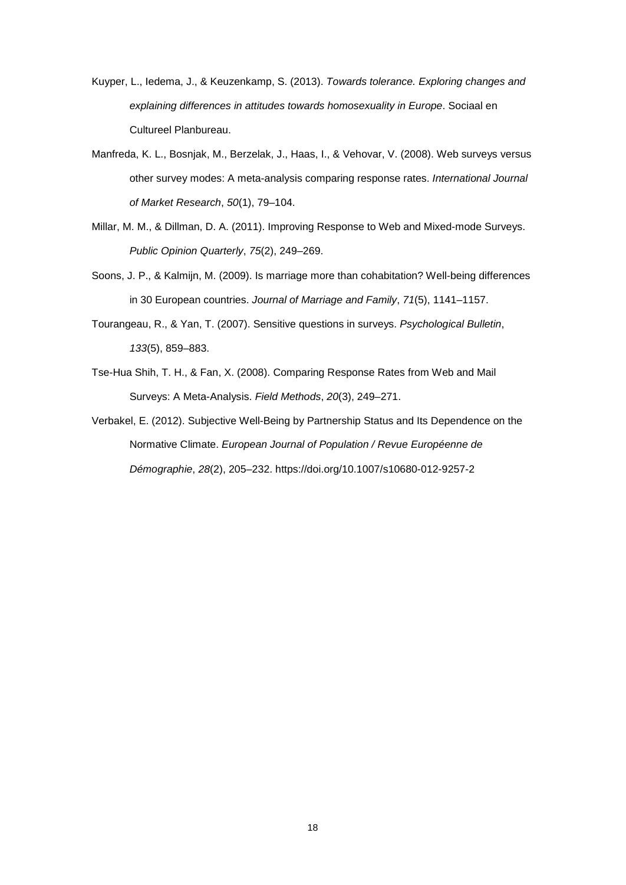Kuyper, L., Iedema, J., & Keuzenkamp, S. (2013). *Towards tolerance. Exploring changes and explaining differences in attitudes towards homosexuality in Europe*. Sociaal en Cultureel Planbureau.

Manfreda, K. L., Bosnjak, M., Berzelak, J., Haas, I., & Vehovar, V. (2008). Web surveys versus other survey modes: A meta-analysis comparing response rates. *International Journal of Market Research*, *50*(1), 79–104.

Millar, M. M., & Dillman, D. A. (2011). Improving Response to Web and Mixed-mode Surveys. *Public Opinion Quarterly*, *75*(2), 249–269.

Soons, J. P., & Kalmijn, M. (2009). Is marriage more than cohabitation? Well-being differences in 30 European countries. *Journal of Marriage and Family*, *71*(5), 1141–1157.

Tourangeau, R., & Yan, T. (2007). Sensitive questions in surveys. *Psychological Bulletin*, *133*(5), 859–883.

Tse-Hua Shih, T. H., & Fan, X. (2008). Comparing Response Rates from Web and Mail Surveys: A Meta-Analysis. *Field Methods*, *20*(3), 249–271.

Verbakel, E. (2012). Subjective Well-Being by Partnership Status and Its Dependence on the Normative Climate. *European Journal of Population / Revue Européenne de Démographie*, *28*(2), 205–232. https://doi.org/10.1007/s10680-012-9257-2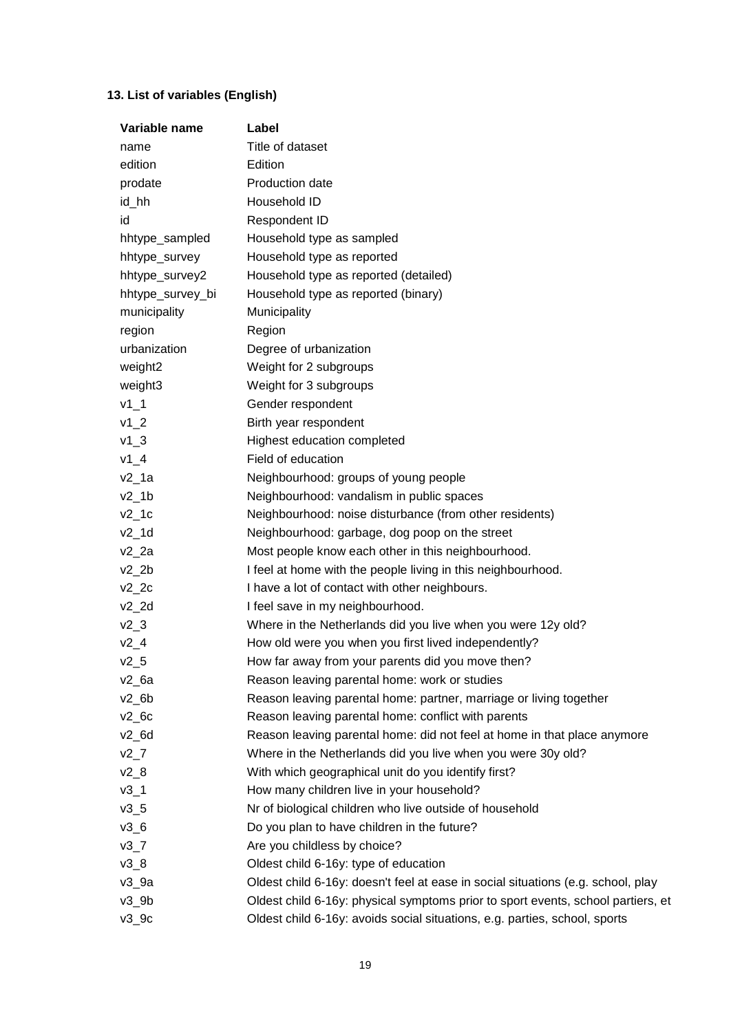### 13. List of variables (English)

| Variable name | Label |
|---|---|
| name | Title of dataset |
| edition | Edition |
| prodate | Production date |
| id_hh | Household ID |
| id | Respondent ID |
| hhtype_sampled | Household type as sampled |
| hhtype_survey | Household type as reported |
| hhtype_survey2 | Household type as reported (detailed) |
| hhtype_survey_bi | Household type as reported (binary) |
| municipality | Municipality |
| region | Region |
| urbanization | Degree of urbanization |
| weight2 | Weight for 2 subgroups |
| weight3 | Weight for 3 subgroups |
| v1_1 | Gender respondent |
| v1_2 | Birth year respondent |
| v1_3 | Highest education completed |
| v1_4 | Field of education |
| v2_1a | Neighbourhood: groups of young people |
| v2_1b | Neighbourhood: vandalism in public spaces |
| v2_1c | Neighbourhood: noise disturbance (from other residents) |
| v2_1d | Neighbourhood: garbage, dog poop on the street |
| v2_2a | Most people know each other in this neighbourhood. |
| v2_2b | I feel at home with the people living in this neighbourhood. |
| v2_2c | I have a lot of contact with other neighbours. |
| v2_2d | I feel save in my neighbourhood. |
| v2_3 | Where in the Netherlands did you live when you were 12y old? |
| v2_4 | How old were you when you first lived independently? |
| v2_5 | How far away from your parents did you move then? |
| v2_6a | Reason leaving parental home: work or studies |
| v2_6b | Reason leaving parental home: partner, marriage or living together |
| v2_6c | Reason leaving parental home: conflict with parents |
| v2_6d | Reason leaving parental home: did not feel at home in that place anymore |
| v2_7 | Where in the Netherlands did you live when you were 30y old? |
| v2_8 | With which geographical unit do you identify first? |
| v3_1 | How many children live in your household? |
| v3_5 | Nr of biological children who live outside of household |
| v3_6 | Do you plan to have children in the future? |
| v3_7 | Are you childless by choice? |
| v3_8 | Oldest child 6-16y: type of education |
| v3_9a | Oldest child 6-16y: doesn't feel at ease in social situations (e.g. school, play |
| v3_9b | Oldest child 6-16y: physical symptoms prior to sport events, school partiers, et |
| v3_9c | Oldest child 6-16y: avoids social situations, e.g. parties, school, sports |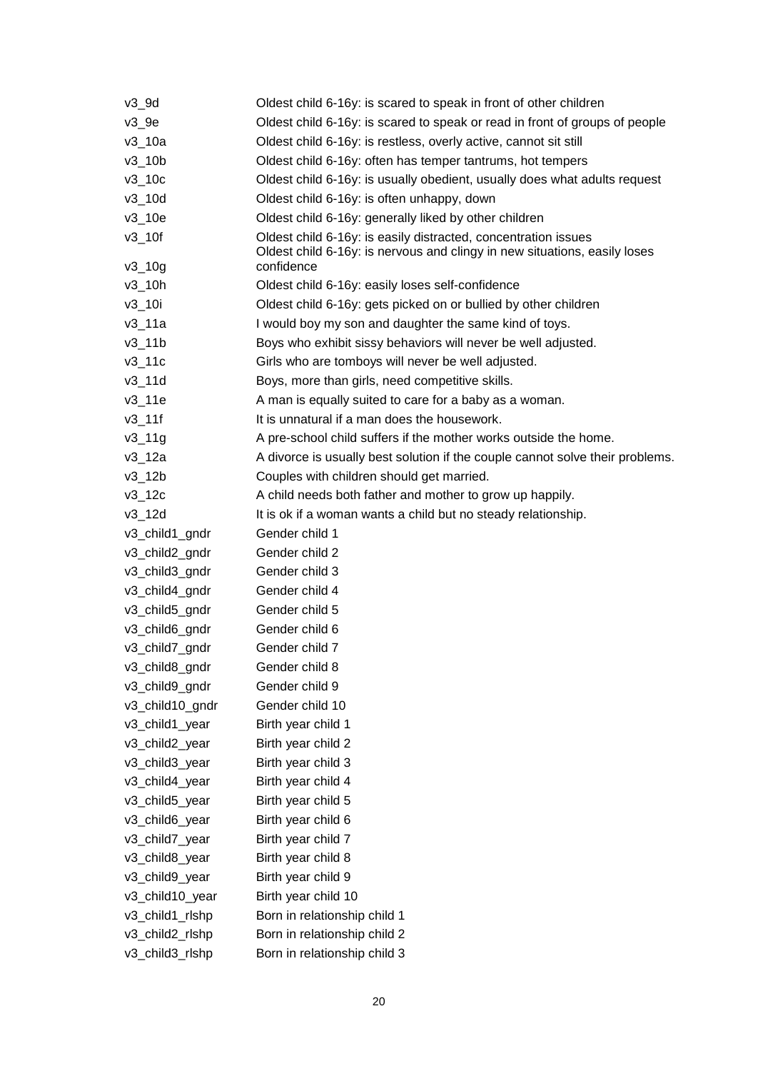| | |
|---|---|
| v3_9d | Oldest child 6-16y: is scared to speak in front of other children |
| v3_9e | Oldest child 6-16y: is scared to speak or read in front of groups of people |
| v3_10a | Oldest child 6-16y: is restless, overly active, cannot sit still |
| v3_10b | Oldest child 6-16y: often has temper tantrums, hot tempers |
| v3_10c | Oldest child 6-16y: is usually obedient, usually does what adults request |
| v3_10d | Oldest child 6-16y: is often unhappy, down |
| v3_10e | Oldest child 6-16y: generally liked by other children |
| v3_10f | Oldest child 6-16y: is easily distracted, concentration issues |
| v3_10g | Oldest child 6-16y: is nervous and clingy in new situations, easily loses confidence |
| v3_10h | Oldest child 6-16y: easily loses self-confidence |
| v3_10i | Oldest child 6-16y: gets picked on or bullied by other children |
| v3_11a | I would boy my son and daughter the same kind of toys. |
| v3_11b | Boys who exhibit sissy behaviors will never be well adjusted. |
| v3_11c | Girls who are tomboys will never be well adjusted. |
| v3_11d | Boys, more than girls, need competitive skills. |
| v3_11e | A man is equally suited to care for a baby as a woman. |
| v3_11f | It is unnatural if a man does the housework. |
| v3_11g | A pre-school child suffers if the mother works outside the home. |
| v3_12a | A divorce is usually best solution if the couple cannot solve their problems. |
| v3_12b | Couples with children should get married. |
| v3_12c | A child needs both father and mother to grow up happily. |
| v3_12d | It is ok if a woman wants a child but no steady relationship. |
| v3_child1_gndr | Gender child 1 |
| v3_child2_gndr | Gender child 2 |
| v3_child3_gndr | Gender child 3 |
| v3_child4_gndr | Gender child 4 |
| v3_child5_gndr | Gender child 5 |
| v3_child6_gndr | Gender child 6 |
| v3_child7_gndr | Gender child 7 |
| v3_child8_gndr | Gender child 8 |
| v3_child9_gndr | Gender child 9 |
| v3_child10_gndr | Gender child 10 |
| v3_child1_year | Birth year child 1 |
| v3_child2_year | Birth year child 2 |
| v3_child3_year | Birth year child 3 |
| v3_child4_year | Birth year child 4 |
| v3_child5_year | Birth year child 5 |
| v3_child6_year | Birth year child 6 |
| v3_child7_year | Birth year child 7 |
| v3_child8_year | Birth year child 8 |
| v3_child9_year | Birth year child 9 |
| v3_child10_year | Birth year child 10 |
| v3_child1_rlshp | Born in relationship child 1 |
| v3_child2_rlshp | Born in relationship child 2 |
| v3_child3_rlshp | Born in relationship child 3 |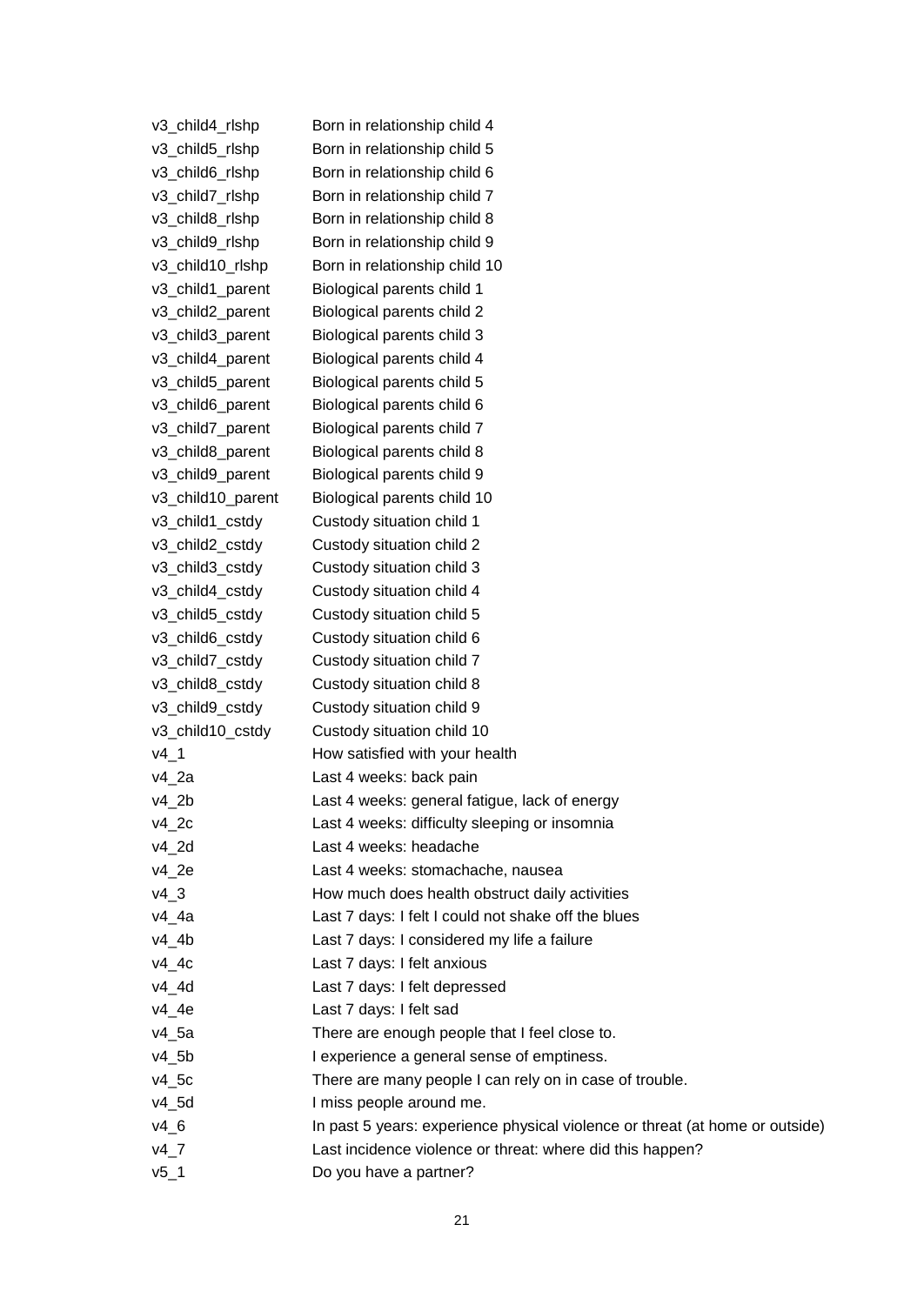| | |
|---|---|
| v3_child4_rlshp | Born in relationship child 4 |
| v3_child5_rlshp | Born in relationship child 5 |
| v3_child6_rlshp | Born in relationship child 6 |
| v3_child7_rlshp | Born in relationship child 7 |
| v3_child8_rlshp | Born in relationship child 8 |
| v3_child9_rlshp | Born in relationship child 9 |
| v3_child10_rlshp | Born in relationship child 10 |
| v3_child1_parent | Biological parents child 1 |
| v3_child2_parent | Biological parents child 2 |
| v3_child3_parent | Biological parents child 3 |
| v3_child4_parent | Biological parents child 4 |
| v3_child5_parent | Biological parents child 5 |
| v3_child6_parent | Biological parents child 6 |
| v3_child7_parent | Biological parents child 7 |
| v3_child8_parent | Biological parents child 8 |
| v3_child9_parent | Biological parents child 9 |
| v3_child10_parent | Biological parents child 10 |
| v3_child1_cstdy | Custody situation child 1 |
| v3_child2_cstdy | Custody situation child 2 |
| v3_child3_cstdy | Custody situation child 3 |
| v3_child4_cstdy | Custody situation child 4 |
| v3_child5_cstdy | Custody situation child 5 |
| v3_child6_cstdy | Custody situation child 6 |
| v3_child7_cstdy | Custody situation child 7 |
| v3_child8_cstdy | Custody situation child 8 |
| v3_child9_cstdy | Custody situation child 9 |
| v3_child10_cstdy | Custody situation child 10 |
| v4_1 | How satisfied with your health |
| v4_2a | Last 4 weeks: back pain |
| v4_2b | Last 4 weeks: general fatigue, lack of energy |
| v4_2c | Last 4 weeks: difficulty sleeping or insomnia |
| v4_2d | Last 4 weeks: headache |
| v4_2e | Last 4 weeks: stomachache, nausea |
| v4_3 | How much does health obstruct daily activities |
| v4_4a | Last 7 days: I felt I could not shake off the blues |
| v4_4b | Last 7 days: I considered my life a failure |
| v4_4c | Last 7 days: I felt anxious |
| v4_4d | Last 7 days: I felt depressed |
| v4_4e | Last 7 days: I felt sad |
| v4_5a | There are enough people that I feel close to. |
| v4_5b | I experience a general sense of emptiness. |
| v4_5c | There are many people I can rely on in case of trouble. |
| v4_5d | I miss people around me. |
| v4_6 | In past 5 years: experience physical violence or threat (at home or outside) |
| v4_7 | Last incidence violence or threat: where did this happen? |
| v5_1 | Do you have a partner? |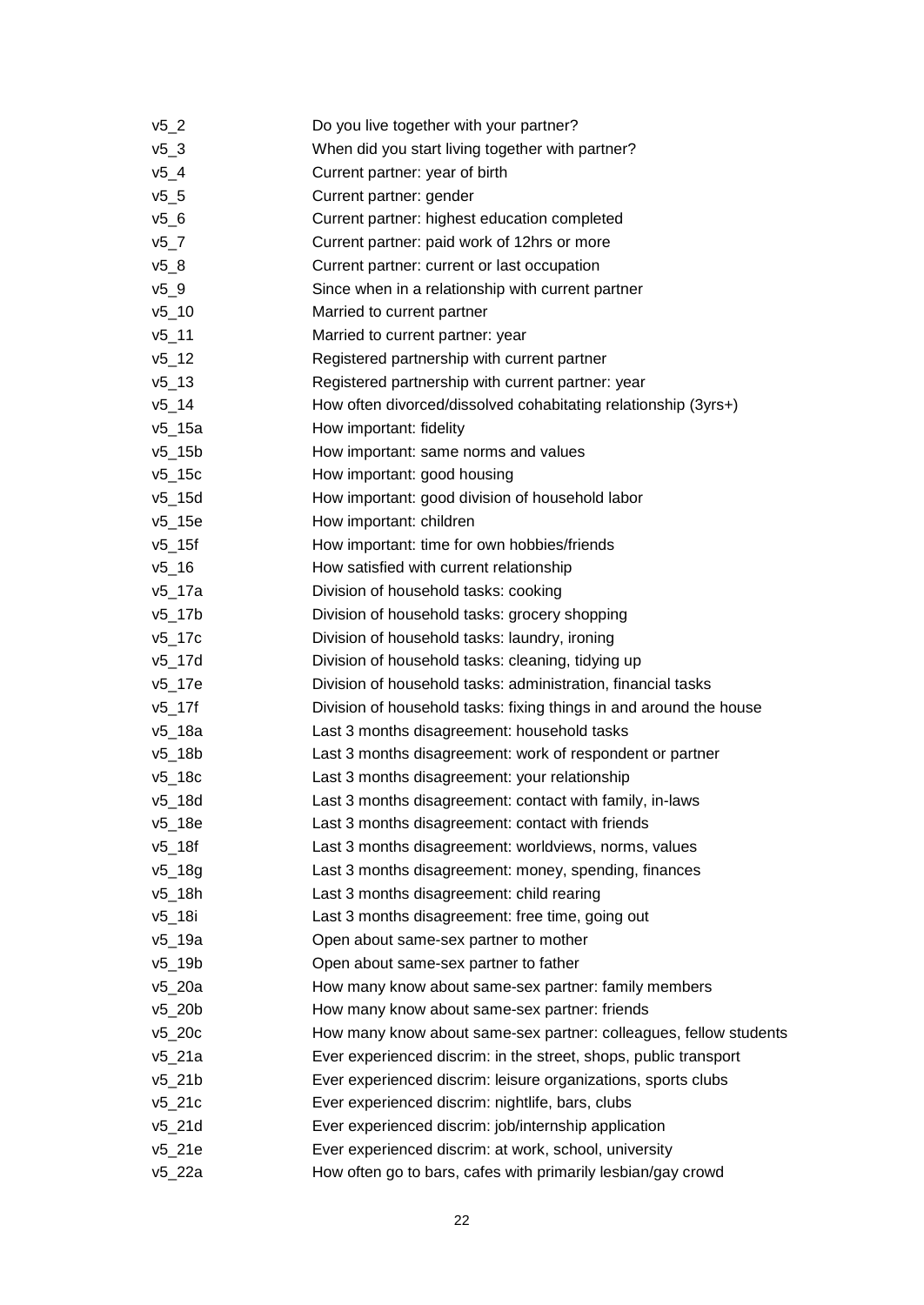| | |
|---|---|
| v5_2 | Do you live together with your partner? |
| v5_3 | When did you start living together with partner? |
| v5_4 | Current partner: year of birth |
| v5_5 | Current partner: gender |
| v5_6 | Current partner: highest education completed |
| v5_7 | Current partner: paid work of 12hrs or more |
| v5_8 | Current partner: current or last occupation |
| v5_9 | Since when in a relationship with current partner |
| v5_10 | Married to current partner |
| v5_11 | Married to current partner: year |
| v5_12 | Registered partnership with current partner |
| v5_13 | Registered partnership with current partner: year |
| v5_14 | How often divorced/dissolved cohabitating relationship (3yrs+) |
| v5_15a | How important: fidelity |
| v5_15b | How important: same norms and values |
| v5_15c | How important: good housing |
| v5_15d | How important: good division of household labor |
| v5_15e | How important: children |
| v5_15f | How important: time for own hobbies/friends |
| v5_16 | How satisfied with current relationship |
| v5_17a | Division of household tasks: cooking |
| v5_17b | Division of household tasks: grocery shopping |
| v5_17c | Division of household tasks: laundry, ironing |
| v5_17d | Division of household tasks: cleaning, tidying up |
| v5_17e | Division of household tasks: administration, financial tasks |
| v5_17f | Division of household tasks: fixing things in and around the house |
| v5_18a | Last 3 months disagreement: household tasks |
| v5_18b | Last 3 months disagreement: work of respondent or partner |
| v5_18c | Last 3 months disagreement: your relationship |
| v5_18d | Last 3 months disagreement: contact with family, in-laws |
| v5_18e | Last 3 months disagreement: contact with friends |
| v5_18f | Last 3 months disagreement: worldviews, norms, values |
| v5_18g | Last 3 months disagreement: money, spending, finances |
| v5_18h | Last 3 months disagreement: child rearing |
| v5_18i | Last 3 months disagreement: free time, going out |
| v5_19a | Open about same-sex partner to mother |
| v5_19b | Open about same-sex partner to father |
| v5_20a | How many know about same-sex partner: family members |
| v5_20b | How many know about same-sex partner: friends |
| v5_20c | How many know about same-sex partner: colleagues, fellow students |
| v5_21a | Ever experienced discrim: in the street, shops, public transport |
| v5_21b | Ever experienced discrim: leisure organizations, sports clubs |
| v5_21c | Ever experienced discrim: nightlife, bars, clubs |
| v5_21d | Ever experienced discrim: job/internship application |
| v5_21e | Ever experienced discrim: at work, school, university |
| v5_22a | How often go to bars, cafes with primarily lesbian/gay crowd |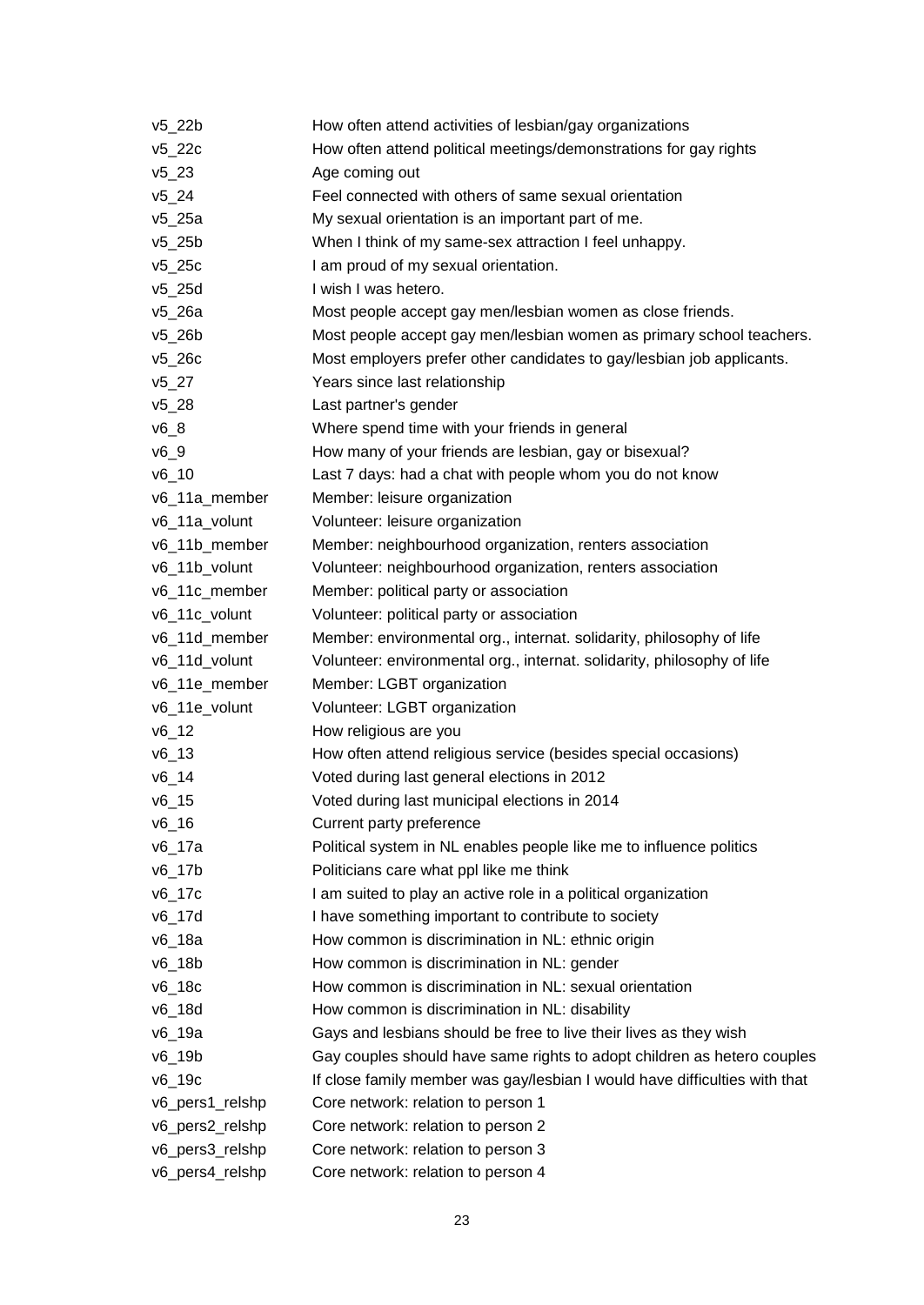| | |
|---|---|
| v5_22b | How often attend activities of lesbian/gay organizations |
| v5_22c | How often attend political meetings/demonstrations for gay rights |
| v5_23 | Age coming out |
| v5_24 | Feel connected with others of same sexual orientation |
| v5_25a | My sexual orientation is an important part of me. |
| v5_25b | When I think of my same-sex attraction I feel unhappy. |
| v5_25c | I am proud of my sexual orientation. |
| v5_25d | I wish I was hetero. |
| v5_26a | Most people accept gay men/lesbian women as close friends. |
| v5_26b | Most people accept gay men/lesbian women as primary school teachers. |
| v5_26c | Most employers prefer other candidates to gay/lesbian job applicants. |
| v5_27 | Years since last relationship |
| v5_28 | Last partner's gender |
| v6_8 | Where spend time with your friends in general |
| v6_9 | How many of your friends are lesbian, gay or bisexual? |
| v6_10 | Last 7 days: had a chat with people whom you do not know |
| v6_11a_member | Member: leisure organization |
| v6_11a_volunt | Volunteer: leisure organization |
| v6_11b_member | Member: neighbourhood organization, renters association |
| v6_11b_volunt | Volunteer: neighbourhood organization, renters association |
| v6_11c_member | Member: political party or association |
| v6_11c_volunt | Volunteer: political party or association |
| v6_11d_member | Member: environmental org., internat. solidarity, philosophy of life |
| v6_11d_volunt | Volunteer: environmental org., internat. solidarity, philosophy of life |
| v6_11e_member | Member: LGBT organization |
| v6_11e_volunt | Volunteer: LGBT organization |
| v6_12 | How religious are you |
| v6_13 | How often attend religious service (besides special occasions) |
| v6_14 | Voted during last general elections in 2012 |
| v6_15 | Voted during last municipal elections in 2014 |
| v6_16 | Current party preference |
| v6_17a | Political system in NL enables people like me to influence politics |
| v6_17b | Politicians care what ppl like me think |
| v6_17c | I am suited to play an active role in a political organization |
| v6_17d | I have something important to contribute to society |
| v6_18a | How common is discrimination in NL: ethnic origin |
| v6_18b | How common is discrimination in NL: gender |
| v6_18c | How common is discrimination in NL: sexual orientation |
| v6_18d | How common is discrimination in NL: disability |
| v6_19a | Gays and lesbians should be free to live their lives as they wish |
| v6_19b | Gay couples should have same rights to adopt children as hetero couples |
| v6_19c | If close family member was gay/lesbian I would have difficulties with that |
| v6_pers1_relshp | Core network: relation to person 1 |
| v6_pers2_relshp | Core network: relation to person 2 |
| v6_pers3_relshp | Core network: relation to person 3 |
| v6_pers4_relshp | Core network: relation to person 4 |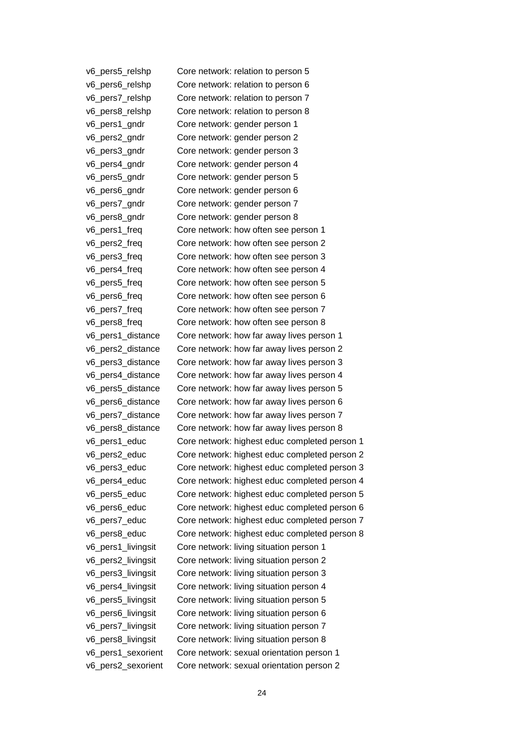| | |
|---|---|
| v6_pers5_relshp | Core network: relation to person 5 |
| v6_pers6_relshp | Core network: relation to person 6 |
| v6_pers7_relshp | Core network: relation to person 7 |
| v6_pers8_relshp | Core network: relation to person 8 |
| v6_pers1_gndr | Core network: gender person 1 |
| v6_pers2_gndr | Core network: gender person 2 |
| v6_pers3_gndr | Core network: gender person 3 |
| v6_pers4_gndr | Core network: gender person 4 |
| v6_pers5_gndr | Core network: gender person 5 |
| v6_pers6_gndr | Core network: gender person 6 |
| v6_pers7_gndr | Core network: gender person 7 |
| v6_pers8_gndr | Core network: gender person 8 |
| v6_pers1_freq | Core network: how often see person 1 |
| v6_pers2_freq | Core network: how often see person 2 |
| v6_pers3_freq | Core network: how often see person 3 |
| v6_pers4_freq | Core network: how often see person 4 |
| v6_pers5_freq | Core network: how often see person 5 |
| v6_pers6_freq | Core network: how often see person 6 |
| v6_pers7_freq | Core network: how often see person 7 |
| v6_pers8_freq | Core network: how often see person 8 |
| v6_pers1_distance | Core network: how far away lives person 1 |
| v6_pers2_distance | Core network: how far away lives person 2 |
| v6_pers3_distance | Core network: how far away lives person 3 |
| v6_pers4_distance | Core network: how far away lives person 4 |
| v6_pers5_distance | Core network: how far away lives person 5 |
| v6_pers6_distance | Core network: how far away lives person 6 |
| v6_pers7_distance | Core network: how far away lives person 7 |
| v6_pers8_distance | Core network: how far away lives person 8 |
| v6_pers1_educ | Core network: highest educ completed person 1 |
| v6_pers2_educ | Core network: highest educ completed person 2 |
| v6_pers3_educ | Core network: highest educ completed person 3 |
| v6_pers4_educ | Core network: highest educ completed person 4 |
| v6_pers5_educ | Core network: highest educ completed person 5 |
| v6_pers6_educ | Core network: highest educ completed person 6 |
| v6_pers7_educ | Core network: highest educ completed person 7 |
| v6_pers8_educ | Core network: highest educ completed person 8 |
| v6_pers1_livingsit | Core network: living situation person 1 |
| v6_pers2_livingsit | Core network: living situation person 2 |
| v6_pers3_livingsit | Core network: living situation person 3 |
| v6_pers4_livingsit | Core network: living situation person 4 |
| v6_pers5_livingsit | Core network: living situation person 5 |
| v6_pers6_livingsit | Core network: living situation person 6 |
| v6_pers7_livingsit | Core network: living situation person 7 |
| v6_pers8_livingsit | Core network: living situation person 8 |
| v6_pers1_sexorient | Core network: sexual orientation person 1 |
| v6_pers2_sexorient | Core network: sexual orientation person 2 |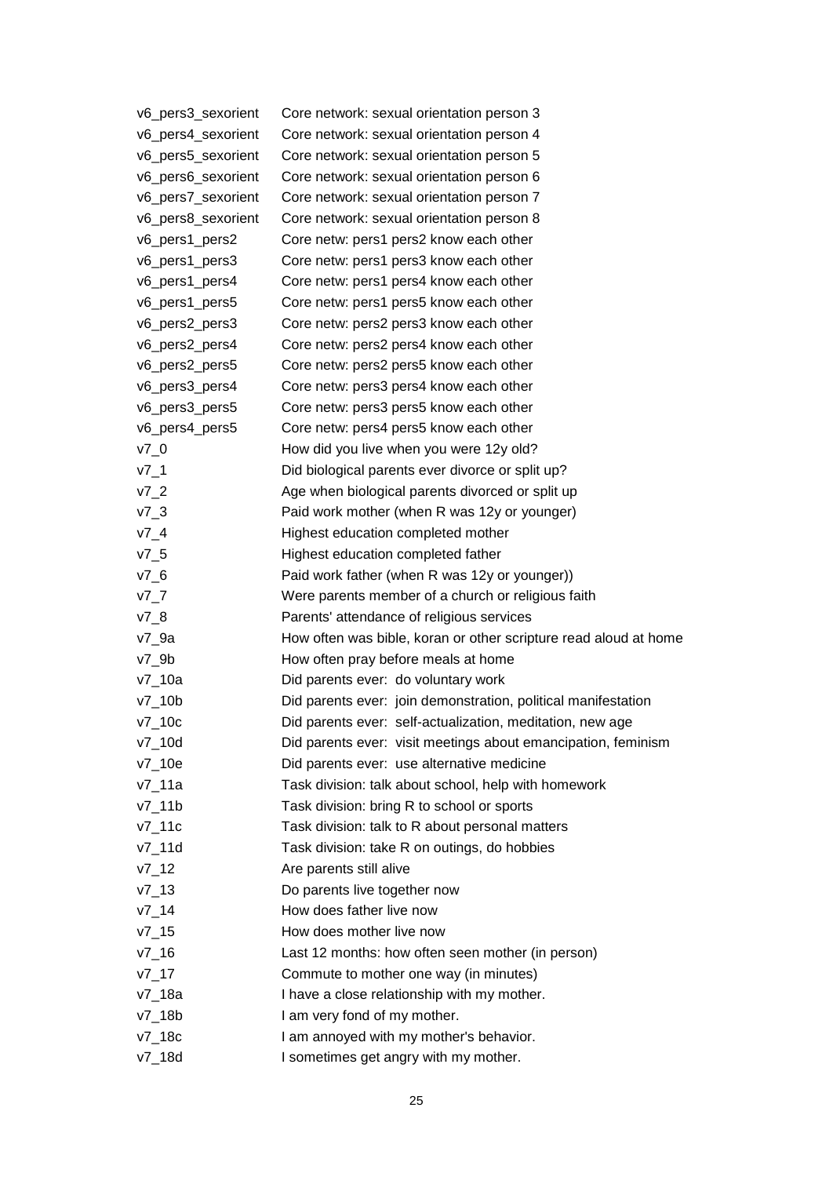| | |
|---|---|
| v6_pers3_sexorient | Core network: sexual orientation person 3 |
| v6_pers4_sexorient | Core network: sexual orientation person 4 |
| v6_pers5_sexorient | Core network: sexual orientation person 5 |
| v6_pers6_sexorient | Core network: sexual orientation person 6 |
| v6_pers7_sexorient | Core network: sexual orientation person 7 |
| v6_pers8_sexorient | Core network: sexual orientation person 8 |
| v6_pers1_pers2 | Core netw: pers1 pers2 know each other |
| v6_pers1_pers3 | Core netw: pers1 pers3 know each other |
| v6_pers1_pers4 | Core netw: pers1 pers4 know each other |
| v6_pers1_pers5 | Core netw: pers1 pers5 know each other |
| v6_pers2_pers3 | Core netw: pers2 pers3 know each other |
| v6_pers2_pers4 | Core netw: pers2 pers4 know each other |
| v6_pers2_pers5 | Core netw: pers2 pers5 know each other |
| v6_pers3_pers4 | Core netw: pers3 pers4 know each other |
| v6_pers3_pers5 | Core netw: pers3 pers5 know each other |
| v6_pers4_pers5 | Core netw: pers4 pers5 know each other |
| v7_0 | How did you live when you were 12y old? |
| v7_1 | Did biological parents ever divorce or split up? |
| v7_2 | Age when biological parents divorced or split up |
| v7_3 | Paid work mother (when R was 12y or younger) |
| v7_4 | Highest education completed mother |
| v7_5 | Highest education completed father |
| v7_6 | Paid work father (when R was 12y or younger)) |
| v7_7 | Were parents member of a church or religious faith |
| v7_8 | Parents' attendance of religious services |
| v7_9a | How often was bible, koran or other scripture read aloud at home |
| v7_9b | How often pray before meals at home |
| v7_10a | Did parents ever: do voluntary work |
| v7_10b | Did parents ever: join demonstration, political manifestation |
| v7_10c | Did parents ever: self-actualization, meditation, new age |
| v7_10d | Did parents ever: visit meetings about emancipation, feminism |
| v7_10e | Did parents ever: use alternative medicine |
| v7_11a | Task division: talk about school, help with homework |
| v7_11b | Task division: bring R to school or sports |
| v7_11c | Task division: talk to R about personal matters |
| v7_11d | Task division: take R on outings, do hobbies |
| v7_12 | Are parents still alive |
| v7_13 | Do parents live together now |
| v7_14 | How does father live now |
| v7_15 | How does mother live now |
| v7_16 | Last 12 months: how often seen mother (in person) |
| v7_17 | Commute to mother one way (in minutes) |
| v7_18a | I have a close relationship with my mother. |
| v7_18b | I am very fond of my mother. |
| v7_18c | I am annoyed with my mother's behavior. |
| v7_18d | I sometimes get angry with my mother. |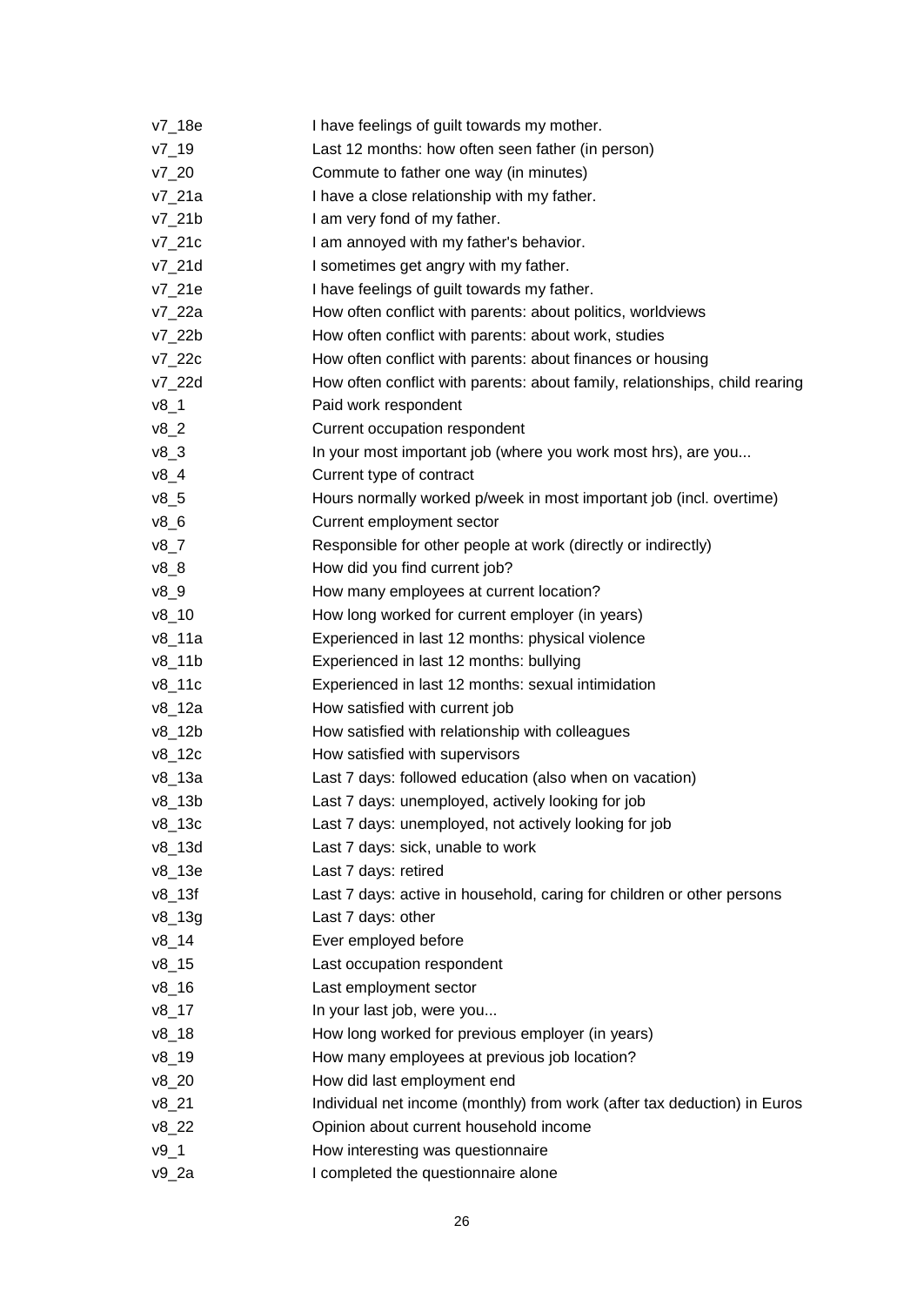| | |
|---|---|
| v7_18e | I have feelings of guilt towards my mother. |
| v7_19 | Last 12 months: how often seen father (in person) |
| v7_20 | Commute to father one way (in minutes) |
| v7_21a | I have a close relationship with my father. |
| v7_21b | I am very fond of my father. |
| v7_21c | I am annoyed with my father's behavior. |
| v7_21d | I sometimes get angry with my father. |
| v7_21e | I have feelings of guilt towards my father. |
| v7_22a | How often conflict with parents: about politics, worldviews |
| v7_22b | How often conflict with parents: about work, studies |
| v7_22c | How often conflict with parents: about finances or housing |
| v7_22d | How often conflict with parents: about family, relationships, child rearing |
| v8_1 | Paid work respondent |
| v8_2 | Current occupation respondent |
| v8_3 | In your most important job (where you work most hrs), are you... |
| v8_4 | Current type of contract |
| v8_5 | Hours normally worked p/week in most important job (incl. overtime) |
| v8_6 | Current employment sector |
| v8_7 | Responsible for other people at work (directly or indirectly) |
| v8_8 | How did you find current job? |
| v8_9 | How many employees at current location? |
| v8_10 | How long worked for current employer (in years) |
| v8_11a | Experienced in last 12 months: physical violence |
| v8_11b | Experienced in last 12 months: bullying |
| v8_11c | Experienced in last 12 months: sexual intimidation |
| v8_12a | How satisfied with current job |
| v8_12b | How satisfied with relationship with colleagues |
| v8_12c | How satisfied with supervisors |
| v8_13a | Last 7 days: followed education (also when on vacation) |
| v8_13b | Last 7 days: unemployed, actively looking for job |
| v8_13c | Last 7 days: unemployed, not actively looking for job |
| v8_13d | Last 7 days: sick, unable to work |
| v8_13e | Last 7 days: retired |
| v8_13f | Last 7 days: active in household, caring for children or other persons |
| v8_13g | Last 7 days: other |
| v8_14 | Ever employed before |
| v8_15 | Last occupation respondent |
| v8_16 | Last employment sector |
| v8_17 | In your last job, were you... |
| v8_18 | How long worked for previous employer (in years) |
| v8_19 | How many employees at previous job location? |
| v8_20 | How did last employment end |
| v8_21 | Individual net income (monthly) from work (after tax deduction) in Euros |
| v8_22 | Opinion about current household income |
| v9_1 | How interesting was questionnaire |
| v9_2a | I completed the questionnaire alone |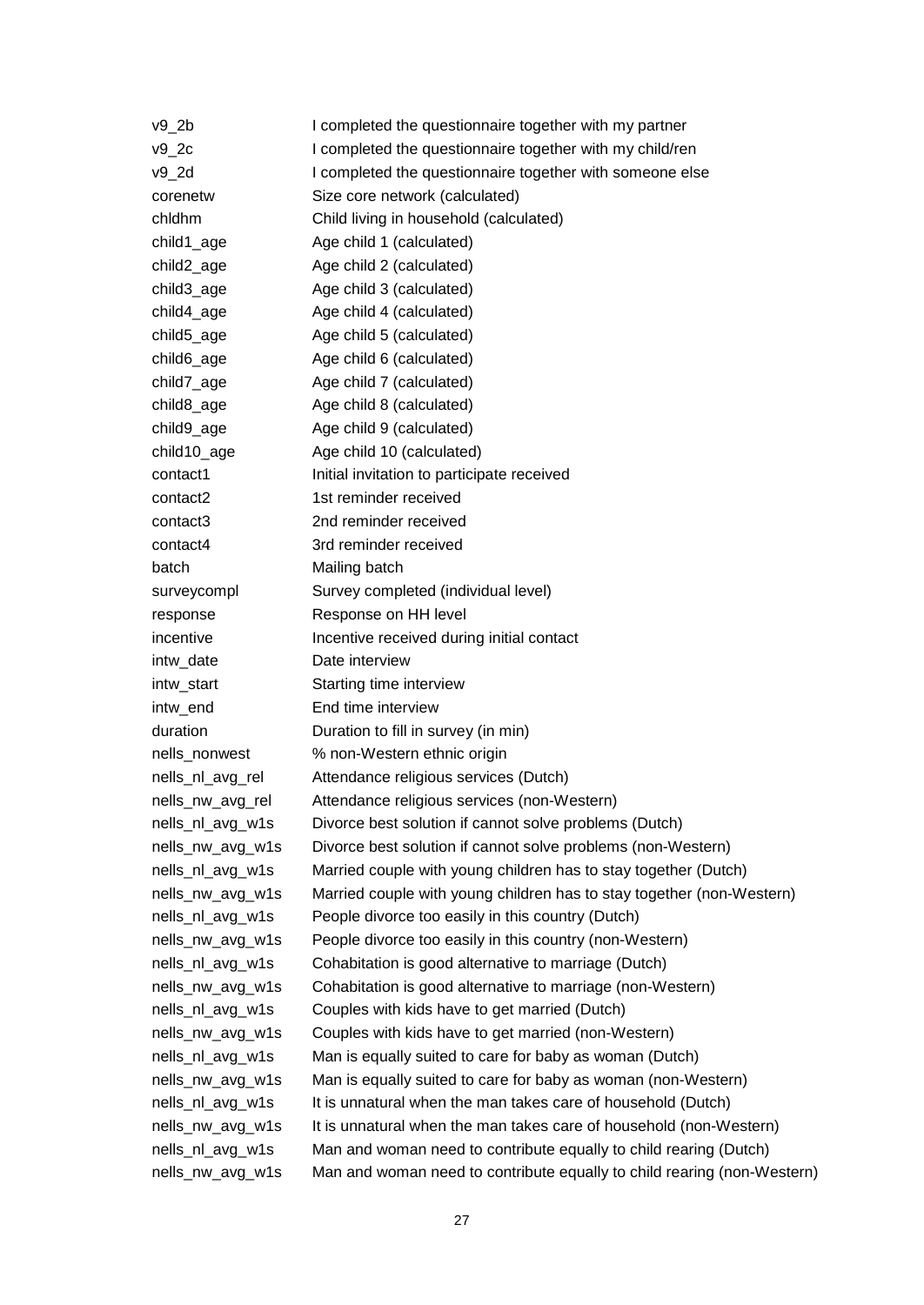| | |
|---|---|
| v9_2b | I completed the questionnaire together with my partner |
| v9_2c | I completed the questionnaire together with my child/ren |
| v9_2d | I completed the questionnaire together with someone else |
| corenetw | Size core network (calculated) |
| chldhm | Child living in household (calculated) |
| child1_age | Age child 1 (calculated) |
| child2_age | Age child 2 (calculated) |
| child3_age | Age child 3 (calculated) |
| child4_age | Age child 4 (calculated) |
| child5_age | Age child 5 (calculated) |
| child6_age | Age child 6 (calculated) |
| child7_age | Age child 7 (calculated) |
| child8_age | Age child 8 (calculated) |
| child9_age | Age child 9 (calculated) |
| child10_age | Age child 10 (calculated) |
| contact1 | Initial invitation to participate received |
| contact2 | 1st reminder received |
| contact3 | 2nd reminder received |
| contact4 | 3rd reminder received |
| batch | Mailing batch |
| surveycompl | Survey completed (individual level) |
| response | Response on HH level |
| incentive | Incentive received during initial contact |
| intw_date | Date interview |
| intw_start | Starting time interview |
| intw_end | End time interview |
| duration | Duration to fill in survey (in min) |
| nells_nonwest | % non-Western ethnic origin |
| nells_nl_avg_rel | Attendance religious services (Dutch) |
| nells_nw_avg_rel | Attendance religious services (non-Western) |
| nells_nl_avg_w1s | Divorce best solution if cannot solve problems (Dutch) |
| nells_nw_avg_w1s | Divorce best solution if cannot solve problems (non-Western) |
| nells_nl_avg_w1s | Married couple with young children has to stay together (Dutch) |
| nells_nw_avg_w1s | Married couple with young children has to stay together (non-Western) |
| nells_nl_avg_w1s | People divorce too easily in this country (Dutch) |
| nells_nw_avg_w1s | People divorce too easily in this country (non-Western) |
| nells_nl_avg_w1s | Cohabitation is good alternative to marriage (Dutch) |
| nells_nw_avg_w1s | Cohabitation is good alternative to marriage (non-Western) |
| nells_nl_avg_w1s | Couples with kids have to get married (Dutch) |
| nells_nw_avg_w1s | Couples with kids have to get married (non-Western) |
| nells_nl_avg_w1s | Man is equally suited to care for baby as woman (Dutch) |
| nells_nw_avg_w1s | Man is equally suited to care for baby as woman (non-Western) |
| nells_nl_avg_w1s | It is unnatural when the man takes care of household (Dutch) |
| nells_nw_avg_w1s | It is unnatural when the man takes care of household (non-Western) |
| nells_nl_avg_w1s | Man and woman need to contribute equally to child rearing (Dutch) |
| nells_nw_avg_w1s | Man and woman need to contribute equally to child rearing (non-Western) |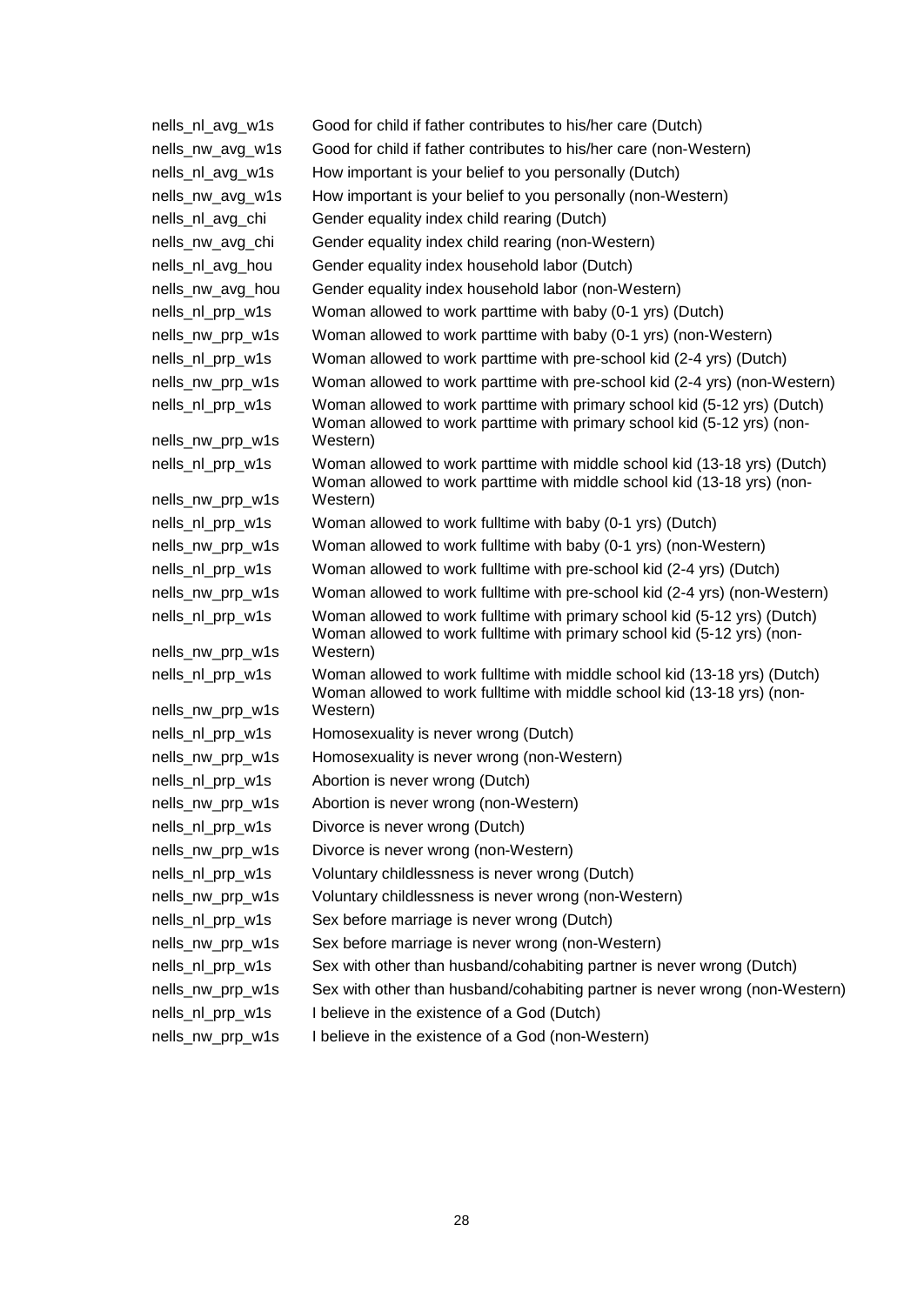| | |
|---|---|
| nells_nl_avg_w1s | Good for child if father contributes to his/her care (Dutch) |
| nells_nw_avg_w1s | Good for child if father contributes to his/her care (non-Western) |
| nells_nl_avg_w1s | How important is your belief to you personally (Dutch) |
| nells_nw_avg_w1s | How important is your belief to you personally (non-Western) |
| nells_nl_avg_chi | Gender equality index child rearing (Dutch) |
| nells_nw_avg_chi | Gender equality index child rearing (non-Western) |
| nells_nl_avg_hou | Gender equality index household labor (Dutch) |
| nells_nw_avg_hou | Gender equality index household labor (non-Western) |
| nells_nl_prp_w1s | Woman allowed to work parttime with baby (0-1 yrs) (Dutch) |
| nells_nw_prp_w1s | Woman allowed to work parttime with baby (0-1 yrs) (non-Western) |
| nells_nl_prp_w1s | Woman allowed to work parttime with pre-school kid (2-4 yrs) (Dutch) |
| nells_nw_prp_w1s | Woman allowed to work parttime with pre-school kid (2-4 yrs) (non-Western) |
| nells_nl_prp_w1s | Woman allowed to work parttime with primary school kid (5-12 yrs) (Dutch) |
| nells_nw_prp_w1s | Woman allowed to work parttime with primary school kid (5-12 yrs) (non-Western) |
| nells_nl_prp_w1s | Woman allowed to work parttime with middle school kid (13-18 yrs) (Dutch) |
| nells_nw_prp_w1s | Woman allowed to work parttime with middle school kid (13-18 yrs) (non-Western) |
| nells_nl_prp_w1s | Woman allowed to work fulltime with baby (0-1 yrs) (Dutch) |
| nells_nw_prp_w1s | Woman allowed to work fulltime with baby (0-1 yrs) (non-Western) |
| nells_nl_prp_w1s | Woman allowed to work fulltime with pre-school kid (2-4 yrs) (Dutch) |
| nells_nw_prp_w1s | Woman allowed to work fulltime with pre-school kid (2-4 yrs) (non-Western) |
| nells_nl_prp_w1s | Woman allowed to work fulltime with primary school kid (5-12 yrs) (Dutch) |
| nells_nw_prp_w1s | Woman allowed to work fulltime with primary school kid (5-12 yrs) (non-Western) |
| nells_nl_prp_w1s | Woman allowed to work fulltime with middle school kid (13-18 yrs) (Dutch) |
| nells_nw_prp_w1s | Woman allowed to work fulltime with middle school kid (13-18 yrs) (non-Western) |
| nells_nl_prp_w1s | Homosexuality is never wrong (Dutch) |
| nells_nw_prp_w1s | Homosexuality is never wrong (non-Western) |
| nells_nl_prp_w1s | Abortion is never wrong (Dutch) |
| nells_nw_prp_w1s | Abortion is never wrong (non-Western) |
| nells_nl_prp_w1s | Divorce is never wrong (Dutch) |
| nells_nw_prp_w1s | Divorce is never wrong (non-Western) |
| nells_nl_prp_w1s | Voluntary childlessness is never wrong (Dutch) |
| nells_nw_prp_w1s | Voluntary childlessness is never wrong (non-Western) |
| nells_nl_prp_w1s | Sex before marriage is never wrong (Dutch) |
| nells_nw_prp_w1s | Sex before marriage is never wrong (non-Western) |
| nells_nl_prp_w1s | Sex with other than husband/cohabiting partner is never wrong (Dutch) |
| nells_nw_prp_w1s | Sex with other than husband/cohabiting partner is never wrong (non-Western) |
| nells_nl_prp_w1s | I believe in the existence of a God (Dutch) |
| nells_nw_prp_w1s | I believe in the existence of a God (non-Western) |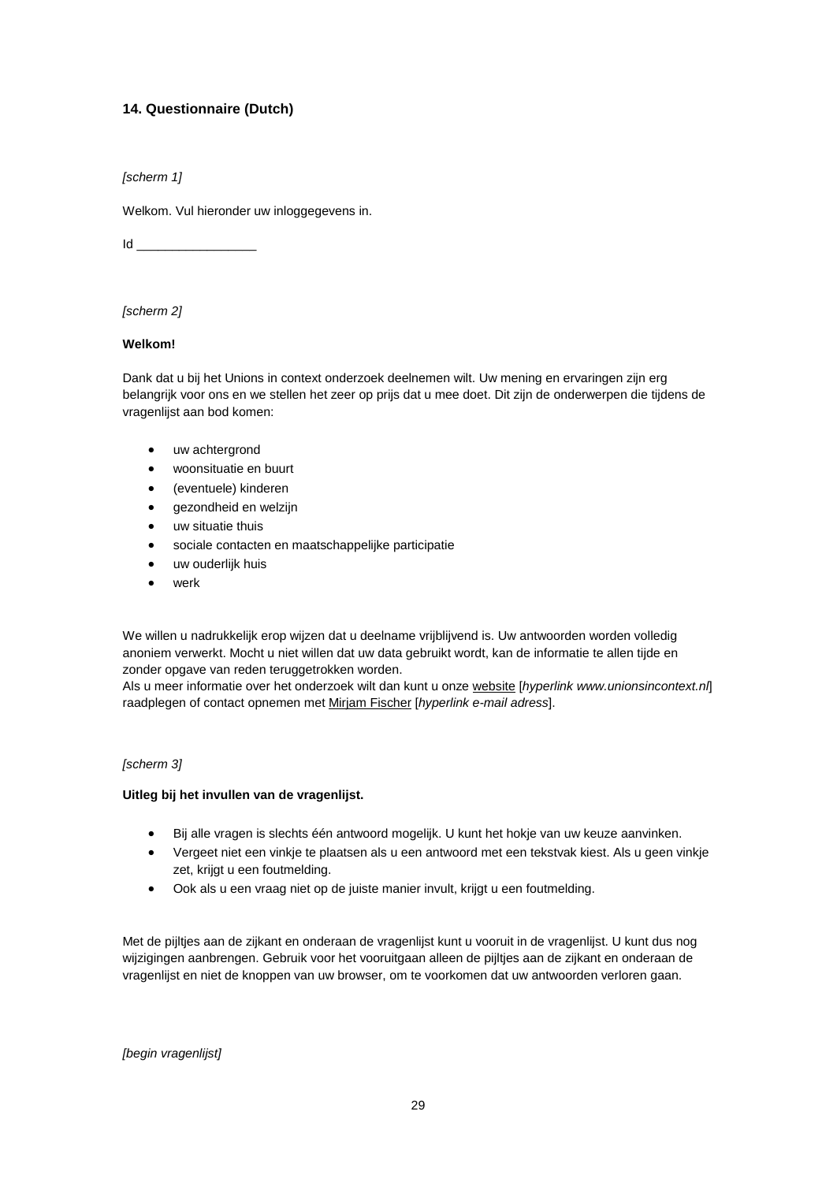### 14. Questionnaire (Dutch)

*[scherm 1]*

Welkom. Vul hieronder uw inloggegevens in.

Id _________________

*[scherm 2]*

**Welkom!**

Dank dat u bij het Unions in context onderzoek deelnemen wilt. Uw mening en ervaringen zijn erg belangrijk voor ons en we stellen het zeer op prijs dat u mee doet. Dit zijn de onderwerpen die tijdens de vragenlijst aan bod komen:

- uw achtergrond
- woonsituatie en buurt
- (eventuele) kinderen
- gezondheid en welzijn
- uw situatie thuis
- sociale contacten en maatschappelijke participatie
- uw ouderlijk huis
- werk

We willen u nadrukkelijk erop wijzen dat u deelname vrijblijvend is. Uw antwoorden worden volledig anoniem verwerkt. Mocht u niet willen dat uw data gebruikt wordt, kan de informatie te allen tijde en zonder opgave van reden teruggetrokken worden.
Als u meer informatie over het onderzoek wilt dan kunt u onze website [*hyperlink www.unionsincontext.nl*] raadplegen of contact opnemen met Mirjam Fischer [*hyperlink e-mail adress*].

*[scherm 3]*

**Uitleg bij het invullen van de vragenlijst.**

- Bij alle vragen is slechts één antwoord mogelijk. U kunt het hokje van uw keuze aanvinken.
- Vergeet niet een vinkje te plaatsen als u een antwoord met een tekstvak kiest. Als u geen vinkje zet, krijgt u een foutmelding.
- Ook als u een vraag niet op de juiste manier invult, krijgt u een foutmelding.

Met de pijltjes aan de zijkant en onderaan de vragenlijst kunt u vooruit in de vragenlijst. U kunt dus nog wijzigingen aanbrengen. Gebruik voor het vooruitgaan alleen de pijltjes aan de zijkant en onderaan de vragenlijst en niet de knoppen van uw browser, om te voorkomen dat uw antwoorden verloren gaan.

*[begin vragenlijst]*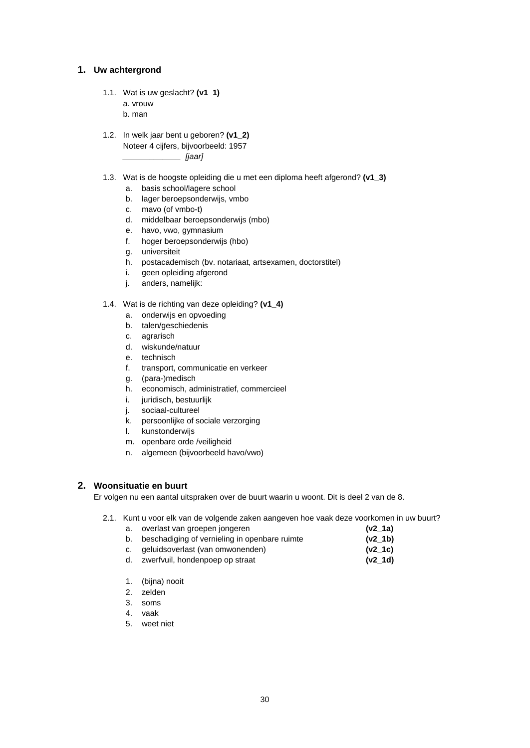## 1. Uw achtergrond

1.1. Wat is uw geslacht? **(v1_1)**
   a. vrouw
   b. man

1.2. In welk jaar bent u geboren? **(v1_2)**
   Noteer 4 cijfers, bijvoorbeeld: 1957
   _____________ *[jaar]*

1.3. Wat is de hoogste opleiding die u met een diploma heeft afgerond? **(v1_3)**
   a. basis school/lagere school
   b. lager beroepsonderwijs, vmbo
   c. mavo (of vmbo-t)
   d. middelbaar beroepsonderwijs (mbo)
   e. havo, vwo, gymnasium
   f. hoger beroepsonderwijs (hbo)
   g. universiteit
   h. postacademisch (bv. notariaat, artsexamen, doctorstitel)
   i. geen opleiding afgerond
   j. anders, namelijk:

1.4. Wat is de richting van deze opleiding? **(v1_4)**
   a. onderwijs en opvoeding
   b. talen/geschiedenis
   c. agrarisch
   d. wiskunde/natuur
   e. technisch
   f. transport, communicatie en verkeer
   g. (para-)medisch
   h. economisch, administratief, commercieel
   i. juridisch, bestuurlijk
   j. sociaal-cultureel
   k. persoonlijke of sociale verzorging
   l. kunstonderwijs
   m. openbare orde /veiligheid
   n. algemeen (bijvoorbeeld havo/vwo)

## 2. Woonsituatie en buurt

Er volgen nu een aantal uitspraken over de buurt waarin u woont. Dit is deel 2 van de 8.

2.1. Kunt u voor elk van de volgende zaken aangeven hoe vaak deze voorkomen in uw buurt?
   a. overlast van groepen jongeren **(v2_1a)**
   b. beschadiging of vernieling in openbare ruimte **(v2_1b)**
   c. geluidsoverlast (van omwonenden) **(v2_1c)**
   d. zwerfvuil, hondenpoep op straat **(v2_1d)**

   1. (bijna) nooit
   2. zelden
   3. soms
   4. vaak
   5. weet niet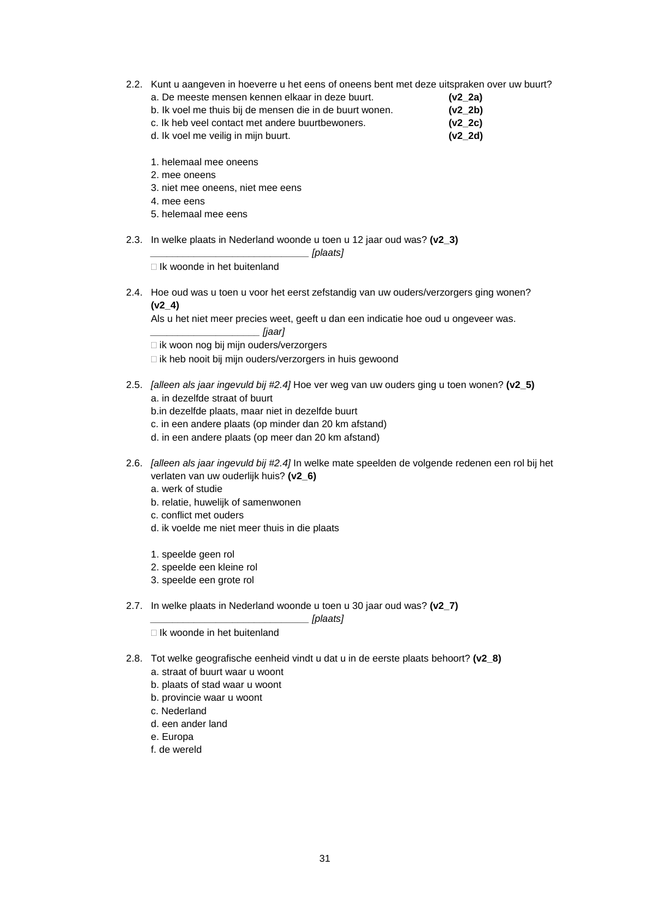2.2. Kunt u aangeven in hoeverre u het eens of oneens bent met deze uitspraken over uw buurt?

a. De meeste mensen kennen elkaar in deze buurt. **(v2_2a)**
b. Ik voel me thuis bij de mensen die in de buurt wonen. **(v2_2b)**
c. Ik heb veel contact met andere buurtbewoners. **(v2_2c)**
d. Ik voel me veilig in mijn buurt. **(v2_2d)**

1. helemaal mee oneens
2. mee oneens
3. niet mee oneens, niet mee eens
4. mee eens
5. helemaal mee eens

2.3. In welke plaats in Nederland woonde u toen u 12 jaar oud was? **(v2_3)**

_____________________________ *[plaats]*

□ Ik woonde in het buitenland

2.4. Hoe oud was u toen u voor het eerst zelfstandig van uw ouders/verzorgers ging wonen? **(v2_4)**

Als u het niet meer precies weet, geeft u dan een indicatie hoe oud u ongeveer was.

____________________ *[jaar]*

□ ik woon nog bij mijn ouders/verzorgers
□ ik heb nooit bij mijn ouders/verzorgers in huis gewoond

2.5. *[alleen als jaar ingevuld bij #2.4]* Hoe ver weg van uw ouders ging u toen wonen? **(v2_5)**

a. in dezelfde straat of buurt
b.in dezelfde plaats, maar niet in dezelfde buurt
c. in een andere plaats (op minder dan 20 km afstand)
d. in een andere plaats (op meer dan 20 km afstand)

2.6. *[alleen als jaar ingevuld bij #2.4]* In welke mate speelden de volgende redenen een rol bij het verlaten van uw ouderlijk huis? **(v2_6)**

a. werk of studie
b. relatie, huwelijk of samenwonen
c. conflict met ouders
d. ik voelde me niet meer thuis in die plaats

1. speelde geen rol
2. speelde een kleine rol
3. speelde een grote rol

2.7. In welke plaats in Nederland woonde u toen u 30 jaar oud was? **(v2_7)**

_____________________________ *[plaats]*

□ Ik woonde in het buitenland

2.8. Tot welke geografische eenheid vindt u dat u in de eerste plaats behoort? **(v2_8)**

a. straat of buurt waar u woont
b. plaats of stad waar u woont
b. provincie waar u woont
c. Nederland
d. een ander land
e. Europa
f. de wereld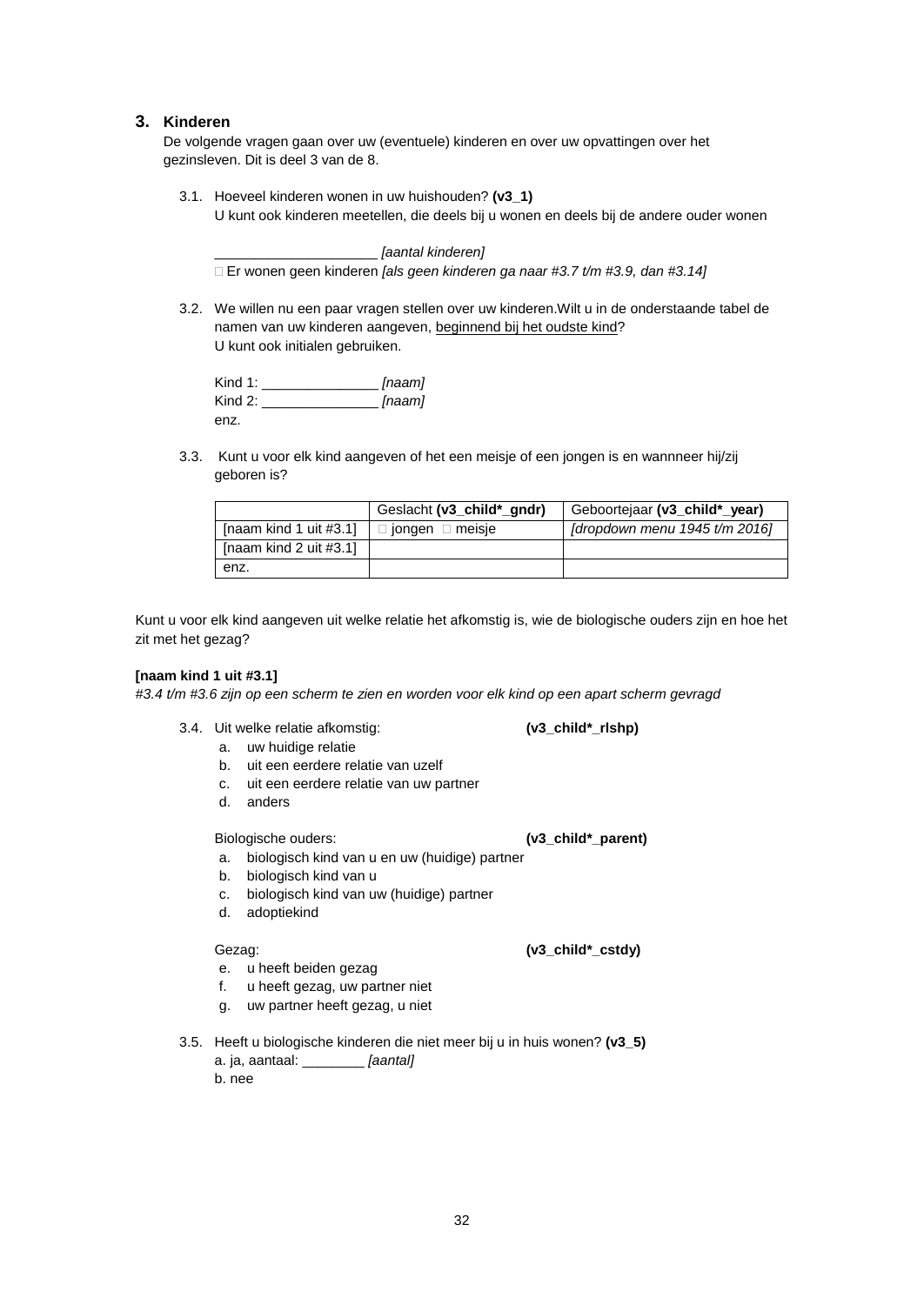## 3. Kinderen

De volgende vragen gaan over uw (eventuele) kinderen en over uw opvattingen over het gezinsleven. Dit is deel 3 van de 8.

3.1. Hoeveel kinderen wonen in uw huishouden? **(v3_1)**
U kunt ook kinderen meetellen, die deels bij u wonen en deels bij de andere ouder wonen

_____________________ *[aantal kinderen]*
□ Er wonen geen kinderen *[als geen kinderen ga naar #3.7 t/m #3.9, dan #3.14]*

3.2. We willen nu een paar vragen stellen over uw kinderen.Wilt u in de onderstaande tabel de namen van uw kinderen aangeven, <u>beginnend bij het oudste kind</u>?
U kunt ook initialen gebruiken.

Kind 1: _______________ *[naam]*
Kind 2: _______________ *[naam]*
enz.

3.3. Kunt u voor elk kind aangeven of het een meisje of een jongen is en wannneer hij/zij geboren is?

| | Geslacht **(v3_child*_gndr)** | Geboortejaar **(v3_child*_year)** |
|---|---|---|
| [naam kind 1 uit #3.1] | □ jongen □ meisje | *[dropdown menu 1945 t/m 2016]* |
| [naam kind 2 uit #3.1] | | |
| enz. | | |

Kunt u voor elk kind aangeven uit welke relatie het afkomstig is, wie de biologische ouders zijn en hoe het zit met het gezag?

**[naam kind 1 uit #3.1]**
*#3.4 t/m #3.6 zijn op een scherm te zien en worden voor elk kind op een apart scherm gevraagd*

3.4. Uit welke relatie afkomstig: **(v3_child*_rlshp)**
a. uw huidige relatie
b. uit een eerdere relatie van uzelf
c. uit een eerdere relatie van uw partner
d. anders

Biologische ouders: **(v3_child*_parent)**
a. biologisch kind van u en uw (huidige) partner
b. biologisch kind van u
c. biologisch kind van uw (huidige) partner
d. adoptiekind

Gezag: **(v3_child*_cstdy)**
e. u heeft beiden gezag
f. u heeft gezag, uw partner niet
g. uw partner heeft gezag, u niet

3.5. Heeft u biologische kinderen die niet meer bij u in huis wonen? **(v3_5)**
a. ja, aantaal: ________ *[aantal]*
b. nee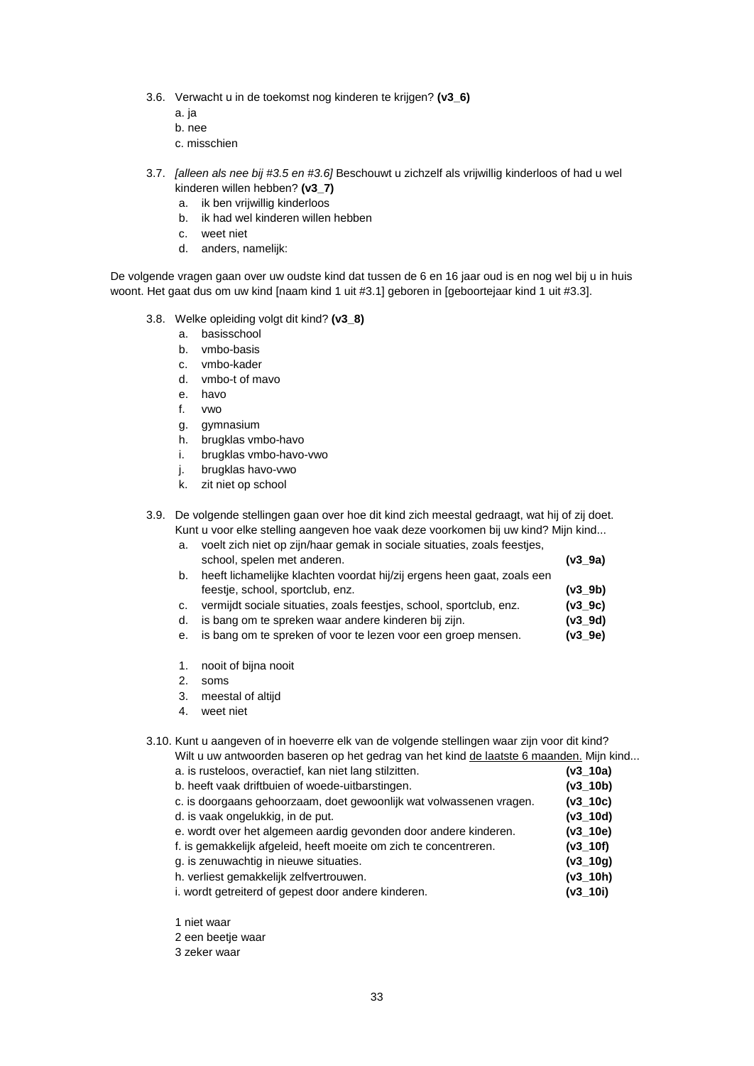3.6. Verwacht u in de toekomst nog kinderen te krijgen? **(v3_6)**

a. ja
b. nee
c. misschien

3.7. *[alleen als nee bij #3.5 en #3.6]* Beschouwt u zichzelf als vrijwillig kinderloos of had u wel kinderen willen hebben? **(v3_7)**

a. ik ben vrijwillig kinderloos
b. ik had wel kinderen willen hebben
c. weet niet
d. anders, namelijk:

De volgende vragen gaan over uw oudste kind dat tussen de 6 en 16 jaar oud is en nog wel bij u in huis woont. Het gaat dus om uw kind [naam kind 1 uit #3.1] geboren in [geboortejaar kind 1 uit #3.3].

3.8. Welke opleiding volgt dit kind? **(v3_8)**

a. basisschool
b. vmbo-basis
c. vmbo-kader
d. vmbo-t of mavo
e. havo
f. vwo
g. gymnasium
h. brugklas vmbo-havo
i. brugklas vmbo-havo-vwo
j. brugklas havo-vwo
k. zit niet op school

3.9. De volgende stellingen gaan over hoe dit kind zich meestal gedraagt, wat hij of zij doet. Kunt u voor elke stelling aangeven hoe vaak deze voorkomen bij uw kind? Mijn kind...

a. voelt zich niet op zijn/haar gemak in sociale situaties, zoals feestjes, school, spelen met anderen. **(v3_9a)**
b. heeft lichamelijke klachten voordat hij/zij ergens heen gaat, zoals een feestje, school, sportclub, enz. **(v3_9b)**
c. vermijdt sociale situaties, zoals feestjes, school, sportclub, enz. **(v3_9c)**
d. is bang om te spreken waar andere kinderen bij zijn. **(v3_9d)**
e. is bang om te spreken of voor te lezen voor een groep mensen. **(v3_9e)**

1. nooit of bijna nooit
2. soms
3. meestal of altijd
4. weet niet

3.10. Kunt u aangeven of in hoeverre elk van de volgende stellingen waar zijn voor dit kind? Wilt u uw antwoorden baseren op het gedrag van het kind <u>de laatste 6 maanden.</u> Mijn kind...

a. is rusteloos, overactief, kan niet lang stilzitten. **(v3_10a)**
b. heeft vaak driftbuien of woede-uitbarstingen. **(v3_10b)**
c. is doorgaans gehoorzaam, doet gewoonlijk wat volwassenen vragen. **(v3_10c)**
d. is vaak ongelukkig, in de put. **(v3_10d)**
e. wordt over het algemeen aardig gevonden door andere kinderen. **(v3_10e)**
f. is gemakkelijk afgeleid, heeft moeite om zich te concentreren. **(v3_10f)**
g. is zenuwachtig in nieuwe situaties. **(v3_10g)**
h. verliest gemakkelijk zelfvertrouwen. **(v3_10h)**
i. wordt getreiterd of gepest door andere kinderen. **(v3_10i)**

1 niet waar
2 een beetje waar
3 zeker waar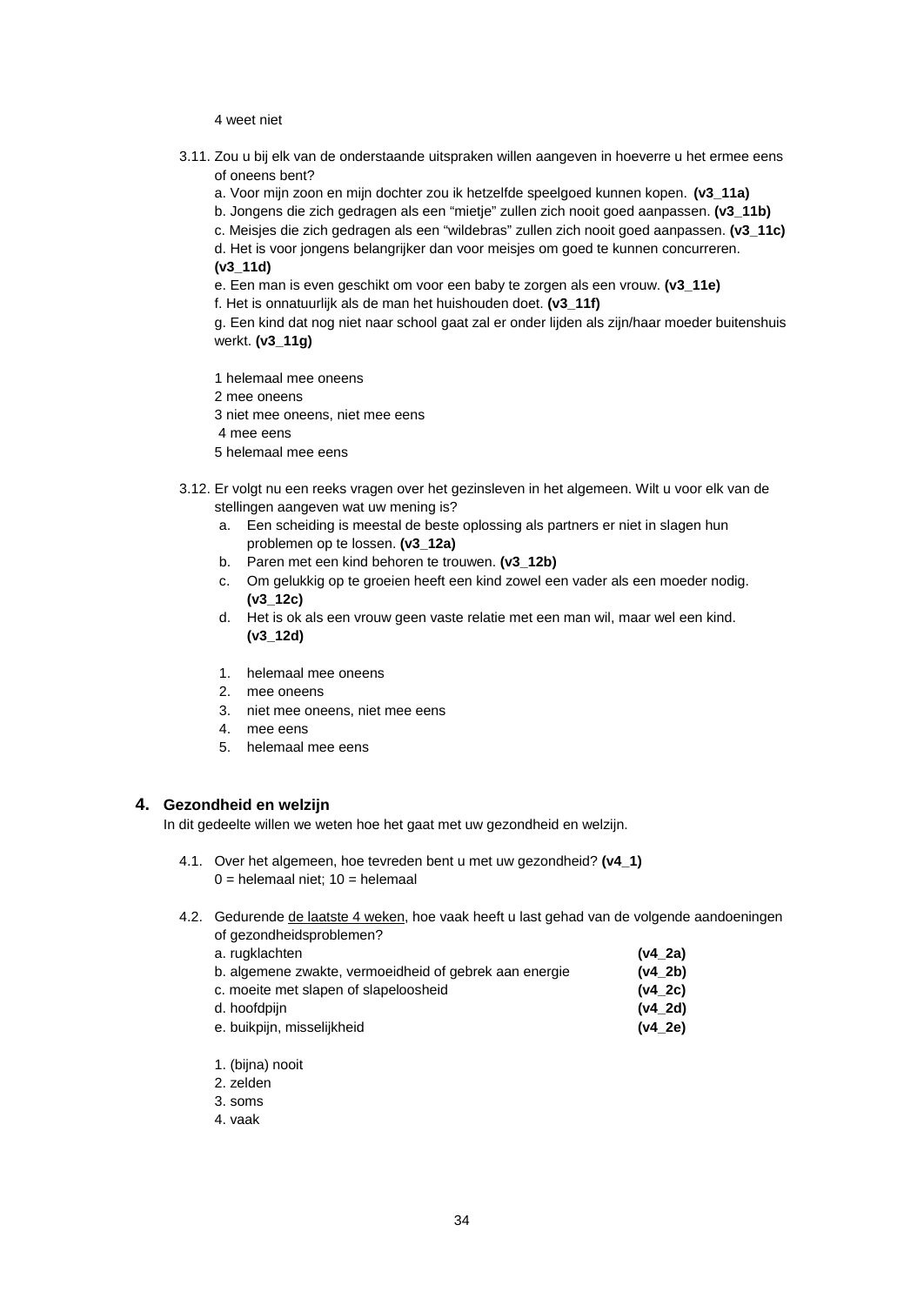4 weet niet

3.11. Zou u bij elk van de onderstaande uitspraken willen aangeven in hoeverre u het ermee eens of oneens bent?
a. Voor mijn zoon en mijn dochter zou ik hetzelfde speelgoed kunnen kopen. **(v3_11a)**
b. Jongens die zich gedragen als een "mietje" zullen zich nooit goed aanpassen. **(v3_11b)**
c. Meisjes die zich gedragen als een "wildebras" zullen zich nooit goed aanpassen. **(v3_11c)**
d. Het is voor jongens belangrijker dan voor meisjes om goed te kunnen concurreren. **(v3_11d)**
e. Een man is even geschikt om voor een baby te zorgen als een vrouw. **(v3_11e)**
f. Het is onnatuurlijk als de man het huishouden doet. **(v3_11f)**
g. Een kind dat nog niet naar school gaat zal er onder lijden als zijn/haar moeder buitenshuis werkt. **(v3_11g)**

1 helemaal mee oneens
2 mee oneens
3 niet mee oneens, niet mee eens
4 mee eens
5 helemaal mee eens

3.12. Er volgt nu een reeks vragen over het gezinsleven in het algemeen. Wilt u voor elk van de stellingen aangeven wat uw mening is?

a. Een scheiding is meestal de beste oplossing als partners er niet in slagen hun problemen op te lossen. **(v3_12a)**
b. Paren met een kind behoren te trouwen. **(v3_12b)**
c. Om gelukkig op te groeien heeft een kind zowel een vader als een moeder nodig. **(v3_12c)**
d. Het is ok als een vrouw geen vaste relatie met een man wil, maar wel een kind. **(v3_12d)**

1. helemaal mee oneens
2. mee oneens
3. niet mee oneens, niet mee eens
4. mee eens
5. helemaal mee eens

## 4. Gezondheid en welzijn

In dit gedeelte willen we weten hoe het gaat met uw gezondheid en welzijn.

4.1. Over het algemeen, hoe tevreden bent u met uw gezondheid? **(v4_1)**
0 = helemaal niet; 10 = helemaal

4.2. Gedurende <u>de laatste 4 weken</u>, hoe vaak heeft u last gehad van de volgende aandoeningen of gezondheidsproblemen?

| | |
|---|---|
| a. rugklachten | **(v4_2a)** |
| b. algemene zwakte, vermoeidheid of gebrek aan energie | **(v4_2b)** |
| c. moeite met slapen of slapeloosheid | **(v4_2c)** |
| d. hoofdpijn | **(v4_2d)** |
| e. buikpijn, misselijkheid | **(v4_2e)** |

1. (bijna) nooit
2. zelden
3. soms
4. vaak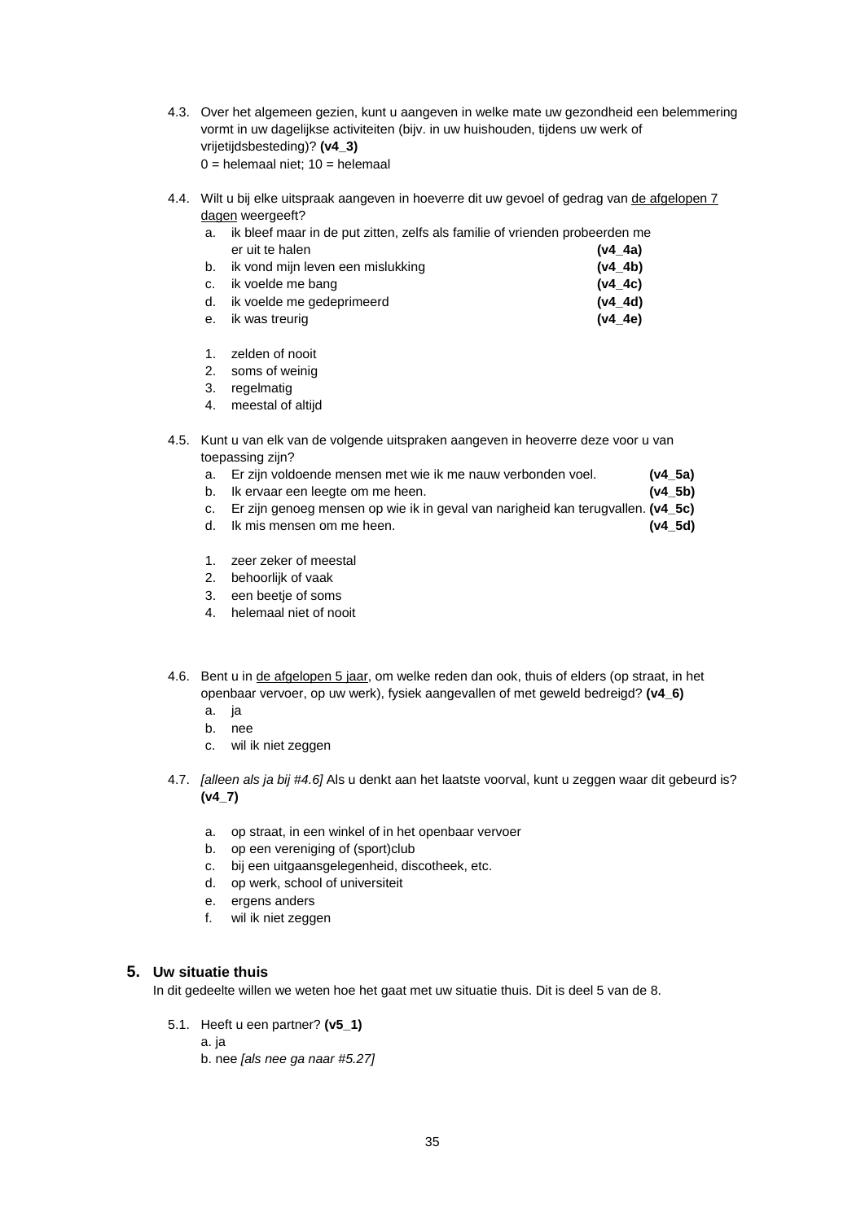4.3. Over het algemeen gezien, kunt u aangeven in welke mate uw gezondheid een belemmering vormt in uw dagelijkse activiteiten (bijv. in uw huishouden, tijdens uw werk of vrijetijdsbesteding)? **(v4_3)**
0 = helemaal niet; 10 = helemaal

4.4. Wilt u bij elke uitspraak aangeven in hoeverre dit uw gevoel of gedrag van <u>de afgelopen 7 dagen</u> weergeeft?

a. ik bleef maar in de put zitten, zelfs als familie of vrienden probeerden me er uit te halen **(v4_4a)**
b. ik vond mijn leven een mislukking **(v4_4b)**
c. ik voelde me bang **(v4_4c)**
d. ik voelde me gedeprimeerd **(v4_4d)**
e. ik was treurig **(v4_4e)**

1. zelden of nooit
2. soms of weinig
3. regelmatig
4. meestal of altijd

4.5. Kunt u van elk van de volgende uitspraken aangeven in heoverre deze voor u van toepassing zijn?

a. Er zijn voldoende mensen met wie ik me nauw verbonden voel. **(v4_5a)**
b. Ik ervaar een leegte om me heen. **(v4_5b)**
c. Er zijn genoeg mensen op wie ik in geval van narigheid kan terugvallen. **(v4_5c)**
d. Ik mis mensen om me heen. **(v4_5d)**

1. zeer zeker of meestal
2. behoorlijk of vaak
3. een beetje of soms
4. helemaal niet of nooit

4.6. Bent u in <u>de afgelopen 5 jaar</u>, om welke reden dan ook, thuis of elders (op straat, in het openbaar vervoer, op uw werk), fysiek aangevallen of met geweld bedreigd? **(v4_6)**

a. ja
b. nee
c. wil ik niet zeggen

4.7. *[alleen als ja bij #4.6]* Als u denkt aan het laatste voorval, kunt u zeggen waar dit gebeurd is? **(v4_7)**

a. op straat, in een winkel of in het openbaar vervoer
b. op een vereniging of (sport)club
c. bij een uitgaansgelegenheid, discotheek, etc.
d. op werk, school of universiteit
e. ergens anders
f. wil ik niet zeggen

## 5. Uw situatie thuis

In dit gedeelte willen we weten hoe het gaat met uw situatie thuis. Dit is deel 5 van de 8.

5.1. Heeft u een partner? **(v5_1)**
a. ja
b. nee *[als nee ga naar #5.27]*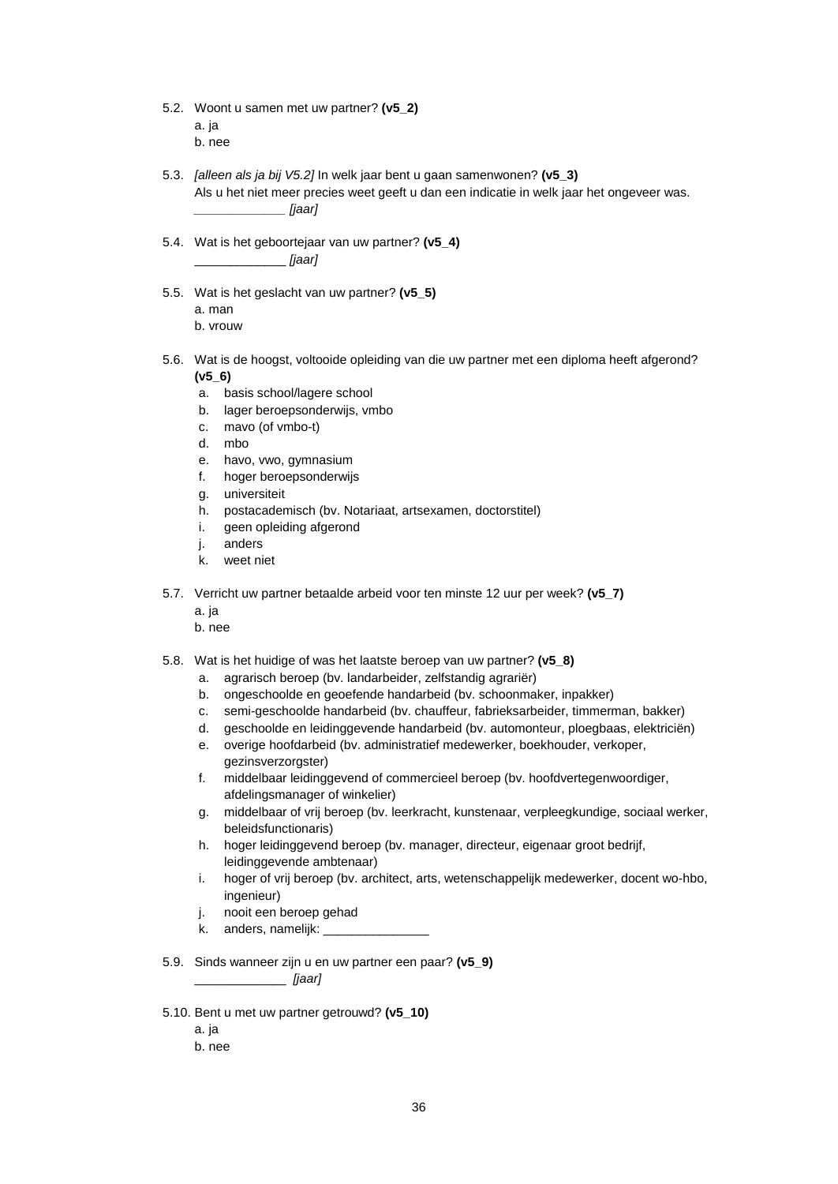5.2. Woont u samen met uw partner? **(v5_2)**
   a. ja
   b. nee

5.3. *[alleen als ja bij V5.2]* In welk jaar bent u gaan samenwonen? **(v5_3)**
   Als u het niet meer precies weet geeft u dan een indicatie in welk jaar het ongeveer was.
   _____________ *[jaar]*

5.4. Wat is het geboortejaar van uw partner? **(v5_4)**
   _____________ *[jaar]*

5.5. Wat is het geslacht van uw partner? **(v5_5)**
   a. man
   b. vrouw

5.6. Wat is de hoogst, voltooide opleiding van die uw partner met een diploma heeft afgerond? **(v5_6)**
   a. basis school/lagere school
   b. lager beroepsonderwijs, vmbo
   c. mavo (of vmbo-t)
   d. mbo
   e. havo, vwo, gymnasium
   f. hoger beroepsonderwijs
   g. universiteit
   h. postacademisch (bv. Notariaat, artsexamen, doctorstitel)
   i. geen opleiding afgerond
   j. anders
   k. weet niet

5.7. Verricht uw partner betaalde arbeid voor ten minste 12 uur per week? **(v5_7)**
   a. ja
   b. nee

5.8. Wat is het huidige of was het laatste beroep van uw partner? **(v5_8)**
   a. agrarisch beroep (bv. landarbeider, zelfstandig agrariër)
   b. ongeschoolde en geoefende handarbeid (bv. schoonmaker, inpakker)
   c. semi-geschoolde handarbeid (bv. chauffeur, fabrieksarbeider, timmerman, bakker)
   d. geschoolde en leidinggevende handarbeid (bv. automonteur, ploegbaas, elektriciën)
   e. overige hoofdarbeid (bv. administratief medewerker, boekhouder, verkoper, gezinsverzorgster)
   f. middelbaar leidinggevend of commercieel beroep (bv. hoofdvertegenwoordiger, afdelingsmanager of winkelier)
   g. middelbaar of vrij beroep (bv. leerkracht, kunstenaar, verpleegkundige, sociaal werker, beleidsfunctionaris)
   h. hoger leidinggevend beroep (bv. manager, directeur, eigenaar groot bedrijf, leidinggevende ambtenaar)
   i. hoger of vrij beroep (bv. architect, arts, wetenschappelijk medewerker, docent wo-hbo, ingenieur)
   j. nooit een beroep gehad
   k. anders, namelijk: _______________

5.9. Sinds wanneer zijn u en uw partner een paar? **(v5_9)**
   _____________ *[jaar]*

5.10. Bent u met uw partner getrouwd? **(v5_10)**
   a. ja
   b. nee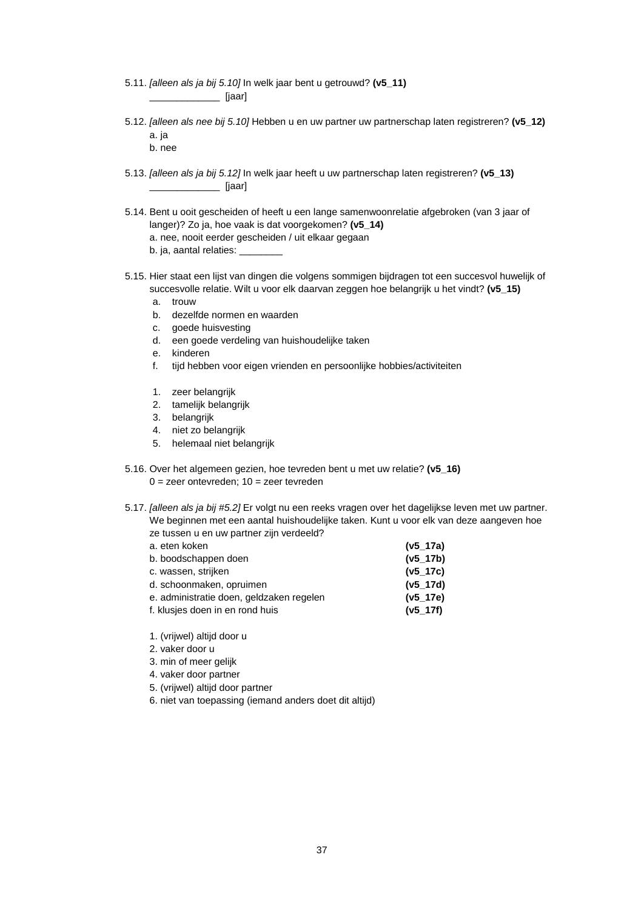5.11. *[alleen als ja bij 5.10]* In welk jaar bent u getrouwd? **(v5_11)**
_____________ [jaar]

5.12. *[alleen als nee bij 5.10]* Hebben u en uw partner uw partnerschap laten registreren? **(v5_12)**
a. ja
b. nee

5.13. *[alleen als ja bij 5.12]* In welk jaar heeft u uw partnerschap laten registreren? **(v5_13)**
_____________ [jaar]

5.14. Bent u ooit gescheiden of heeft u een lange samenwoonrelatie afgebroken (van 3 jaar of langer)? Zo ja, hoe vaak is dat voorgekomen? **(v5_14)**
a. nee, nooit eerder gescheiden / uit elkaar gegaan
b. ja, aantal relaties: ________

5.15. Hier staat een lijst van dingen die volgens sommigen bijdragen tot een succesvol huwelijk of succesvolle relatie. Wilt u voor elk daarvan zeggen hoe belangrijk u het vindt? **(v5_15)**

a. trouw
b. dezelfde normen en waarden
c. goede huisvesting
d. een goede verdeling van huishoudelijke taken
e. kinderen
f. tijd hebben voor eigen vrienden en persoonlijke hobbies/activiteiten

1. zeer belangrijk
2. tamelijk belangrijk
3. belangrijk
4. niet zo belangrijk
5. helemaal niet belangrijk

5.16. Over het algemeen gezien, hoe tevreden bent u met uw relatie? **(v5_16)**
0 = zeer ontevreden; 10 = zeer tevreden

5.17. *[alleen als ja bij #5.2]* Er volgt nu een reeks vragen over het dagelijkse leven met uw partner. We beginnen met een aantal huishoudelijke taken. Kunt u voor elk van deze aangeven hoe ze tussen u en uw partner zijn verdeeld?

a. eten koken **(v5_17a)**
b. boodschappen doen **(v5_17b)**
c. wassen, strijken **(v5_17c)**
d. schoonmaken, opruimen **(v5_17d)**
e. administratie doen, geldzaken regelen **(v5_17e)**
f. klusjes doen in en rond huis **(v5_17f)**

1. (vrijwel) altijd door u
2. vaker door u
3. min of meer gelijk
4. vaker door partner
5. (vrijwel) altijd door partner
6. niet van toepassing (iemand anders doet dit altijd)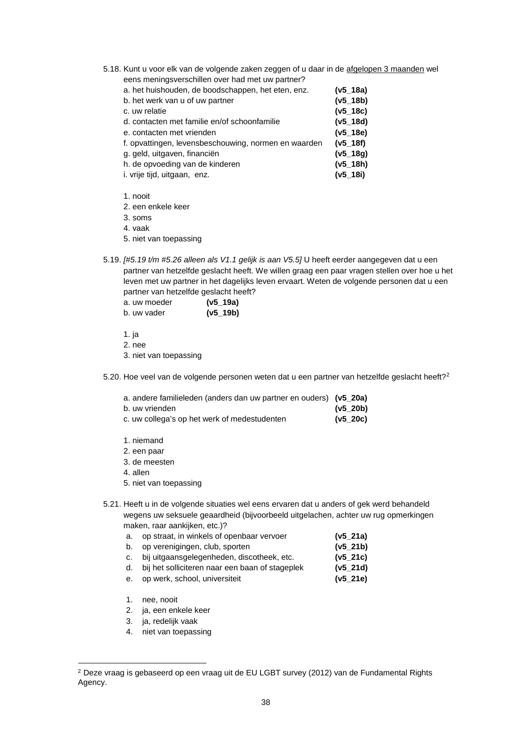5.18. Kunt u voor elk van de volgende zaken zeggen of u daar in de <u>afgelopen 3 maanden</u> wel eens meningsverschillen over had met uw partner?

| | |
|---|---|
| a. het huishouden, de boodschappen, het eten, enz. | **(v5_18a)** |
| b. het werk van u of uw partner | **(v5_18b)** |
| c. uw relatie | **(v5_18c)** |
| d. contacten met familie en/of schoonfamilie | **(v5_18d)** |
| e. contacten met vrienden | **(v5_18e)** |
| f. opvattingen, levensbeschouwing, normen en waarden | **(v5_18f)** |
| g. geld, uitgaven, financiën | **(v5_18g)** |
| h. de opvoeding van de kinderen | **(v5_18h)** |
| i. vrije tijd, uitgaan, enz. | **(v5_18i)** |

1. nooit
2. een enkele keer
3. soms
4. vaak
5. niet van toepassing

5.19. *[#5.19 t/m #5.26 alleen als V1.1 gelijk is aan V5.5]* U heeft eerder aangegeven dat u een partner van hetzelfde geslacht heeft. We willen graag een paar vragen stellen over hoe u het leven met uw partner in het dagelijks leven ervaart. Weten de volgende personen dat u een partner van hetzelfde geslacht heeft?

| | |
|---|---|
| a. uw moeder | **(v5_19a)** |
| b. uw vader | **(v5_19b)** |

1. ja
2. nee
3. niet van toepassing

5.20. Hoe veel van de volgende personen weten dat u een partner van hetzelfde geslacht heeft?[2]

| | |
|---|---|
| a. andere familieleden (anders dan uw partner en ouders) | **(v5_20a)** |
| b. uw vrienden | **(v5_20b)** |
| c. uw collega's op het werk of medestudenten | **(v5_20c)** |

1. niemand
2. een paar
3. de meesten
4. allen
5. niet van toepassing

5.21. Heeft u in de volgende situaties wel eens ervaren dat u anders of gek werd behandeld wegens uw seksuele geaardheid (bijvoorbeeld uitgelachen, achter uw rug opmerkingen maken, raar aankijken, etc.)?

| | |
|---|---|
| a. op straat, in winkels of openbaar vervoer | **(v5_21a)** |
| b. op verenigingen, club, sporten | **(v5_21b)** |
| c. bij uitgaansgelegenheden, discotheek, etc. | **(v5_21c)** |
| d. bij het solliciteren naar een baan of stageplek | **(v5_21d)** |
| e. op werk, school, universiteit | **(v5_21e)** |

1. nee, nooit
2. ja, een enkele keer
3. ja, redelijk vaak
4. niet van toepassing

---

[2] Deze vraag is gebaseerd op een vraag uit de EU LGBT survey (2012) van de Fundamental Rights Agency.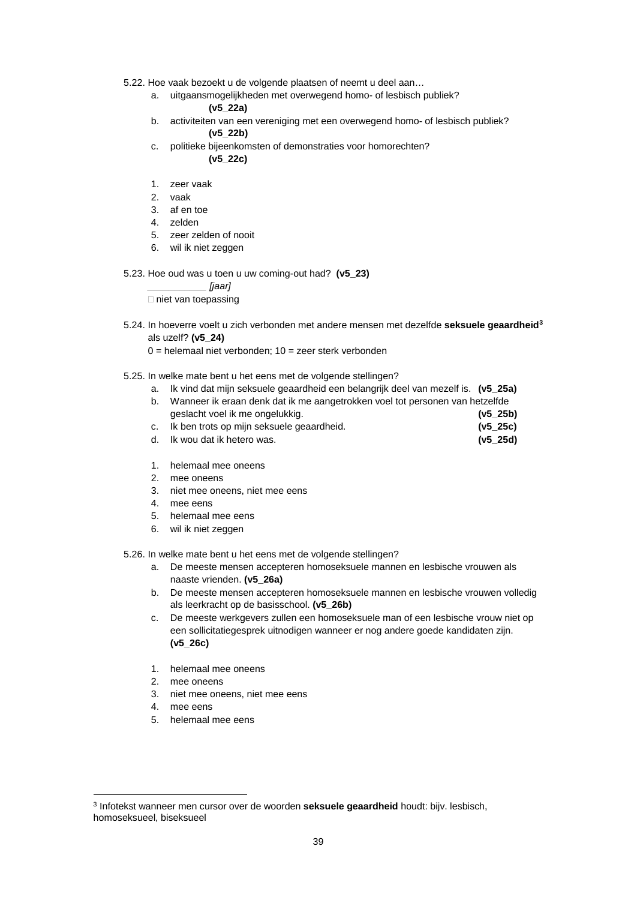5.22. Hoe vaak bezoekt u de volgende plaatsen of neemt u deel aan…

a. uitgaansmogelijkheden met overwegend homo- of lesbisch publiek? **(v5_22a)**
b. activiteiten van een vereniging met een overwegend homo- of lesbisch publiek? **(v5_22b)**
c. politieke bijeenkomsten of demonstraties voor homorechten? **(v5_22c)**

1. zeer vaak
2. vaak
3. af en toe
4. zelden
5. zeer zelden of nooit
6. wil ik niet zeggen

5.23. Hoe oud was u toen u uw coming-out had? **(v5_23)**

___________ *[jaar]*

□ niet van toepassing

5.24. In hoeverre voelt u zich verbonden met andere mensen met dezelfde **seksuele geaardheid**[3] als uzelf? **(v5_24)**

0 = helemaal niet verbonden; 10 = zeer sterk verbonden

5.25. In welke mate bent u het eens met de volgende stellingen?

a. Ik vind dat mijn seksuele geaardheid een belangrijk deel van mezelf is. **(v5_25a)**
b. Wanneer ik eraan denk dat ik me aangetrokken voel tot personen van hetzelfde geslacht voel ik me ongelukkig. **(v5_25b)**
c. Ik ben trots op mijn seksuele geaardheid. **(v5_25c)**
d. Ik wou dat ik hetero was. **(v5_25d)**

1. helemaal mee oneens
2. mee oneens
3. niet mee oneens, niet mee eens
4. mee eens
5. helemaal mee eens
6. wil ik niet zeggen

5.26. In welke mate bent u het eens met de volgende stellingen?

a. De meeste mensen accepteren homoseksuele mannen en lesbische vrouwen als naaste vrienden. **(v5_26a)**
b. De meeste mensen accepteren homoseksuele mannen en lesbische vrouwen volledig als leerkracht op de basisschool. **(v5_26b)**
c. De meeste werkgevers zullen een homoseksuele man of een lesbische vrouw niet op een sollicitatiegesprek uitnodigen wanneer er nog andere goede kandidaten zijn. **(v5_26c)**

1. helemaal mee oneens
2. mee oneens
3. niet mee oneens, niet mee eens
4. mee eens
5. helemaal mee eens

---

[3] Infotekst wanneer men cursor over de woorden **seksuele geaardheid** houdt: bijv. lesbisch, homoseksueel, biseksueel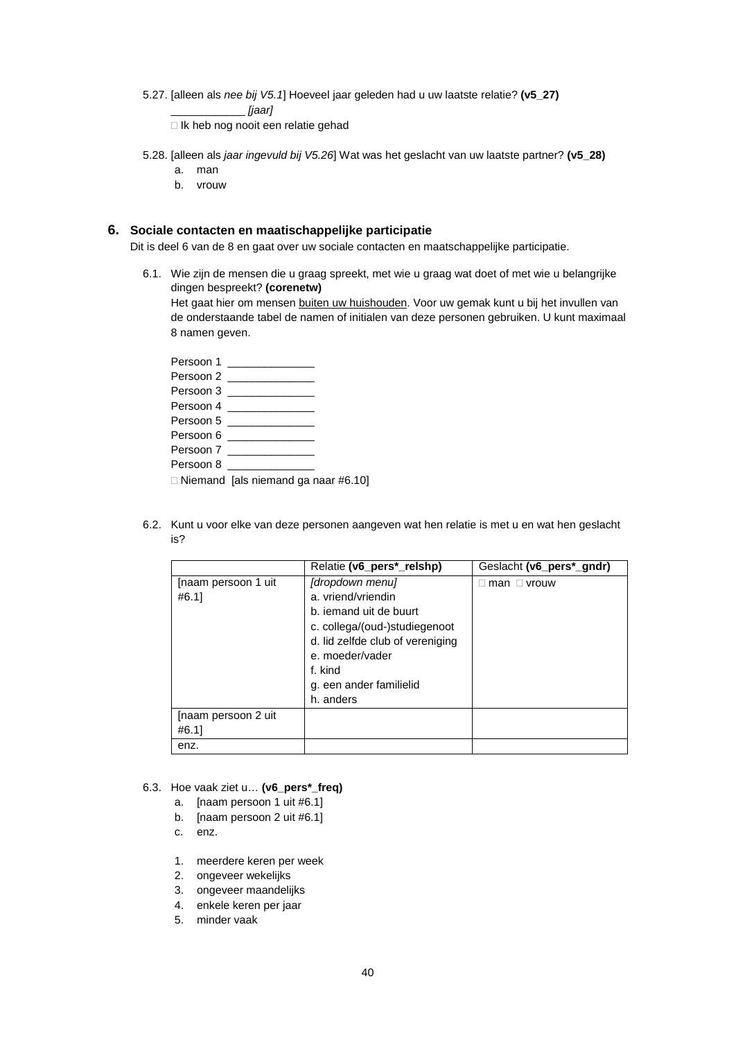5.27. [alleen als *nee bij V5.1*] Hoeveel jaar geleden had u uw laatste relatie? **(v5_27)**

____________ *[jaar]*

□ Ik heb nog nooit een relatie gehad

5.28. [alleen als *jaar ingevuld bij V5.26*] Wat was het geslacht van uw laatste partner? **(v5_28)**

a. man
b. vrouw

## 6. Sociale contacten en maatischappelijke participatie

Dit is deel 6 van de 8 en gaat over uw sociale contacten en maatschappelijke participatie.

6.1. Wie zijn de mensen die u graag spreekt, met wie u graag wat doet of met wie u belangrijke dingen bespreekt? **(corenetw)**

Het gaat hier om mensen <u>buiten uw huishouden</u>. Voor uw gemak kunt u bij het invullen van de onderstaande tabel de namen of initialen van deze personen gebruiken. U kunt maximaal 8 namen geven.

Persoon 1 ______________
Persoon 2 ______________
Persoon 3 ______________
Persoon 4 ______________
Persoon 5 ______________
Persoon 6 ______________
Persoon 7 ______________
Persoon 8 ______________
□ Niemand [als niemand ga naar #6.10]

6.2. Kunt u voor elke van deze personen aangeven wat hen relatie is met u en wat hen geslacht is?

| | Relatie **(v6_pers*_relshp)** | Geslacht **(v6_pers*_gndr)** |
|---|---|---|
| [naam persoon 1 uit #6.1] | *[dropdown menu]*<br>a. vriend/vriendin<br>b. iemand uit de buurt<br>c. collega/(oud-)studiegenoot<br>d. lid zelfde club of vereniging<br>e. moeder/vader<br>f. kind<br>g. een ander familielid<br>h. anders | □ man □ vrouw |
| [naam persoon 2 uit #6.1] | | |
| enz. | | |

6.3. Hoe vaak ziet u… **(v6_pers*_freq)**

a. [naam persoon 1 uit #6.1]
b. [naam persoon 2 uit #6.1]
c. enz.

1. meerdere keren per week
2. ongeveer wekelijks
3. ongeveer maandelijks
4. enkele keren per jaar
5. minder vaak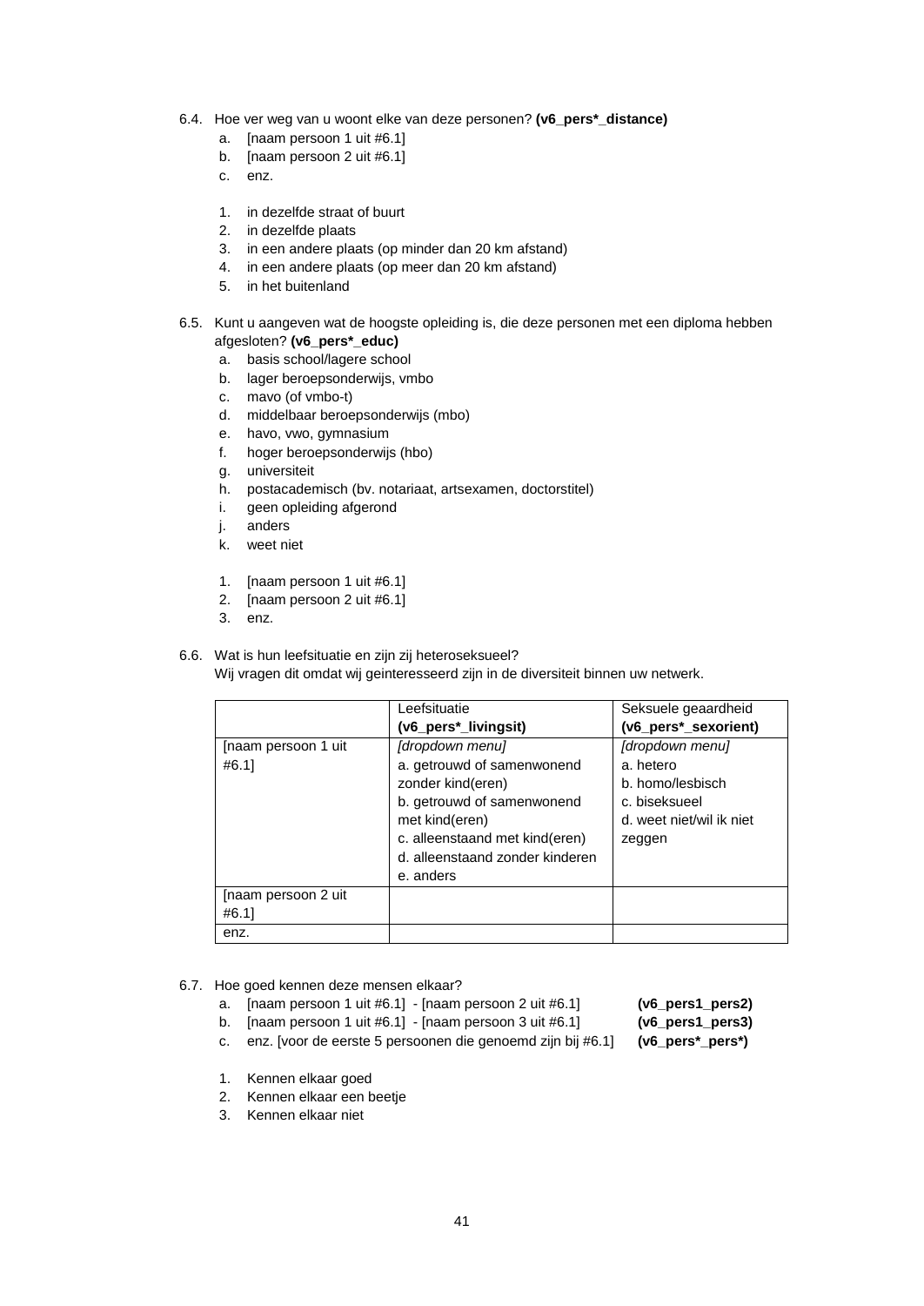6.4. Hoe ver weg van u woont elke van deze personen? **(v6_pers*_distance)**

   a. [naam persoon 1 uit #6.1]
   b. [naam persoon 2 uit #6.1]
   c. enz.

   1. in dezelfde straat of buurt
   2. in dezelfde plaats
   3. in een andere plaats (op minder dan 20 km afstand)
   4. in een andere plaats (op meer dan 20 km afstand)
   5. in het buitenland

6.5. Kunt u aangeven wat de hoogste opleiding is, die deze personen met een diploma hebben afgesloten? **(v6_pers*_educ)**

   a. basis school/lagere school
   b. lager beroepsonderwijs, vmbo
   c. mavo (of vmbo-t)
   d. middelbaar beroepsonderwijs (mbo)
   e. havo, vwo, gymnasium
   f. hoger beroepsonderwijs (hbo)
   g. universiteit
   h. postacademisch (bv. notariaat, artsexamen, doctorstitel)
   i. geen opleiding afgerond
   j. anders
   k. weet niet

   1. [naam persoon 1 uit #6.1]
   2. [naam persoon 2 uit #6.1]
   3. enz.

6.6. Wat is hun leefsituatie en zijn zij heteroseksueel?
Wij vragen dit omdat wij geinteresseerd zijn in de diversiteit binnen uw netwerk.

| | Leefsituatie **(v6_pers*_livingsit)** | Seksuele geaardheid **(v6_pers*_sexorient)** |
|---|---|---|
| [naam persoon 1 uit #6.1] | *[dropdown menu]*<br>a. getrouwd of samenwonend zonder kind(eren)<br>b. getrouwd of samenwonend met kind(eren)<br>c. alleenstaand met kind(eren)<br>d. alleenstaand zonder kinderen<br>e. anders | *[dropdown menu]*<br>a. hetero<br>b. homo/lesbisch<br>c. biseksueel<br>d. weet niet/wil ik niet zeggen |
| [naam persoon 2 uit #6.1] | | |
| enz. | | |

6.7. Hoe goed kennen deze mensen elkaar?

   a. [naam persoon 1 uit #6.1] - [naam persoon 2 uit #6.1] **(v6_pers1_pers2)**
   b. [naam persoon 1 uit #6.1] - [naam persoon 3 uit #6.1] **(v6_pers1_pers3)**
   c. enz. [voor de eerste 5 persoonen die genoemd zijn bij #6.1] **(v6_pers*_pers*)**

   1. Kennen elkaar goed
   2. Kennen elkaar een beetje
   3. Kennen elkaar niet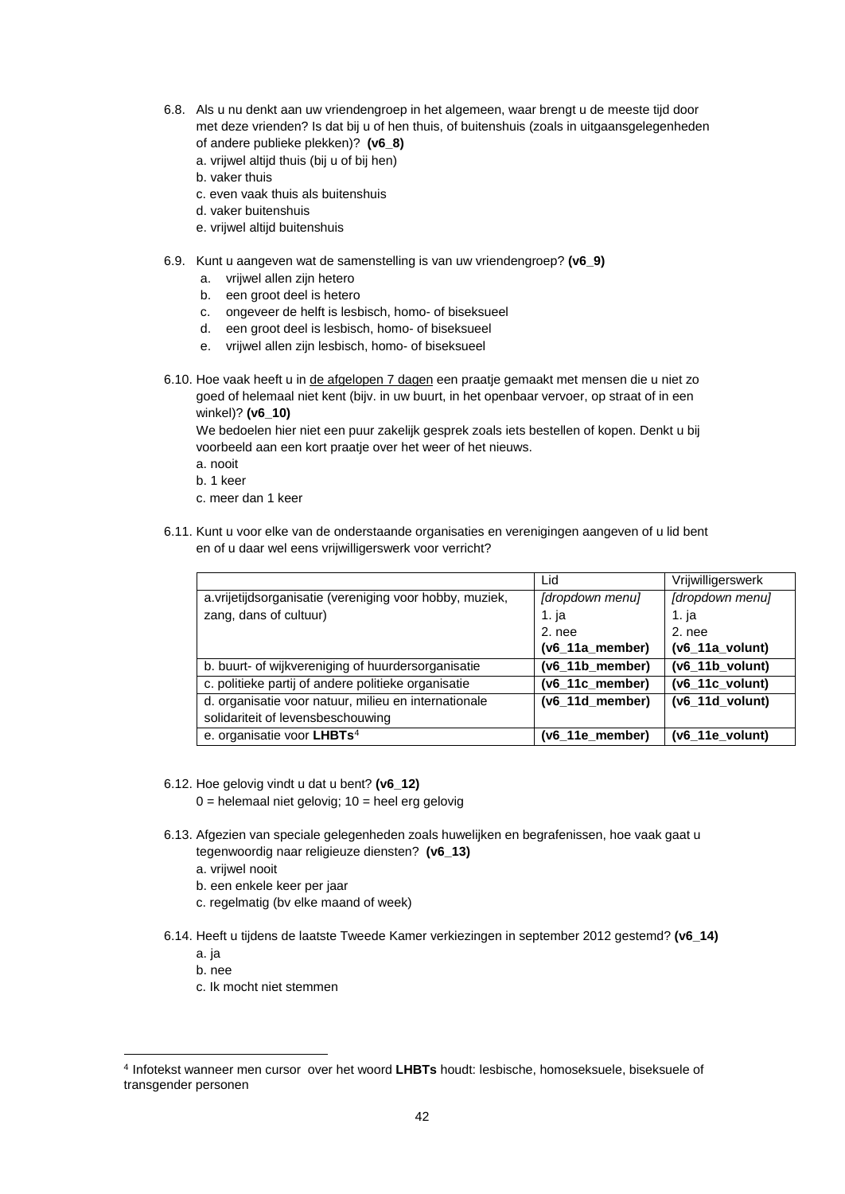6.8. Als u nu denkt aan uw vriendengroep in het algemeen, waar brengt u de meeste tijd door met deze vrienden? Is dat bij u of hen thuis, of buitenshuis (zoals in uitgaansgelegenheden of andere publieke plekken)? **(v6_8)**
a. vrijwel altijd thuis (bij u of bij hen)
b. vaker thuis
c. even vaak thuis als buitenshuis
d. vaker buitenshuis
e. vrijwel altijd buitenshuis

6.9. Kunt u aangeven wat de samenstelling is van uw vriendengroep? **(v6_9)**
a. vrijwel allen zijn hetero
b. een groot deel is hetero
c. ongeveer de helft is lesbisch, homo- of biseksueel
d. een groot deel is lesbisch, homo- of biseksueel
e. vrijwel allen zijn lesbisch, homo- of biseksueel

6.10. Hoe vaak heeft u in de afgelopen 7 dagen een praatje gemaakt met mensen die u niet zo goed of helemaal niet kent (bijv. in uw buurt, in het openbaar vervoer, op straat of in een winkel)? **(v6_10)**
We bedoelen hier niet een puur zakelijk gesprek zoals iets bestellen of kopen. Denkt u bij voorbeeld aan een kort praatje over het weer of het nieuws.
a. nooit
b. 1 keer
c. meer dan 1 keer

6.11. Kunt u voor elke van de onderstaande organisaties en verenigingen aangeven of u lid bent of u daar wel eens vrijwilligerswerk voor verricht?

| | Lid | Vrijwilligerswerk |
|---|---|---|
| a.vrijetijdsorganisatie (vereniging voor hobby, muziek, zang, dans of cultuur) | *[dropdown menu]*<br>1. ja<br>2. nee<br>**(v6_11a_member)** | *[dropdown menu]*<br>1. ja<br>2. nee<br>**(v6_11a_volunt)** |
| b. buurt- of wijkvereniging of huurdersorganisatie | **(v6_11b_member)** | **(v6_11b_volunt)** |
| c. politieke partij of andere politieke organisatie | **(v6_11c_member)** | **(v6_11c_volunt)** |
| d. organisatie voor natuur, milieu en internationale solidariteit of levensbeschouwing | **(v6_11d_member)** | **(v6_11d_volunt)** |
| e. organisatie voor **LHBTs**[4] | **(v6_11e_member)** | **(v6_11e_volunt)** |

6.12. Hoe gelovig vindt u dat u bent? **(v6_12)**
0 = helemaal niet gelovig; 10 = heel erg gelovig

6.13. Afgezien van speciale gelegenheden zoals huwelijken en begrafenissen, hoe vaak gaat u tegenwoordig naar religieuze diensten? **(v6_13)**
a. vrijwel nooit
b. een enkele keer per jaar
c. regelmatig (bv elke maand of week)

6.14. Heeft u tijdens de laatste Tweede Kamer verkiezingen in september 2012 gestemd? **(v6_14)**
a. ja
b. nee
c. Ik mocht niet stemmen

[4] Infotekst wanneer men cursor over het woord **LHBTs** houdt: lesbische, homoseksuele, biseksuele of transgender personen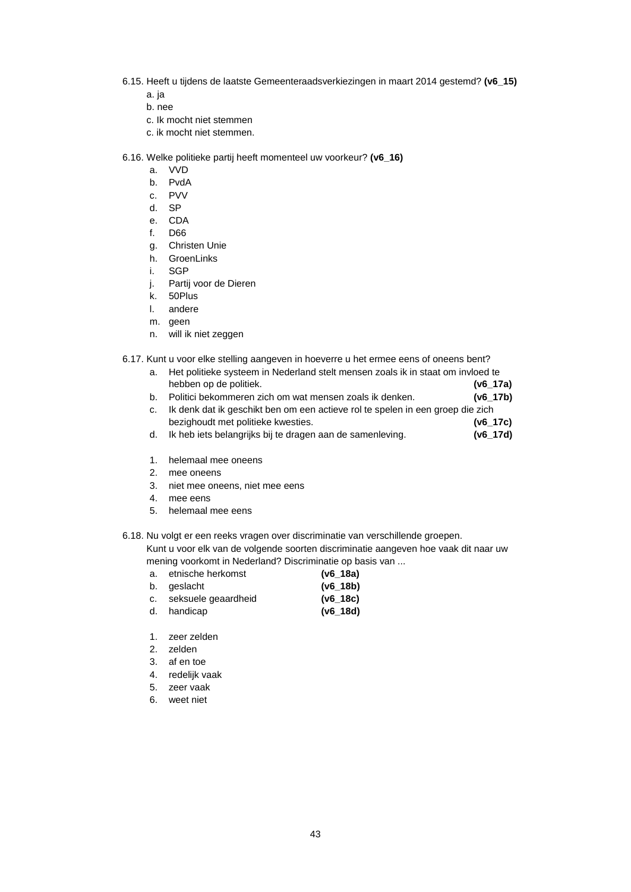6.15. Heeft u tijdens de laatste Gemeenteraadsverkiezingen in maart 2014 gestemd? **(v6_15)**

a. ja
b. nee
c. Ik mocht niet stemmen
c. ik mocht niet stemmen.

6.16. Welke politieke partij heeft momenteel uw voorkeur? **(v6_16)**

a. VVD
b. PvdA
c. PVV
d. SP
e. CDA
f. D66
g. Christen Unie
h. GroenLinks
i. SGP
j. Partij voor de Dieren
k. 50Plus
l. andere
m. geen
n. will ik niet zeggen

6.17. Kunt u voor elke stelling aangeven in hoeverre u het ermee eens of oneens bent?

a. Het politieke systeem in Nederland stelt mensen zoals ik in staat om invloed te hebben op de politiek. **(v6_17a)**
b. Politici bekommeren zich om wat mensen zoals ik denken. **(v6_17b)**
c. Ik denk dat ik geschikt ben om een actieve rol te spelen in een groep die zich bezighoudt met politieke kwesties. **(v6_17c)**
d. Ik heb iets belangrijks bij te dragen aan de samenleving. **(v6_17d)**

1. helemaal mee oneens
2. mee oneens
3. niet mee oneens, niet mee eens
4. mee eens
5. helemaal mee eens

6.18. Nu volgt er een reeks vragen over discriminatie van verschillende groepen. Kunt u voor elk van de volgende soorten discriminatie aangeven hoe vaak dit naar uw mening voorkomt in Nederland? Discriminatie op basis van ...

a. etnische herkomst **(v6_18a)**
b. geslacht **(v6_18b)**
c. seksuele geaardheid **(v6_18c)**
d. handicap **(v6_18d)**

1. zeer zelden
2. zelden
3. af en toe
4. redelijk vaak
5. zeer vaak
6. weet niet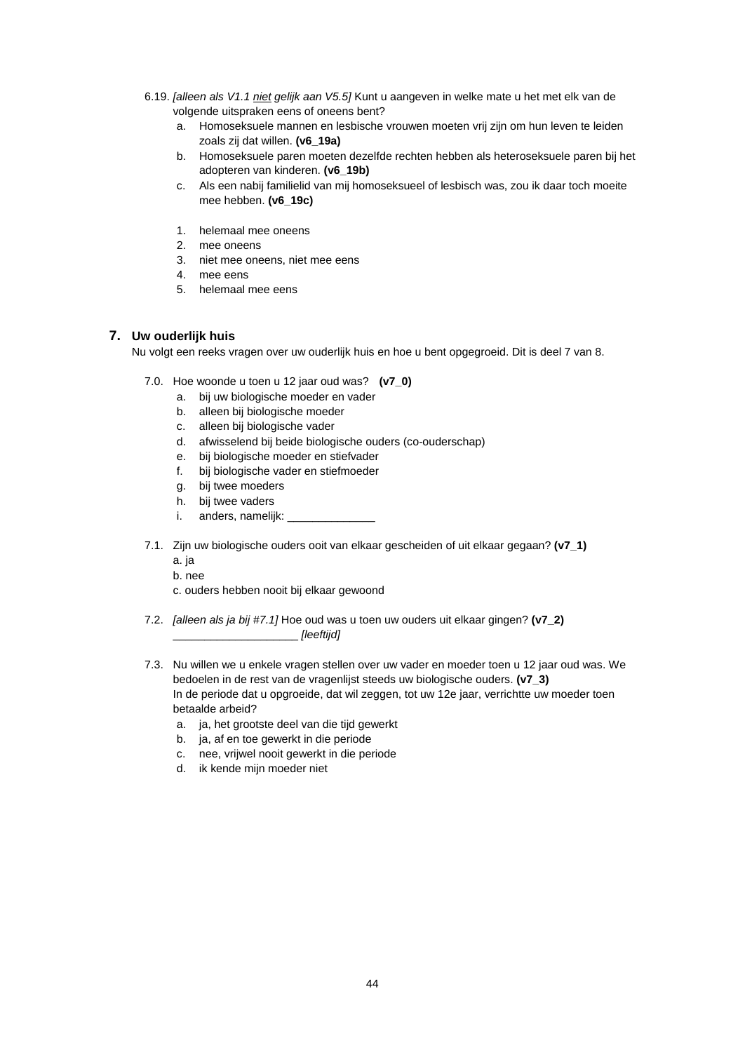6.19. *[alleen als V1.1 <u>niet</u> gelijk aan V5.5]* Kunt u aangeven in welke mate u het met elk van de volgende uitspraken eens of oneens bent?

   a. Homoseksuele mannen en lesbische vrouwen moeten vrij zijn om hun leven te leiden zoals zij dat willen. **(v6_19a)**
   b. Homoseksuele paren moeten dezelfde rechten hebben als heteroseksuele paren bij het adopteren van kinderen. **(v6_19b)**
   c. Als een nabij familielid van mij homoseksueel of lesbisch was, zou ik daar toch moeite mee hebben. **(v6_19c)**

   1. helemaal mee oneens
   2. mee oneens
   3. niet mee oneens, niet mee eens
   4. mee eens
   5. helemaal mee eens

## 7. Uw ouderlijk huis

Nu volgt een reeks vragen over uw ouderlijk huis en hoe u bent opgegroeid. Dit is deel 7 van 8.

7.0. Hoe woonde u toen u 12 jaar oud was? **(v7_0)**

   a. bij uw biologische moeder en vader
   b. alleen bij biologische moeder
   c. alleen bij biologische vader
   d. afwisselend bij beide biologische ouders (co-ouderschap)
   e. bij biologische moeder en stiefvader
   f. bij biologische vader en stiefmoeder
   g. bij twee moeders
   h. bij twee vaders
   i. anders, namelijk: ______________

7.1. Zijn uw biologische ouders ooit van elkaar gescheiden of uit elkaar gegaan? **(v7_1)**

   a. ja
   b. nee
   c. ouders hebben nooit bij elkaar gewoond

7.2. *[alleen als ja bij #7.1]* Hoe oud was u toen uw ouders uit elkaar gingen? **(v7_2)**
   ___________________ *[leeftijd]*

7.3. Nu willen we u enkele vragen stellen over uw vader en moeder toen u 12 jaar oud was. We bedoelen in de rest van de vragenlijst steeds uw biologische ouders. **(v7_3)**
   In de periode dat u opgroeide, dat wil zeggen, tot uw 12e jaar, verrichtte uw moeder toen betaalde arbeid?

   a. ja, het grootste deel van die tijd gewerkt
   b. ja, af en toe gewerkt in die periode
   c. nee, vrijwel nooit gewerkt in die periode
   d. ik kende mijn moeder niet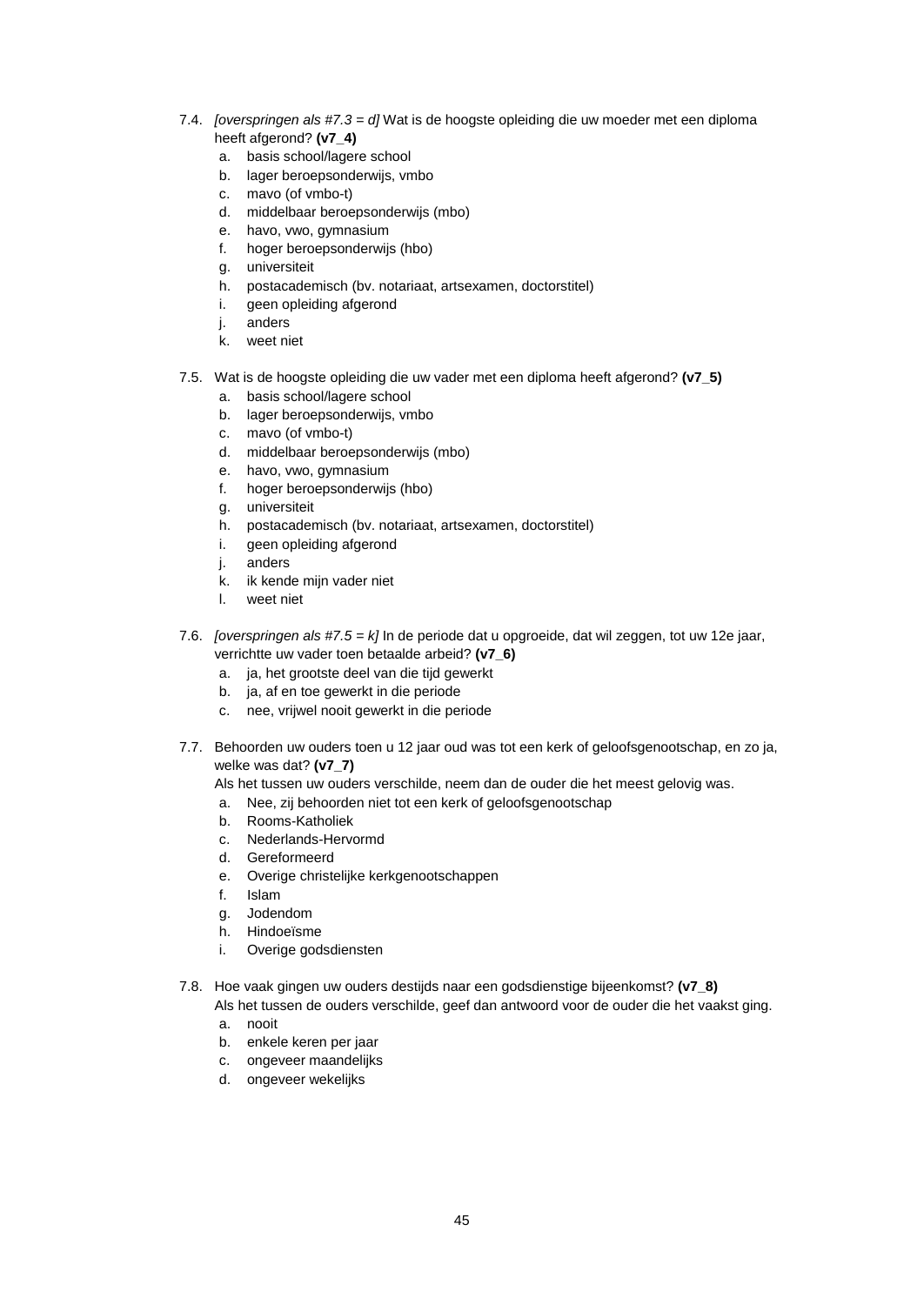7.4. *[overspringen als #7.3 = d]* Wat is de hoogste opleiding die uw moeder met een diploma heeft afgerond? **(v7_4)**

   a. basis school/lagere school
   b. lager beroepsonderwijs, vmbo
   c. mavo (of vmbo-t)
   d. middelbaar beroepsonderwijs (mbo)
   e. havo, vwo, gymnasium
   f. hoger beroepsonderwijs (hbo)
   g. universiteit
   h. postacademisch (bv. notariaat, artsexamen, doctorstitel)
   i. geen opleiding afgerond
   j. anders
   k. weet niet

7.5. Wat is de hoogste opleiding die uw vader met een diploma heeft afgerond? **(v7_5)**

   a. basis school/lagere school
   b. lager beroepsonderwijs, vmbo
   c. mavo (of vmbo-t)
   d. middelbaar beroepsonderwijs (mbo)
   e. havo, vwo, gymnasium
   f. hoger beroepsonderwijs (hbo)
   g. universiteit
   h. postacademisch (bv. notariaat, artsexamen, doctorstitel)
   i. geen opleiding afgerond
   j. anders
   k. ik kende mijn vader niet
   l. weet niet

7.6. *[overspringen als #7.5 = k]* In de periode dat u opgroeide, dat wil zeggen, tot uw 12e jaar, verrichtte uw vader toen betaalde arbeid? **(v7_6)**

   a. ja, het grootste deel van die tijd gewerkt
   b. ja, af en toe gewerkt in die periode
   c. nee, vrijwel nooit gewerkt in die periode

7.7. Behoorden uw ouders toen u 12 jaar oud was tot een kerk of geloofsgenootschap, en zo ja, welke was dat? **(v7_7)**
   Als het tussen uw ouders verschilde, neem dan de ouder die het meest gelovig was.

   a. Nee, zij behoorden niet tot een kerk of geloofsgenootschap
   b. Rooms-Katholiek
   c. Nederlands-Hervormd
   d. Gereformeerd
   e. Overige christelijke kerkgenootschappen
   f. Islam
   g. Jodendom
   h. Hindoeïsme
   i. Overige godsdiensten

7.8. Hoe vaak gingen uw ouders destijds naar een godsdienstige bijeenkomst? **(v7_8)**
   Als het tussen de ouders verschilde, geef dan antwoord voor de ouder die het vaakst ging.

   a. nooit
   b. enkele keren per jaar
   c. ongeveer maandelijks
   d. ongeveer wekelijks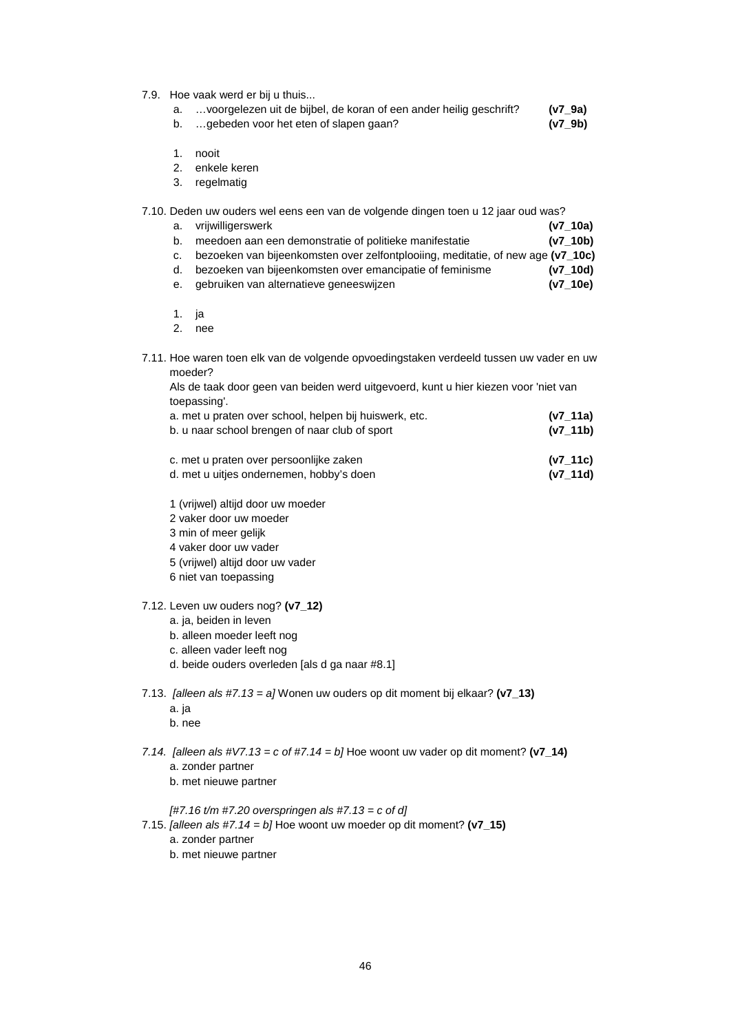7.9. Hoe vaak werd er bij u thuis...

a. …voorgelezen uit de bijbel, de koran of een ander heilig geschrift? **(v7_9a)**
b. …gebeden voor het eten of slapen gaan? **(v7_9b)**

1. nooit
2. enkele keren
3. regelmatig

7.10. Deden uw ouders wel eens een van de volgende dingen toen u 12 jaar oud was?

a. vrijwilligerswerk **(v7_10a)**
b. meedoen aan een demonstratie of politieke manifestatie **(v7_10b)**
c. bezoeken van bijeenkomsten over zelfontplooiing, meditatie, of new age **(v7_10c)**
d. bezoeken van bijeenkomsten over emancipatie of feminisme **(v7_10d)**
e. gebruiken van alternatieve geneeswijzen **(v7_10e)**

1. ja
2. nee

7.11. Hoe waren toen elk van de volgende opvoedingstaken verdeeld tussen uw vader en uw moeder?
Als de taak door geen van beiden werd uitgevoerd, kunt u hier kiezen voor 'niet van toepassing'.

a. met u praten over school, helpen bij huiswerk, etc. **(v7_11a)**
b. u naar school brengen of naar club of sport **(v7_11b)**

c. met u praten over persoonlijke zaken **(v7_11c)**
d. met u uitjes ondernemen, hobby's doen **(v7_11d)**

1 (vrijwel) altijd door uw moeder
2 vaker door uw moeder
3 min of meer gelijk
4 vaker door uw vader
5 (vrijwel) altijd door uw vader
6 niet van toepassing

7.12. Leven uw ouders nog? **(v7_12)**

a. ja, beiden in leven
b. alleen moeder leeft nog
c. alleen vader leeft nog
d. beide ouders overleden [als d ga naar #8.1]

7.13. *[alleen als #7.13 = a]* Wonen uw ouders op dit moment bij elkaar? **(v7_13)**

a. ja
b. nee

*7.14. [alleen als #V7.13 = c of #7.14 = b]* Hoe woont uw vader op dit moment? **(v7_14)**

a. zonder partner
b. met nieuwe partner

*[#7.16 t/m #7.20 overspringen als #7.13 = c of d]*

7.15. *[alleen als #7.14 = b]* Hoe woont uw moeder op dit moment? **(v7_15)**

a. zonder partner
b. met nieuwe partner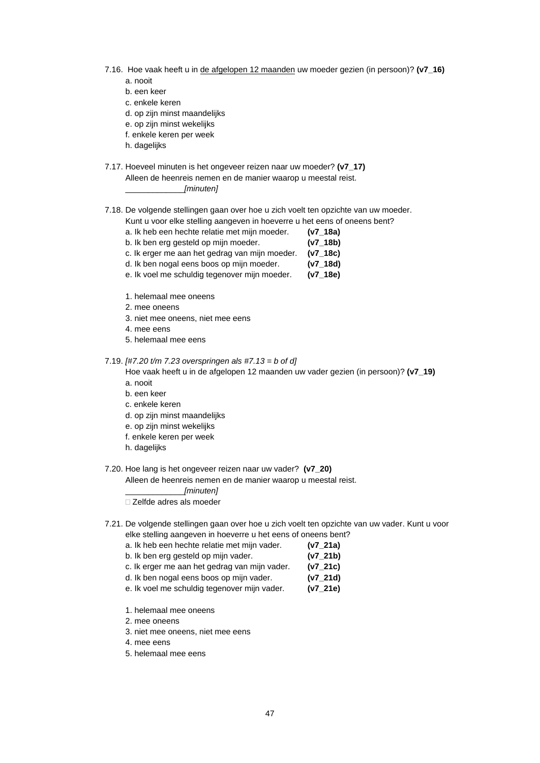7.16. Hoe vaak heeft u in <u>de afgelopen 12 maanden</u> uw moeder gezien (in persoon)? **(v7_16)**

a. nooit
b. een keer
c. enkele keren
d. op zijn minst maandelijks
e. op zijn minst wekelijks
f. enkele keren per week
h. dagelijks

7.17. Hoeveel minuten is het ongeveer reizen naar uw moeder? **(v7_17)**
Alleen de heenreis nemen en de manier waarop u meestal reist.
_____________*[minuten]*

7.18. De volgende stellingen gaan over hoe u zich voelt ten opzichte van uw moeder.
Kunt u voor elke stelling aangeven in hoeverre u het eens of oneens bent?

a. Ik heb een hechte relatie met mijn moeder. **(v7_18a)**
b. Ik ben erg gesteld op mijn moeder. **(v7_18b)**
c. Ik erger me aan het gedrag van mijn moeder. **(v7_18c)**
d. Ik ben nogal eens boos op mijn moeder. **(v7_18d)**
e. Ik voel me schuldig tegenover mijn moeder. **(v7_18e)**

1. helemaal mee oneens
2. mee oneens
3. niet mee oneens, niet mee eens
4. mee eens
5. helemaal mee eens

7.19. *[#7.20 t/m 7.23 overspringen als #7.13 = b of d]*
Hoe vaak heeft u in de afgelopen 12 maanden uw vader gezien (in persoon)? **(v7_19)**

a. nooit
b. een keer
c. enkele keren
d. op zijn minst maandelijks
e. op zijn minst wekelijks
f. enkele keren per week
h. dagelijks

7.20. Hoe lang is het ongeveer reizen naar uw vader? **(v7_20)**
Alleen de heenreis nemen en de manier waarop u meestal reist.
_____________*[minuten]*
☐ Zelfde adres als moeder

7.21. De volgende stellingen gaan over hoe u zich voelt ten opzichte van uw vader. Kunt u voor elke stelling aangeven in hoeverre u het eens of oneens bent?

a. Ik heb een hechte relatie met mijn vader. **(v7_21a)**
b. Ik ben erg gesteld op mijn vader. **(v7_21b)**
c. Ik erger me aan het gedrag van mijn vader. **(v7_21c)**
d. Ik ben nogal eens boos op mijn vader. **(v7_21d)**
e. Ik voel me schuldig tegenover mijn vader. **(v7_21e)**

1. helemaal mee oneens
2. mee oneens
3. niet mee oneens, niet mee eens
4. mee eens
5. helemaal mee eens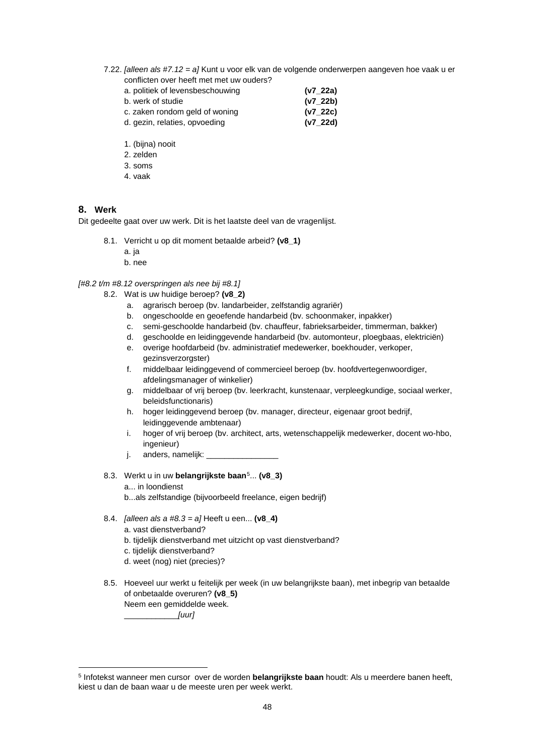7.22. *[alleen als #7.12 = a]* Kunt u voor elk van de volgende onderwerpen aangeven hoe vaak u er conflicten over heeft met met uw ouders?

| | |
|---|---|
| a. politiek of levensbeschouwing | **(v7_22a)** |
| b. werk of studie | **(v7_22b)** |
| c. zaken rondom geld of woning | **(v7_22c)** |
| d. gezin, relaties, opvoeding | **(v7_22d)** |

1. (bijna) nooit
2. zelden
3. soms
4. vaak

## 8. Werk

Dit gedeelte gaat over uw werk. Dit is het laatste deel van de vragenlijst.

8.1. Verricht u op dit moment betaalde arbeid? **(v8_1)**
a. ja
b. nee

*[#8.2 t/m #8.12 overspringen als nee bij #8.1]*

8.2. Wat is uw huidige beroep? **(v8_2)**
a. agrarisch beroep (bv. landarbeider, zelfstandig agrariër)
b. ongeschoolde en geoefende handarbeid (bv. schoonmaker, inpakker)
c. semi-geschoolde handarbeid (bv. chauffeur, fabrieksarbeider, timmerman, bakker)
d. geschoolde en leidinggevende handarbeid (bv. automonteur, ploegbaas, elektriciën)
e. overige hoofdarbeid (bv. administratief medewerker, boekhouder, verkoper, gezinsverzorgster)
f. middelbaar leidinggevend of commercieel beroep (bv. hoofdvertegenwoordiger, afdelingsmanager of winkelier)
g. middelbaar of vrij beroep (bv. leerkracht, kunstenaar, verpleegkundige, sociaal werker, beleidsfunctionaris)
h. hoger leidinggevend beroep (bv. manager, directeur, eigenaar groot bedrijf, leidinggevende ambtenaar)
i. hoger of vrij beroep (bv. architect, arts, wetenschappelijk medewerker, docent wo-hbo, ingenieur)
j. anders, namelijk: ________________

8.3. Werkt u in uw **belangrijkste baan**[5]... **(v8_3)**
a... in loondienst
b...als zelfstandige (bijvoorbeeld freelance, eigen bedrijf)

8.4. *[alleen als a #8.3 = a]* Heeft u een... **(v8_4)**
a. vast dienstverband?
b. tijdelijk dienstverband met uitzicht op vast dienstverband?
c. tijdelijk dienstverband?
d. weet (nog) niet (precies)?

8.5. Hoeveel uur werkt u feitelijk per week (in uw belangrijkste baan), met inbegrip van betaalde of onbetaalde overuren? **(v8_5)**
Neem een gemiddelde week.
____________*[uur]*

---

[5] Infotekst wanneer men cursor over de worden **belangrijkste baan** houdt: Als u meerdere banen heeft, kiest u dan de baan waar u de meeste uren per week werkt.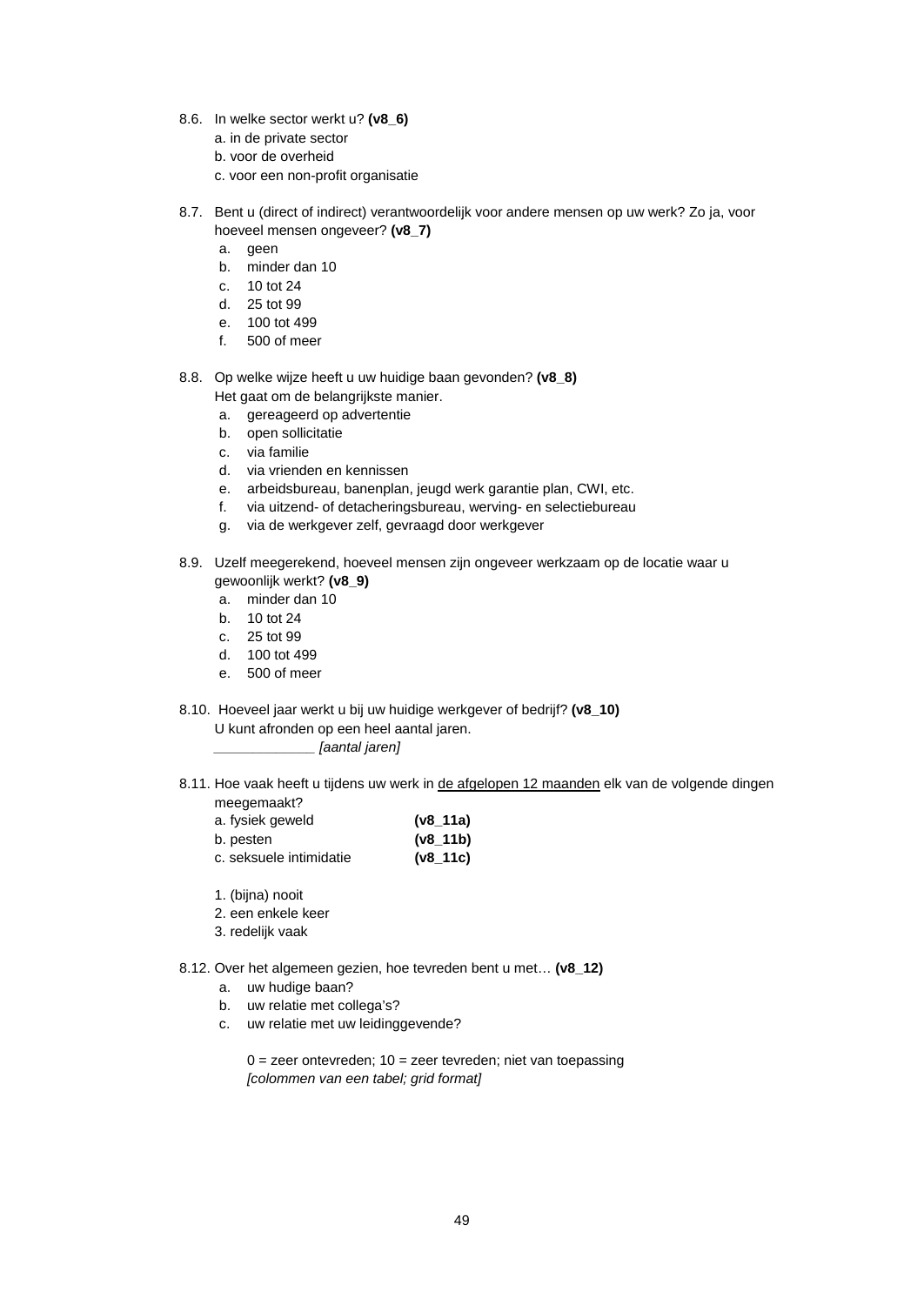8.6. In welke sector werkt u? **(v8_6)**

a. in de private sector
b. voor de overheid
c. voor een non-profit organisatie

8.7. Bent u (direct of indirect) verantwoordelijk voor andere mensen op uw werk? Zo ja, voor hoeveel mensen ongeveer? **(v8_7)**

a. geen
b. minder dan 10
c. 10 tot 24
d. 25 tot 99
e. 100 tot 499
f. 500 of meer

8.8. Op welke wijze heeft u uw huidige baan gevonden? **(v8_8)**
Het gaat om de belangrijkste manier.

a. gereageerd op advertentie
b. open sollicitatie
c. via familie
d. via vrienden en kennissen
e. arbeidsbureau, banenplan, jeugd werk garantie plan, CWI, etc.
f. via uitzend- of detacheringsbureau, werving- en selectiebureau
g. via de werkgever zelf, gevraagd door werkgever

8.9. Uzelf meegerekend, hoeveel mensen zijn ongeveer werkzaam op de locatie waar u gewoonlijk werkt? **(v8_9)**

a. minder dan 10
b. 10 tot 24
c. 25 tot 99
d. 100 tot 499
e. 500 of meer

8.10. Hoeveel jaar werkt u bij uw huidige werkgever of bedrijf? **(v8_10)**
U kunt afronden op een heel aantal jaren.
*____________ [aantal jaren]*

8.11. Hoe vaak heeft u tijdens uw werk in <u>de afgelopen 12 maanden</u> elk van de volgende dingen meegemaakt?

| | |
|---|---|
| a. fysiek geweld | **(v8_11a)** |
| b. pesten | **(v8_11b)** |
| c. seksuele intimidatie | **(v8_11c)** |

1. (bijna) nooit
2. een enkele keer
3. redelijk vaak

8.12. Over het algemeen gezien, hoe tevreden bent u met… **(v8_12)**

a. uw hudige baan?
b. uw relatie met collega's?
c. uw relatie met uw leidinggevende?

0 = zeer ontevreden; 10 = zeer tevreden; niet van toepassing
*[colommen van een tabel; grid format]*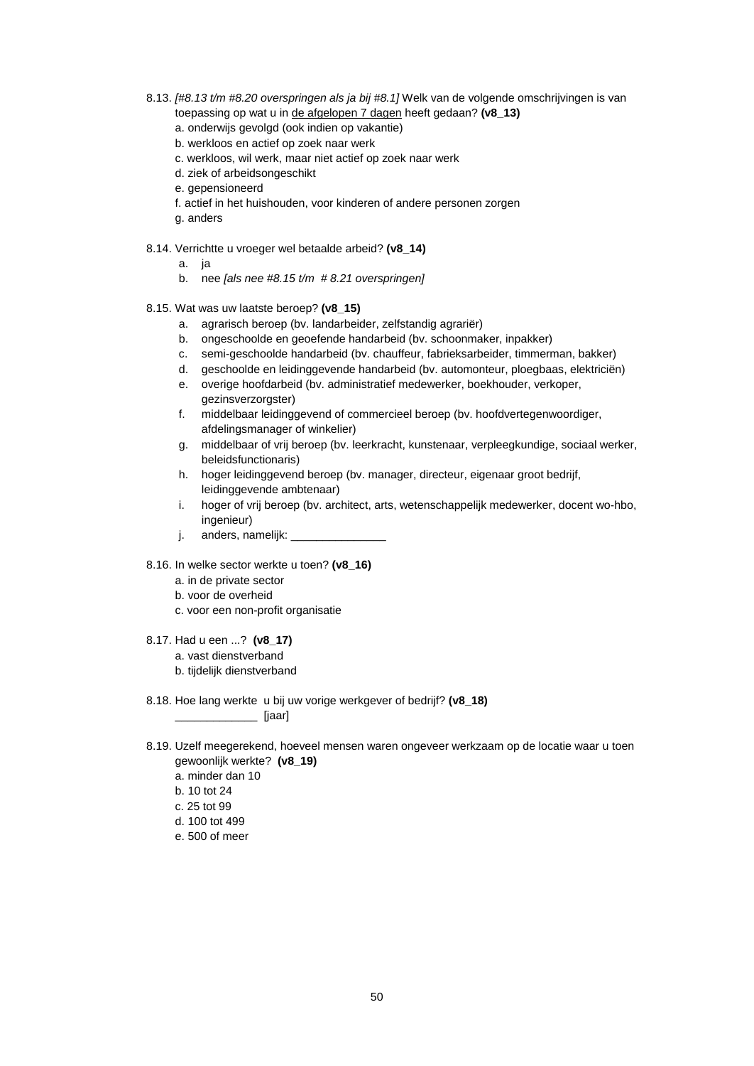8.13. *[#8.13 t/m #8.20 overspringen als ja bij #8.1]* Welk van de volgende omschrijvingen is van toepassing op wat u in de afgelopen 7 dagen heeft gedaan? **(v8_13)**

a. onderwijs gevolgd (ook indien op vakantie)
b. werkloos en actief op zoek naar werk
c. werkloos, wil werk, maar niet actief op zoek naar werk
d. ziek of arbeidsongeschikt
e. gepensioneerd
f. actief in het huishouden, voor kinderen of andere personen zorgen
g. anders

8.14. Verrichtte u vroeger wel betaalde arbeid? **(v8_14)**

a. ja
b. nee *[als nee #8.15 t/m # 8.21 overspringen]*

8.15. Wat was uw laatste beroep? **(v8_15)**

a. agrarisch beroep (bv. landarbeider, zelfstandig agrariër)
b. ongeschoolde en geoefende handarbeid (bv. schoonmaker, inpakker)
c. semi-geschoolde handarbeid (bv. chauffeur, fabrieksarbeider, timmerman, bakker)
d. geschoolde en leidinggevende handarbeid (bv. automonteur, ploegbaas, elektriciën)
e. overige hoofdarbeid (bv. administratief medewerker, boekhouder, verkoper, gezinsverzorgster)
f. middelbaar leidinggevend of commercieel beroep (bv. hoofdvertegenwoordiger, afdelingsmanager of winkelier)
g. middelbaar of vrij beroep (bv. leerkracht, kunstenaar, verpleegkundige, sociaal werker, beleidsfunctionaris)
h. hoger leidinggevend beroep (bv. manager, directeur, eigenaar groot bedrijf, leidinggevende ambtenaar)
i. hoger of vrij beroep (bv. architect, arts, wetenschappelijk medewerker, docent wo-hbo, ingenieur)
j. anders, namelijk: _______________

8.16. In welke sector werkte u toen? **(v8_16)**

a. in de private sector
b. voor de overheid
c. voor een non-profit organisatie

8.17. Had u een ...? **(v8_17)**

a. vast dienstverband
b. tijdelijk dienstverband

8.18. Hoe lang werkte u bij uw vorige werkgever of bedrijf? **(v8_18)**

_____________ [jaar]

8.19. Uzelf meegerekend, hoeveel mensen waren ongeveer werkzaam op de locatie waar u toen gewoonlijk werkte? **(v8_19)**

a. minder dan 10
b. 10 tot 24
c. 25 tot 99
d. 100 tot 499
e. 500 of meer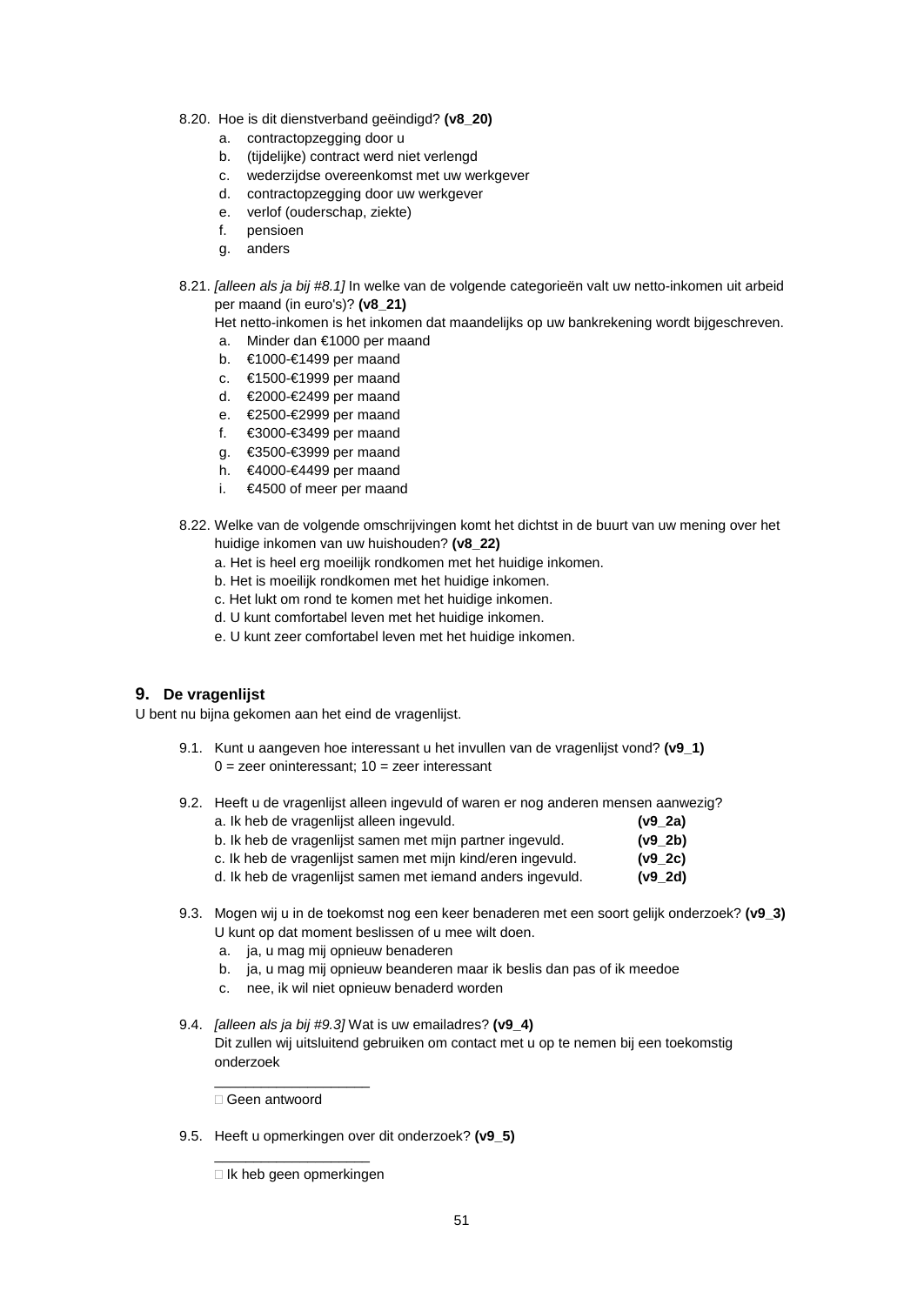8.20. Hoe is dit dienstverband geëindigd? **(v8_20)**

a. contractopzegging door u
b. (tijdelijke) contract werd niet verlengd
c. wederzijdse overeenkomst met uw werkgever
d. contractopzegging door uw werkgever
e. verlof (ouderschap, ziekte)
f. pensioen
g. anders

8.21. *[alleen als ja bij #8.1]* In welke van de volgende categorieën valt uw netto-inkomen uit arbeid per maand (in euro's)? **(v8_21)**

Het netto-inkomen is het inkomen dat maandelijks op uw bankrekening wordt bijgeschreven.

a. Minder dan €1000 per maand
b. €1000-€1499 per maand
c. €1500-€1999 per maand
d. €2000-€2499 per maand
e. €2500-€2999 per maand
f. €3000-€3499 per maand
g. €3500-€3999 per maand
h. €4000-€4499 per maand
i. €4500 of meer per maand

8.22. Welke van de volgende omschrijvingen komt het dichtst in de buurt van uw mening over het huidige inkomen van uw huishouden? **(v8_22)**

a. Het is heel erg moeilijk rondkomen met het huidige inkomen.
b. Het is moeilijk rondkomen met het huidige inkomen.
c. Het lukt om rond te komen met het huidige inkomen.
d. U kunt comfortabel leven met het huidige inkomen.
e. U kunt zeer comfortabel leven met het huidige inkomen.

## 9. De vragenlijst

U bent nu bijna gekomen aan het eind de vragenlijst.

9.1. Kunt u aangeven hoe interessant u het invullen van de vragenlijst vond? **(v9_1)**

0 = zeer oninteressant; 10 = zeer interessant

9.2. Heeft u de vragenlijst alleen ingevuld of waren er nog anderen mensen aanwezig?

a. Ik heb de vragenlijst alleen ingevuld. **(v9_2a)**
b. Ik heb de vragenlijst samen met mijn partner ingevuld. **(v9_2b)**
c. Ik heb de vragenlijst samen met mijn kind/eren ingevuld. **(v9_2c)**
d. Ik heb de vragenlijst samen met iemand anders ingevuld. **(v9_2d)**

9.3. Mogen wij u in de toekomst nog een keer benaderen met een soort gelijk onderzoek? **(v9_3)**

U kunt op dat moment beslissen of u mee wilt doen.

a. ja, u mag mij opnieuw benaderen
b. ja, u mag mij opnieuw beanderen maar ik beslis dan pas of ik meedoe
c. nee, ik wil niet opnieuw benaderd worden

9.4. *[alleen als ja bij #9.3]* Wat is uw emailadres? **(v9_4)**

Dit zullen wij uitsluitend gebruiken om contact met u op te nemen bij een toekomstig onderzoek

____________________

□ Geen antwoord

9.5. Heeft u opmerkingen over dit onderzoek? **(v9_5)**

____________________

□ Ik heb geen opmerkingen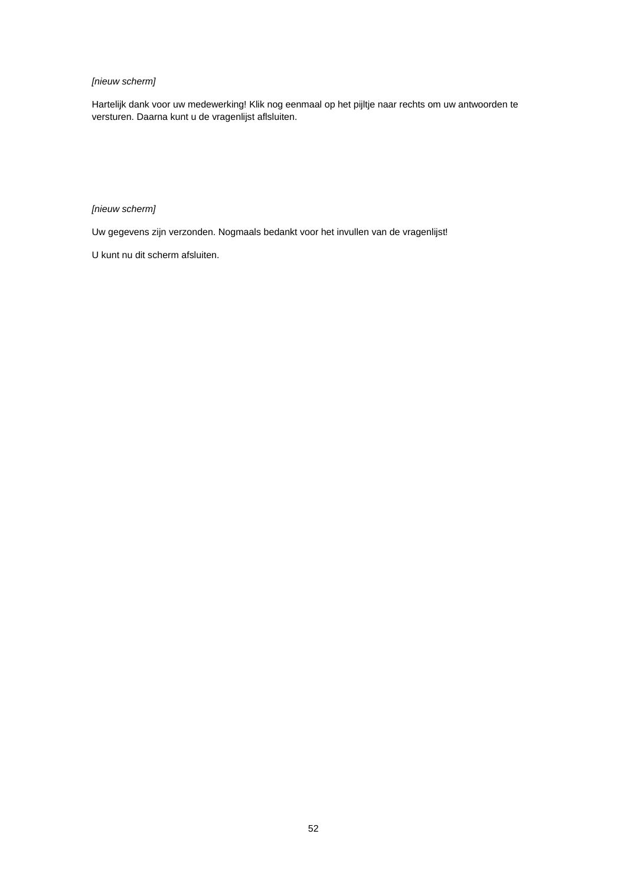*[nieuw scherm]*

Hartelijk dank voor uw medewerking! Klik nog eenmaal op het pijltje naar rechts om uw antwoorden te versturen. Daarna kunt u de vragenlijst aflsluiten.

*[nieuw scherm]*

Uw gegevens zijn verzonden. Nogmaals bedankt voor het invullen van de vragenlijst!

U kunt nu dit scherm afsluiten.